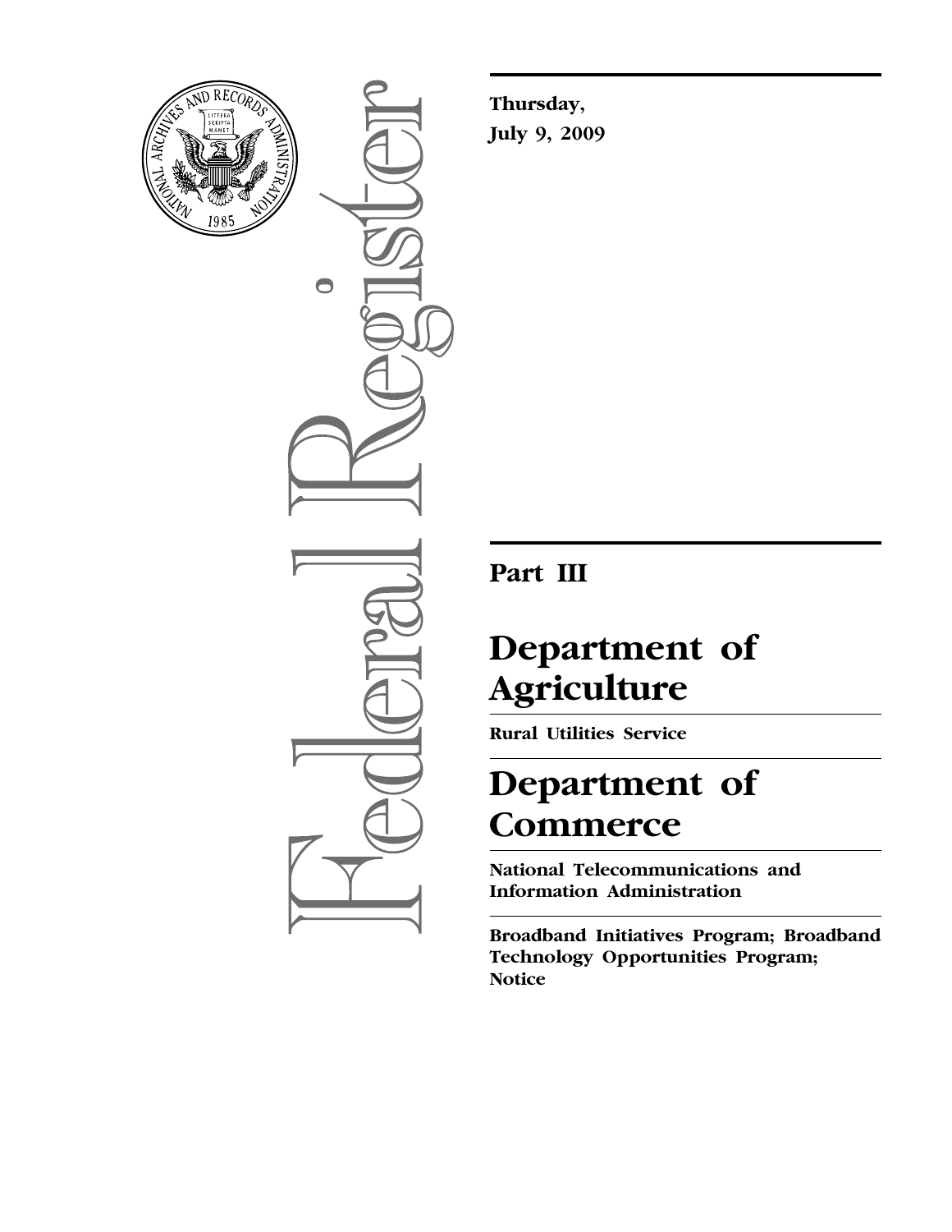Thursday,

July 9, 2009

# Part III

# Department of Agriculture

**Rural Utilities Service**

# Department of Commerce

**National Telecommunications and Information Administration**

**Broadband Initiatives Program; Broadband Technology Opportunities Program; Notice**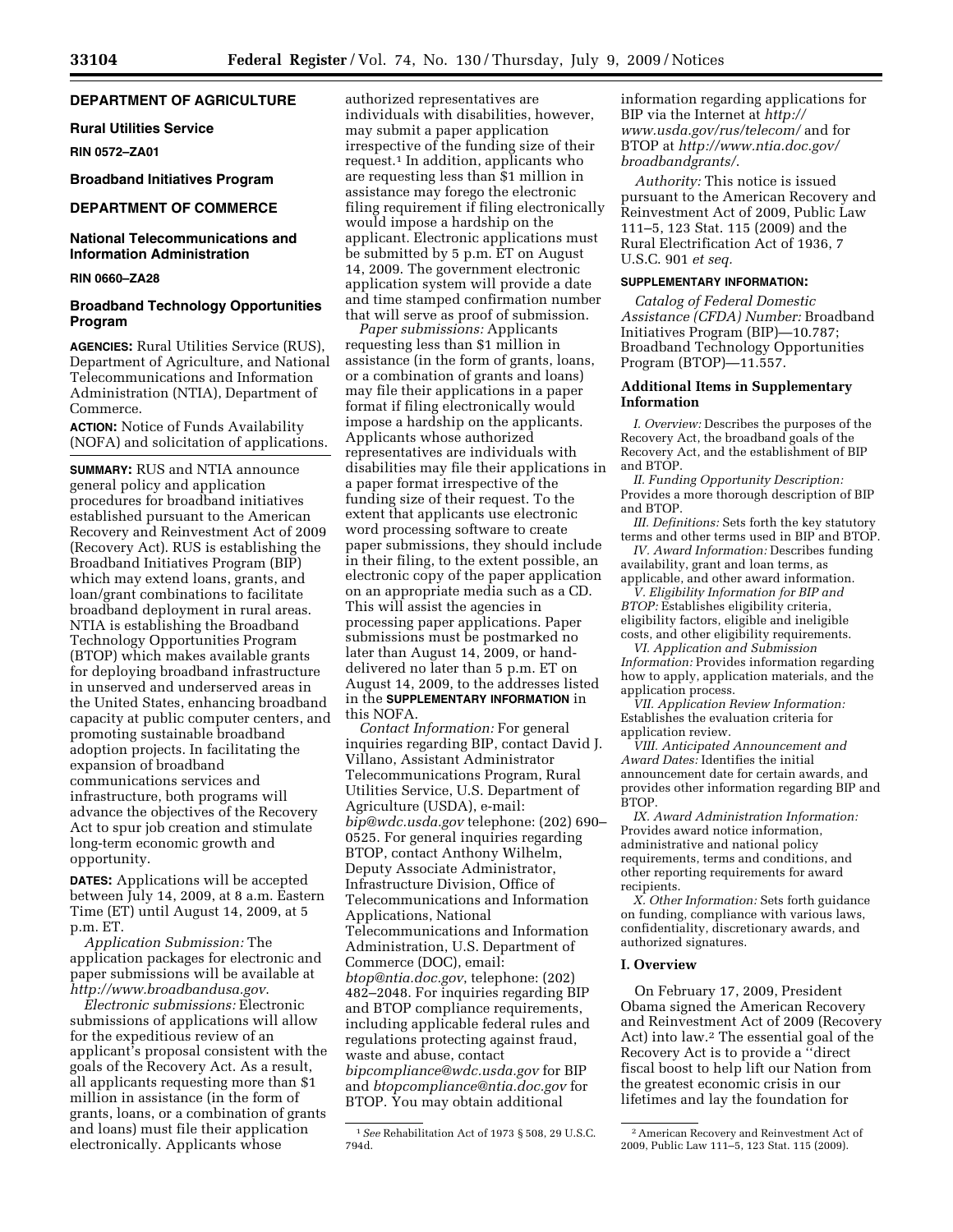**DEPARTMENT OF AGRICULTURE**

**Rural Utilities Service**

**RIN 0572–ZA01**

**Broadband Initiatives Program**

**DEPARTMENT OF COMMERCE**

**National Telecommunications and Information Administration**

**RIN 0660–ZA28**

**Broadband Technology Opportunities Program**

**AGENCIES:** Rural Utilities Service (RUS), Department of Agriculture, and National Telecommunications and Information Administration (NTIA), Department of Commerce.

**ACTION:** Notice of Funds Availability (NOFA) and solicitation of applications.

**SUMMARY:** RUS and NTIA announce general policy and application procedures for broadband initiatives established pursuant to the American Recovery and Reinvestment Act of 2009 (Recovery Act). RUS is establishing the Broadband Initiatives Program (BIP) which may extend loans, grants, and loan/grant combinations to facilitate broadband deployment in rural areas. NTIA is establishing the Broadband Technology Opportunities Program (BTOP) which makes available grants for deploying broadband infrastructure in unserved and underserved areas in the United States, enhancing broadband capacity at public computer centers, and promoting sustainable broadband adoption projects. In facilitating the expansion of broadband communications services and infrastructure, both programs will advance the objectives of the Recovery Act to spur job creation and stimulate long-term economic growth and opportunity.

**DATES:** Applications will be accepted between July 14, 2009, at 8 a.m. Eastern Time (ET) until August 14, 2009, at 5 p.m. ET.

*Application Submission:* The application packages for electronic and paper submissions will be available at *http://www.broadbandusa.gov*.

*Electronic submissions:* Electronic submissions of applications will allow for the expeditious review of an applicant's proposal consistent with the goals of the Recovery Act. As a result, all applicants requesting more than $1 million in assistance (in the form of grants, loans, or a combination of grants and loans) must file their application electronically. Applicants whose authorized representatives are individuals with disabilities, however, may submit a paper application irrespective of the funding size of their request.[1] In addition, applicants who are requesting less than $1 million in assistance may forego the electronic filing requirement if filing electronically would impose a hardship on the applicant. Electronic applications must be submitted by 5 p.m. ET on August 14, 2009. The government electronic application system will provide a date and time stamped confirmation number that will serve as proof of submission.

*Paper submissions:* Applicants requesting less than $1 million in assistance (in the form of grants, loans, or a combination of grants and loans) may file their applications in a paper format if filing electronically would impose a hardship on the applicants. Applicants whose authorized representatives are individuals with disabilities may file their applications in a paper format irrespective of the funding size of their request. To the extent that applicants use electronic word processing software to create paper submissions, they should include in their filing, to the extent possible, an electronic copy of the paper application on an appropriate media such as a CD. This will assist the agencies in processing paper applications. Paper submissions must be postmarked no later than August 14, 2009, or hand-delivered no later than 5 p.m. ET on August 14, 2009, to the addresses listed in the **SUPPLEMENTARY INFORMATION** in this NOFA.

*Contact Information:* For general inquiries regarding BIP, contact David J. Villano, Assistant Administrator Telecommunications Program, Rural Utilities Service, U.S. Department of Agriculture (USDA), e-mail: *bip@wdc.usda.gov* telephone: (202) 690–0525. For general inquiries regarding BTOP, contact Anthony Wilhelm, Deputy Associate Administrator, Infrastructure Division, Office of Telecommunications and Information Applications, National Telecommunications and Information Administration, U.S. Department of Commerce (DOC), email: *btop@ntia.doc.gov*, telephone: (202) 482–2048. For inquiries regarding BIP and BTOP compliance requirements, including applicable federal rules and regulations protecting against fraud, waste and abuse, contact *bipcompliance@wdc.usda.gov* for BIP and *btopcompliance@ntia.doc.gov* for BTOP. You may obtain additional information regarding applications for BIP via the Internet at *http://www.usda.gov/rus/telecom/* and for BTOP at *http://www.ntia.doc.gov/broadbandgrants/*.

*Authority:* This notice is issued pursuant to the American Recovery and Reinvestment Act of 2009, Public Law 111–5, 123 Stat. 115 (2009) and the Rural Electrification Act of 1936, 7 U.S.C. 901 *et seq.*

**SUPPLEMENTARY INFORMATION:**

*Catalog of Federal Domestic Assistance (CFDA) Number:* Broadband Initiatives Program (BIP)—10.787; Broadband Technology Opportunities Program (BTOP)—11.557.

### Additional Items in Supplementary Information

*I. Overview:* Describes the purposes of the Recovery Act, the broadband goals of the Recovery Act, and the establishment of BIP and BTOP.

*II. Funding Opportunity Description:* Provides a more thorough description of BIP and BTOP.

*III. Definitions:* Sets forth the key statutory terms and other terms used in BIP and BTOP.

*IV. Award Information:* Describes funding availability, grant and loan terms, as applicable, and other award information.

*V. Eligibility Information for BIP and BTOP:* Establishes eligibility criteria, eligibility factors, eligible and ineligible costs, and other eligibility requirements.

*VI. Application and Submission Information:* Provides information regarding how to apply, application materials, and the application process.

*VII. Application Review Information:* Establishes the evaluation criteria for application review.

*VIII. Anticipated Announcement and Award Dates:* Identifies the initial announcement date for certain awards, and provides other information regarding BIP and BTOP.

*IX. Award Administration Information:* Provides award notice information, administrative and national policy requirements, terms and conditions, and other reporting requirements for award recipients.

*X. Other Information:* Sets forth guidance on funding, compliance with various laws, confidentiality, discretionary awards, and authorized signatures.

### I. Overview

On February 17, 2009, President Obama signed the American Recovery and Reinvestment Act of 2009 (Recovery Act) into law.[2] The essential goal of the Recovery Act is to provide a ''direct fiscal boost to help lift our Nation from the greatest economic crisis in our lifetimes and lay the foundation for

[1] *See* Rehabilitation Act of 1973 § 508, 29 U.S.C. 794d.

[2] American Recovery and Reinvestment Act of 2009, Public Law 111–5, 123 Stat. 115 (2009).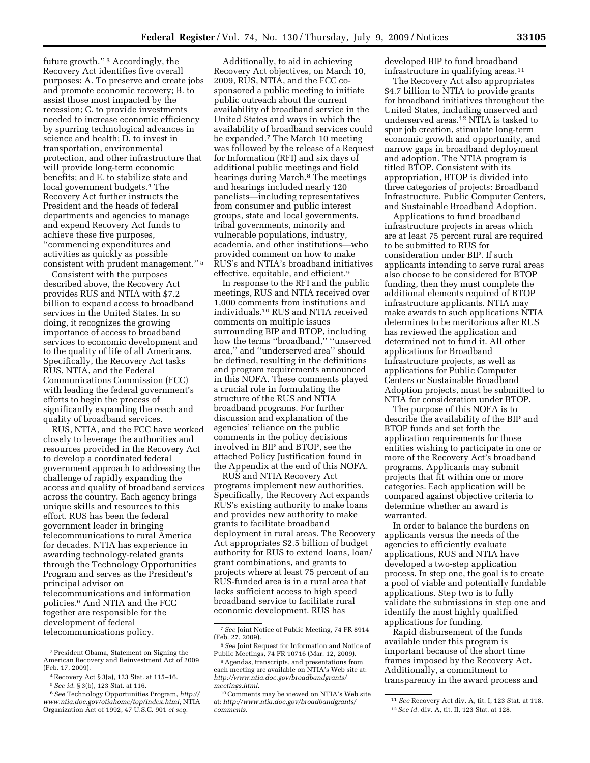future growth.''[3] Accordingly, the Recovery Act identifies five overall purposes: A. To preserve and create jobs and promote economic recovery; B. to assist those most impacted by the recession; C. to provide investments needed to increase economic efficiency by spurring technological advances in science and health; D. to invest in transportation, environmental protection, and other infrastructure that will provide long-term economic benefits; and E. to stabilize state and local government budgets.[4] The Recovery Act further instructs the President and the heads of federal departments and agencies to manage and expend Recovery Act funds to achieve these five purposes, ''commencing expenditures and activities as quickly as possible consistent with prudent management.''[5]

Consistent with the purposes described above, the Recovery Act provides RUS and NTIA with $7.2 billion to expand access to broadband services in the United States. In so doing, it recognizes the growing importance of access to broadband services to economic development and to the quality of life of all Americans. Specifically, the Recovery Act tasks RUS, NTIA, and the Federal Communications Commission (FCC) with leading the federal government's efforts to begin the process of significantly expanding the reach and quality of broadband services.

RUS, NTIA, and the FCC have worked closely to leverage the authorities and resources provided in the Recovery Act to develop a coordinated federal government approach to addressing the challenge of rapidly expanding the access and quality of broadband services across the country. Each agency brings unique skills and resources to this effort. RUS has been the federal government leader in bringing telecommunications to rural America for decades. NTIA has experience in awarding technology-related grants through the Technology Opportunities Program and serves as the President's principal advisor on telecommunications and information policies.[6] And NTIA and the FCC together are responsible for the development of federal telecommunications policy.

Additionally, to aid in achieving Recovery Act objectives, on March 10, 2009, RUS, NTIA, and the FCC co-sponsored a public meeting to initiate public outreach about the current availability of broadband service in the United States and ways in which the availability of broadband services could be expanded.[7] The March 10 meeting was followed by the release of a Request for Information (RFI) and six days of additional public meetings and field hearings during March.[8] The meetings and hearings included nearly 120 panelists—including representatives from consumer and public interest groups, state and local governments, tribal governments, minority and vulnerable populations, industry, academia, and other institutions—who provided comment on how to make RUS's and NTIA's broadband initiatives effective, equitable, and efficient.[9]

In response to the RFI and the public meetings, RUS and NTIA received over 1,000 comments from institutions and individuals.[10] RUS and NTIA received comments on multiple issues surrounding BIP and BTOP, including how the terms ''broadband,'' ''unserved area,'' and ''underserved area'' should be defined, resulting in the definitions and program requirements announced in this NOFA. These comments played a crucial role in formulating the structure of the RUS and NTIA broadband programs. For further discussion and explanation of the agencies' reliance on the public comments in the policy decisions involved in BIP and BTOP, see the attached Policy Justification found in the Appendix at the end of this NOFA.

RUS and NTIA Recovery Act programs implement new authorities. Specifically, the Recovery Act expands RUS's existing authority to make loans and provides new authority to make grants to facilitate broadband deployment in rural areas. The Recovery Act appropriates $2.5 billion of budget authority for RUS to extend loans, loan/grant combinations, and grants to projects where at least 75 percent of an RUS-funded area is in a rural area that lacks sufficient access to high speed broadband service to facilitate rural economic development. RUS has developed BIP to fund broadband infrastructure in qualifying areas.[11]

The Recovery Act also appropriates $4.7 billion to NTIA to provide grants for broadband initiatives throughout the United States, including unserved and underserved areas.[12] NTIA is tasked to spur job creation, stimulate long-term economic growth and opportunity, and narrow gaps in broadband deployment and adoption. The NTIA program is titled BTOP. Consistent with its appropriation, BTOP is divided into three categories of projects: Broadband Infrastructure, Public Computer Centers, and Sustainable Broadband Adoption.

Applications to fund broadband infrastructure projects in areas which are at least 75 percent rural are required to be submitted to RUS for consideration under BIP. If such applicants intending to serve rural areas also choose to be considered for BTOP funding, then they must complete the additional elements required of BTOP infrastructure applicants. NTIA may make awards to such applications NTIA determines to be meritorious after RUS has reviewed the application and determined not to fund it. All other applications for Broadband Infrastructure projects, as well as applications for Public Computer Centers or Sustainable Broadband Adoption projects, must be submitted to NTIA for consideration under BTOP.

The purpose of this NOFA is to describe the availability of the BIP and BTOP funds and set forth the application requirements for those entities wishing to participate in one or more of the Recovery Act's broadband programs. Applicants may submit projects that fit within one or more categories. Each application will be compared against objective criteria to determine whether an award is warranted.

In order to balance the burdens on applicants versus the needs of the agencies to efficiently evaluate applications, RUS and NTIA have developed a two-step application process. In step one, the goal is to create a pool of viable and potentially fundable applications. Step two is to fully validate the submissions in step one and identify the most highly qualified applications for funding.

Rapid disbursement of the funds available under this program is important because of the short time frames imposed by the Recovery Act. Additionally, a commitment to transparency in the award process and

---

[3] President Obama, Statement on Signing the American Recovery and Reinvestment Act of 2009 (Feb. 17, 2009).

[4] Recovery Act § 3(a), 123 Stat. at 115–16.

[5] *See id.* § 3(b), 123 Stat. at 116.

[6] *See* Technology Opportunities Program, *http://www.ntia.doc.gov/otiahome/top/index.html;* NTIA Organization Act of 1992, 47 U.S.C. 901 *et seq.*

[7] *See* Joint Notice of Public Meeting, 74 FR 8914 (Feb. 27, 2009).

[8] *See* Joint Request for Information and Notice of Public Meetings, 74 FR 10716 (Mar. 12, 2009).

[9] Agendas, transcripts, and presentations from each meeting are available on NTIA's Web site at: *http://www.ntia.doc.gov/broadbandgrants/meetings.html*.

[10] Comments may be viewed on NTIA's Web site at: *http://www.ntia.doc.gov/broadbandgrants/comments*.

[11] *See* Recovery Act div. A, tit. I, 123 Stat. at 118.

[12] *See id.* div. A, tit. II, 123 Stat. at 128.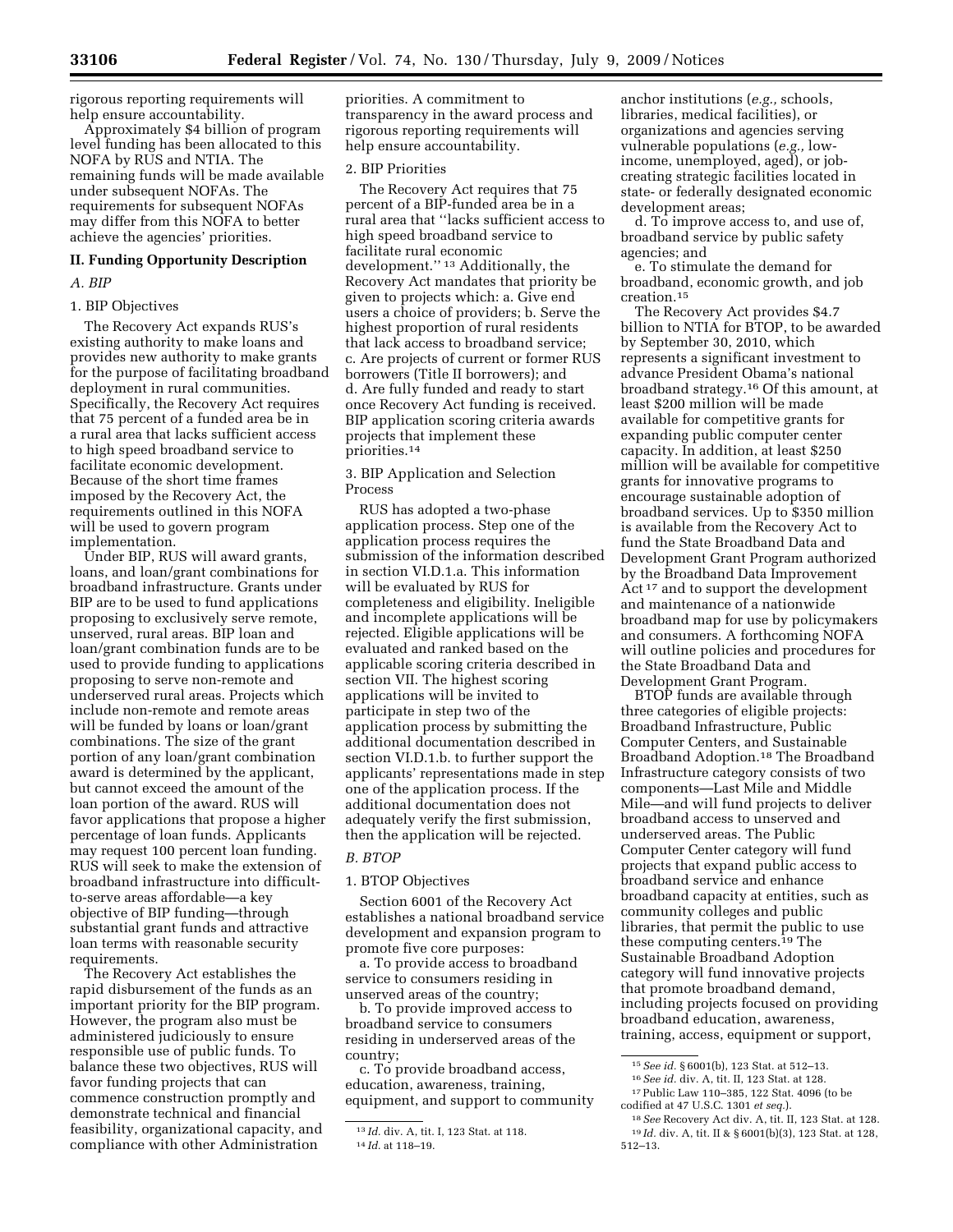rigorous reporting requirements will help ensure accountability.

Approximately $4 billion of program level funding has been allocated to this NOFA by RUS and NTIA. The remaining funds will be made available under subsequent NOFAs. The requirements for subsequent NOFAs may differ from this NOFA to better achieve the agencies' priorities.

## II. Funding Opportunity Description

### *A. BIP*

1. BIP Objectives

The Recovery Act expands RUS's existing authority to make loans and provides new authority to make grants for the purpose of facilitating broadband deployment in rural communities. Specifically, the Recovery Act requires that 75 percent of a funded area be in a rural area that lacks sufficient access to high speed broadband service to facilitate rural economic development. Because of the short time frames imposed by the Recovery Act, the requirements outlined in this NOFA will be used to govern program implementation.

Under BIP, RUS will award grants, loans, and loan/grant combinations for broadband infrastructure. Grants under BIP are to be used to fund applications proposing to exclusively serve remote, unserved, rural areas. BIP loan and loan/grant combination funds are to be used to provide funding to applications proposing to serve non-remote and underserved rural areas. Projects which include non-remote and remote areas will be funded by loans or loan/grant combinations. The size of the grant portion of any loan/grant combination award is determined by the applicant, but cannot exceed the amount of the loan portion of the award. RUS will favor applications that propose a higher percentage of loan funds. Applicants may request 100 percent loan funding. RUS will seek to make the extension of broadband infrastructure into difficult-to-serve areas affordable—a key objective of BIP funding—through substantial grant funds and attractive loan terms with reasonable security requirements.

The Recovery Act establishes the rapid disbursement of the funds as an important priority for the BIP program. However, the program also must be administered judiciously to ensure responsible use of public funds. To balance these two objectives, RUS will favor funding projects that can commence construction promptly and demonstrate technical and financial feasibility, organizational capacity, and compliance with other Administration priorities. A commitment to transparency in the award process and rigorous reporting requirements will help ensure accountability.

2. BIP Priorities

The Recovery Act requires that 75 percent of a BIP-funded area be in a rural area that ''lacks sufficient access to high speed broadband service to facilitate rural economic development.''[13] Additionally, the Recovery Act mandates that priority be given to projects which: a. Give end users a choice of providers; b. Serve the highest proportion of rural residents that lack access to broadband service; c. Are projects of current or former RUS borrowers (Title II borrowers); and d. Are fully funded and ready to start once Recovery Act funding is received. BIP application scoring criteria awards projects that implement these priorities.[14]

3. BIP Application and Selection Process

RUS has adopted a two-phase application process. Step one of the application process requires the submission of the information described in section VI.D.1.a. This information will be evaluated by RUS for completeness and eligibility. Ineligible and incomplete applications will be rejected. Eligible applications will be evaluated and ranked based on the applicable scoring criteria described in section VII. The highest scoring applications will be invited to participate in step two of the application process by submitting the additional documentation described in section VI.D.1.b. to further support the applicants' representations made in step one of the application process. If the additional documentation does not adequately verify the first submission, then the application will be rejected.

### *B. BTOP*

1. BTOP Objectives

Section 6001 of the Recovery Act establishes a national broadband service development and expansion program to promote five core purposes:

a. To provide access to broadband service to consumers residing in unserved areas of the country;

b. To provide improved access to broadband service to consumers residing in underserved areas of the country;

c. To provide broadband access, education, awareness, training, equipment, and support to community anchor institutions (*e.g.,* schools, libraries, medical facilities), or organizations and agencies serving vulnerable populations (*e.g.,* low-income, unemployed, aged), or job-creating strategic facilities located in state- or federally designated economic development areas;

d. To improve access to, and use of, broadband service by public safety agencies; and

e. To stimulate the demand for broadband, economic growth, and job creation.[15]

The Recovery Act provides $4.7 billion to NTIA for BTOP, to be awarded by September 30, 2010, which represents a significant investment to advance President Obama's national broadband strategy.[16] Of this amount, at least $200 million will be made available for competitive grants for expanding public computer center capacity. In addition, at least $250 million will be available for competitive grants for innovative programs to encourage sustainable adoption of broadband services. Up to $350 million is available from the Recovery Act to fund the State Broadband Data and Development Grant Program authorized by the Broadband Data Improvement Act[17] and to support the development and maintenance of a nationwide broadband map for use by policymakers and consumers. A forthcoming NOFA will outline policies and procedures for the State Broadband Data and Development Grant Program.

BTOP funds are available through three categories of eligible projects: Broadband Infrastructure, Public Computer Centers, and Sustainable Broadband Adoption.[18] The Broadband Infrastructure category consists of two components—Last Mile and Middle Mile—and will fund projects to deliver broadband access to unserved and underserved areas. The Public Computer Center category will fund projects that expand public access to broadband service and enhance broadband capacity at entities, such as community colleges and public libraries, that permit the public to use these computing centers.[19] The Sustainable Broadband Adoption category will fund innovative projects that promote broadband demand, including projects focused on providing broadband education, awareness, training, access, equipment or support,

---

[13] *Id.* div. A, tit. I, 123 Stat. at 118.

[14] *Id.* at 118–19.

[15] *See id.* § 6001(b), 123 Stat. at 512–13.

[16] *See id.* div. A, tit. II, 123 Stat. at 128.

[17] Public Law 110–385, 122 Stat. 4096 (to be codified at 47 U.S.C. 1301 *et seq.*).

[18] *See* Recovery Act div. A, tit. II, 123 Stat. at 128.

[19] *Id.* div. A, tit. II & § 6001(b)(3), 123 Stat. at 128, 512–13.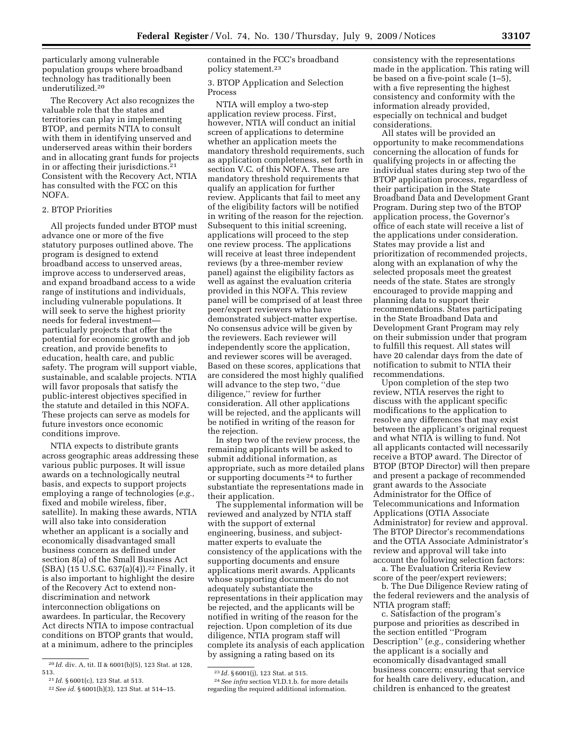particularly among vulnerable population groups where broadband technology has traditionally been underutilized.[20]

The Recovery Act also recognizes the valuable role that the states and territories can play in implementing BTOP, and permits NTIA to consult with them in identifying unserved and underserved areas within their borders and in allocating grant funds for projects in or affecting their jurisdictions.[21] Consistent with the Recovery Act, NTIA has consulted with the FCC on this NOFA.

2. BTOP Priorities

All projects funded under BTOP must advance one or more of the five statutory purposes outlined above. The program is designed to extend broadband access to unserved areas, improve access to underserved areas, and expand broadband access to a wide range of institutions and individuals, including vulnerable populations. It will seek to serve the highest priority needs for federal investment—particularly projects that offer the potential for economic growth and job creation, and provide benefits to education, health care, and public safety. The program will support viable, sustainable, and scalable projects. NTIA will favor proposals that satisfy the public-interest objectives specified in the statute and detailed in this NOFA. These projects can serve as models for future investors once economic conditions improve.

NTIA expects to distribute grants across geographic areas addressing these various public purposes. It will issue awards on a technologically neutral basis, and expects to support projects employing a range of technologies (*e.g.,* fixed and mobile wireless, fiber, satellite). In making these awards, NTIA will also take into consideration whether an applicant is a socially and economically disadvantaged small business concern as defined under section 8(a) of the Small Business Act (SBA) (15 U.S.C. 637(a)(4)).[22] Finally, it is also important to highlight the desire of the Recovery Act to extend non-discrimination and network interconnection obligations on awardees. In particular, the Recovery Act directs NTIA to impose contractual conditions on BTOP grants that would, at a minimum, adhere to the principles contained in the FCC's broadband policy statement.[23]

3. BTOP Application and Selection Process

NTIA will employ a two-step application review process. First, however, NTIA will conduct an initial screen of applications to determine whether an application meets the mandatory threshold requirements, such as application completeness, set forth in section V.C. of this NOFA. These are mandatory threshold requirements that qualify an application for further review. Applicants that fail to meet any of the eligibility factors will be notified in writing of the reason for the rejection. Subsequent to this initial screening, applications will proceed to the step one review process. The applications will receive at least three independent reviews (by a three-member review panel) against the eligibility factors as well as against the evaluation criteria provided in this NOFA. This review panel will be comprised of at least three peer/expert reviewers who have demonstrated subject-matter expertise. No consensus advice will be given by the reviewers. Each reviewer will independently score the application, and reviewer scores will be averaged. Based on these scores, applications that are considered the most highly qualified will advance to the step two, "due diligence," review for further consideration. All other applications will be rejected, and the applicants will be notified in writing of the reason for the rejection.

In step two of the review process, the remaining applicants will be asked to submit additional information, as appropriate, such as more detailed plans or supporting documents[24] to further substantiate the representations made in their application.

The supplemental information will be reviewed and analyzed by NTIA staff with the support of external engineering, business, and subject-matter experts to evaluate the consistency of the applications with the supporting documents and ensure applications merit awards. Applicants whose supporting documents do not adequately substantiate the representations in their application may be rejected, and the applicants will be notified in writing of the reason for the rejection. Upon completion of its due diligence, NTIA program staff will complete its analysis of each application by assigning a rating based on its consistency with the representations made in the application. This rating will be based on a five-point scale (1–5), with a five representing the highest consistency and conformity with the information already provided, especially on technical and budget considerations.

All states will be provided an opportunity to make recommendations concerning the allocation of funds for qualifying projects in or affecting the individual states during step two of the BTOP application process, regardless of their participation in the State Broadband Data and Development Grant Program. During step two of the BTOP application process, the Governor's office of each state will receive a list of the applications under consideration. States may provide a list and prioritization of recommended projects, along with an explanation of why the selected proposals meet the greatest needs of the state. States are strongly encouraged to provide mapping and planning data to support their recommendations. States participating in the State Broadband Data and Development Grant Program may rely on their submission under that program to fulfill this request. All states will have 20 calendar days from the date of notification to submit to NTIA their recommendations.

Upon completion of the step two review, NTIA reserves the right to discuss with the applicant specific modifications to the application to resolve any differences that may exist between the applicant's original request and what NTIA is willing to fund. Not all applicants contacted will necessarily receive a BTOP award. The Director of BTOP (BTOP Director) will then prepare and present a package of recommended grant awards to the Associate Administrator for the Office of Telecommunications and Information Applications (OTIA Associate Administrator) for review and approval. The BTOP Director's recommendations and the OTIA Associate Administrator's review and approval will take into account the following selection factors:

a. The Evaluation Criteria Review score of the peer/expert reviewers;

b. The Due Diligence Review rating of the federal reviewers and the analysis of NTIA program staff;

c. Satisfaction of the program's purpose and priorities as described in the section entitled "Program Description" (*e.g.,* considering whether the applicant is a socially and economically disadvantaged small business concern; ensuring that service for health care delivery, education, and children is enhanced to the greatest

---

[20] *Id.* div. A, tit. II & 6001(b)(5), 123 Stat. at 128, 513.

[21] *Id.* § 6001(c), 123 Stat. at 513.

[22] *See id.* § 6001(h)(3), 123 Stat. at 514–15.

[23] *Id.* § 6001(j), 123 Stat. at 515.

[24] *See infra* section VI.D.1.b. for more details regarding the required additional information.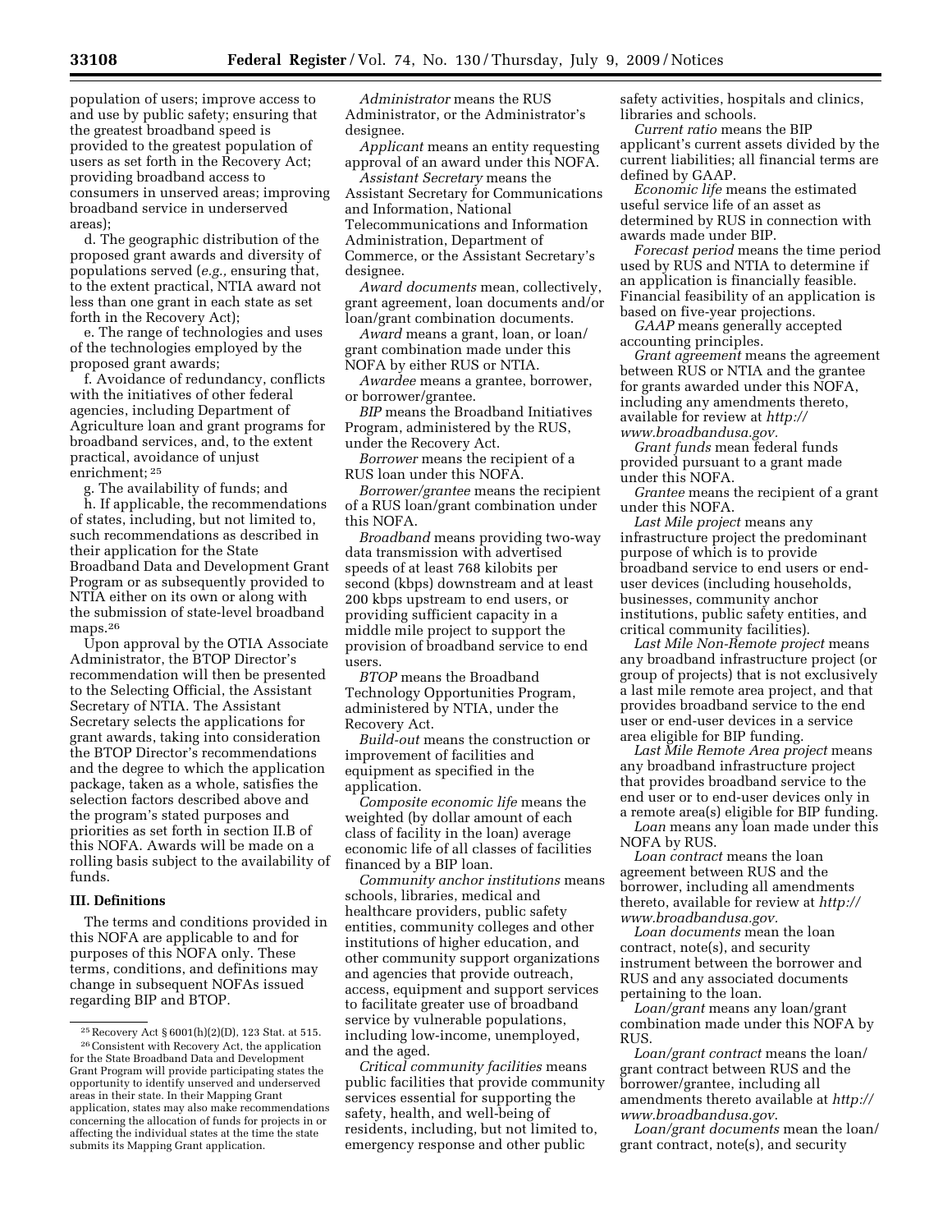population of users; improve access to and use by public safety; ensuring that the greatest broadband speed is provided to the greatest population of users as set forth in the Recovery Act; providing broadband access to consumers in unserved areas; improving broadband service in underserved areas);

d. The geographic distribution of the proposed grant awards and diversity of populations served (*e.g.,* ensuring that, to the extent practical, NTIA award not less than one grant in each state as set forth in the Recovery Act);

e. The range of technologies and uses of the technologies employed by the proposed grant awards;

f. Avoidance of redundancy, conflicts with the initiatives of other federal agencies, including Department of Agriculture loan and grant programs for broadband services, and, to the extent practical, avoidance of unjust enrichment; [25]

g. The availability of funds; and

h. If applicable, the recommendations of states, including, but not limited to, such recommendations as described in their application for the State Broadband Data and Development Grant Program or as subsequently provided to NTIA either on its own or along with the submission of state-level broadband maps.[26]

Upon approval by the OTIA Associate Administrator, the BTOP Director's recommendation will then be presented to the Selecting Official, the Assistant Secretary of NTIA. The Assistant Secretary selects the applications for grant awards, taking into consideration the BTOP Director's recommendations and the degree to which the application package, taken as a whole, satisfies the selection factors described above and the program's stated purposes and priorities as set forth in section II.B of this NOFA. Awards will be made on a rolling basis subject to the availability of funds.

## III. Definitions

The terms and conditions provided in this NOFA are applicable to and for purposes of this NOFA only. These terms, conditions, and definitions may change in subsequent NOFAs issued regarding BIP and BTOP.

*Administrator* means the RUS Administrator, or the Administrator's designee.

*Applicant* means an entity requesting approval of an award under this NOFA.

*Assistant Secretary* means the Assistant Secretary for Communications and Information, National Telecommunications and Information Administration, Department of Commerce, or the Assistant Secretary's designee.

*Award documents* mean, collectively, grant agreement, loan documents and/or loan/grant combination documents.

*Award* means a grant, loan, or loan/grant combination made under this NOFA by either RUS or NTIA.

*Awardee* means a grantee, borrower, or borrower/grantee.

*BIP* means the Broadband Initiatives Program, administered by the RUS, under the Recovery Act.

*Borrower* means the recipient of a RUS loan under this NOFA.

*Borrower/grantee* means the recipient of a RUS loan/grant combination under this NOFA.

*Broadband* means providing two-way data transmission with advertised speeds of at least 768 kilobits per second (kbps) downstream and at least 200 kbps upstream to end users, or providing sufficient capacity in a middle mile project to support the provision of broadband service to end users.

*BTOP* means the Broadband Technology Opportunities Program, administered by NTIA, under the Recovery Act.

*Build-out* means the construction or improvement of facilities and equipment as specified in the application.

*Composite economic life* means the weighted (by dollar amount of each class of facility in the loan) average economic life of all classes of facilities financed by a BIP loan.

*Community anchor institutions* means schools, libraries, medical and healthcare providers, public safety entities, community colleges and other institutions of higher education, and other community support organizations and agencies that provide outreach, access, equipment and support services to facilitate greater use of broadband service by vulnerable populations, including low-income, unemployed, and the aged.

*Critical community facilities* means public facilities that provide community services essential for supporting the safety, health, and well-being of residents, including, but not limited to, emergency response and other public safety activities, hospitals and clinics, libraries and schools.

*Current ratio* means the BIP applicant's current assets divided by the current liabilities; all financial terms are defined by GAAP.

*Economic life* means the estimated useful service life of an asset as determined by RUS in connection with awards made under BIP.

*Forecast period* means the time period used by RUS and NTIA to determine if an application is financially feasible. Financial feasibility of an application is based on five-year projections.

*GAAP* means generally accepted accounting principles.

*Grant agreement* means the agreement between RUS or NTIA and the grantee for grants awarded under this NOFA, including any amendments thereto, available for review at *http://www.broadbandusa.gov*.

*Grant funds* mean federal funds provided pursuant to a grant made under this NOFA.

*Grantee* means the recipient of a grant under this NOFA.

*Last Mile project* means any infrastructure project the predominant purpose of which is to provide broadband service to end users or end-user devices (including households, businesses, community anchor institutions, public safety entities, and critical community facilities).

*Last Mile Non-Remote project* means any broadband infrastructure project (or group of projects) that is not exclusively a last mile remote area project, and that provides broadband service to the end user or end-user devices in a service area eligible for BIP funding.

*Last Mile Remote Area project* means any broadband infrastructure project that provides broadband service to the end user or to end-user devices only in a remote area(s) eligible for BIP funding.

*Loan* means any loan made under this NOFA by RUS.

*Loan contract* means the loan agreement between RUS and the borrower, including all amendments thereto, available for review at *http://www.broadbandusa.gov*.

*Loan documents* mean the loan contract, note(s), and security instrument between the borrower and RUS and any associated documents pertaining to the loan.

*Loan/grant* means any loan/grant combination made under this NOFA by RUS.

*Loan/grant contract* means the loan/grant contract between RUS and the borrower/grantee, including all amendments thereto available at *http://www.broadbandusa.gov*.

*Loan/grant documents* mean the loan/grant contract, note(s), and security

---

[25] Recovery Act § 6001(h)(2)(D), 123 Stat. at 515.

[26] Consistent with Recovery Act, the application for the State Broadband Data and Development Grant Program will provide participating states the opportunity to identify unserved and underserved areas in their state. In their Mapping Grant application, states may also make recommendations concerning the allocation of funds for projects in or affecting the individual states at the time the state submits its Mapping Grant application.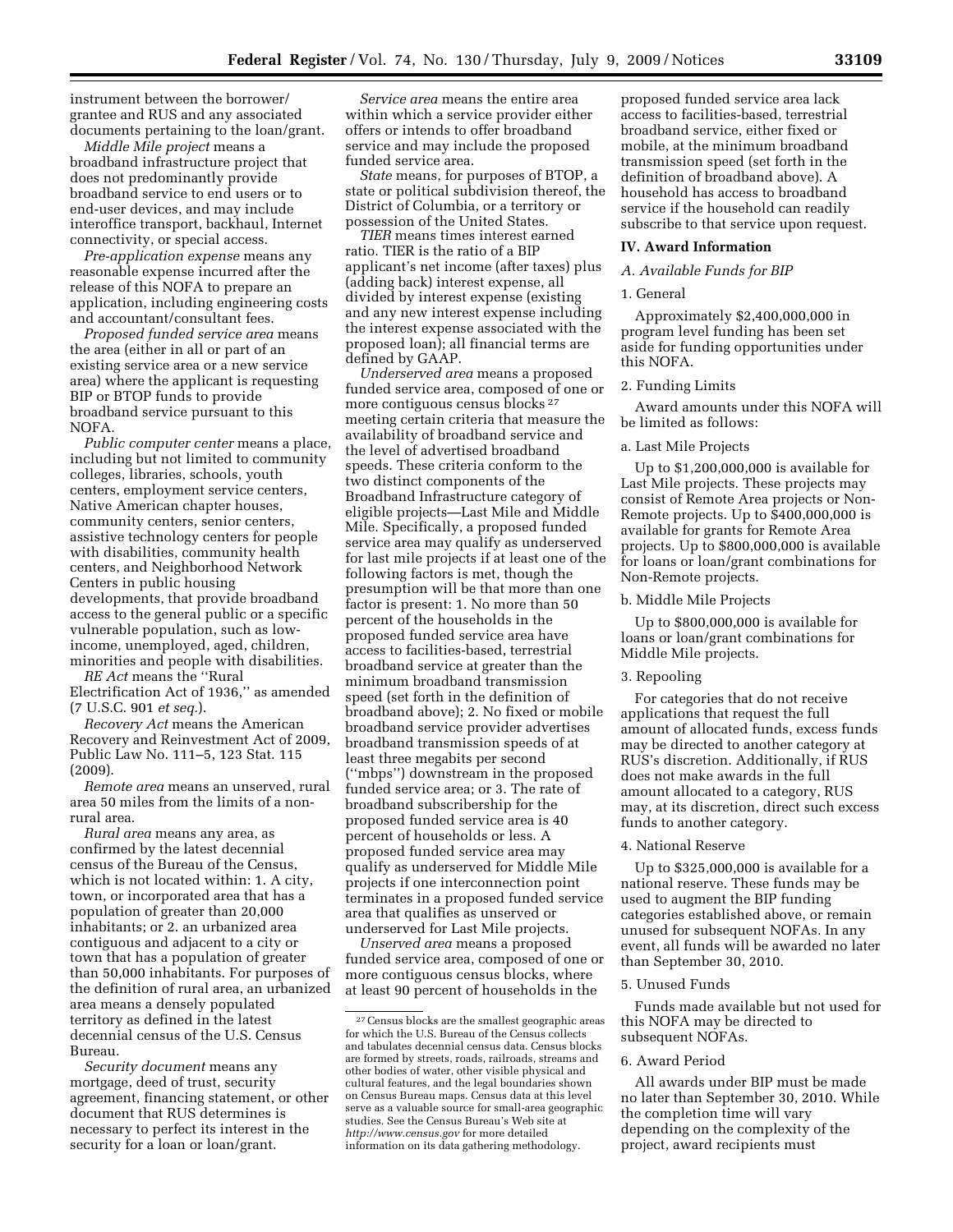instrument between the borrower/grantee and RUS and any associated documents pertaining to the loan/grant.

*Middle Mile project* means a broadband infrastructure project that does not predominantly provide broadband service to end users or to end-user devices, and may include interoffice transport, backhaul, Internet connectivity, or special access.

*Pre-application expense* means any reasonable expense incurred after the release of this NOFA to prepare an application, including engineering costs and accountant/consultant fees.

*Proposed funded service area* means the area (either in all or part of an existing service area or a new service area) where the applicant is requesting BIP or BTOP funds to provide broadband service pursuant to this NOFA.

*Public computer center* means a place, including but not limited to community colleges, libraries, schools, youth centers, employment service centers, Native American chapter houses, community centers, senior centers, assistive technology centers for people with disabilities, community health centers, and Neighborhood Network Centers in public housing developments, that provide broadband access to the general public or a specific vulnerable population, such as low-income, unemployed, aged, children, minorities and people with disabilities.

*RE Act* means the ''Rural Electrification Act of 1936,'' as amended (7 U.S.C. 901 *et seq.*).

*Recovery Act* means the American Recovery and Reinvestment Act of 2009, Public Law No. 111–5, 123 Stat. 115 (2009).

*Remote area* means an unserved, rural area 50 miles from the limits of a non-rural area.

*Rural area* means any area, as confirmed by the latest decennial census of the Bureau of the Census, which is not located within: 1. A city, town, or incorporated area that has a population of greater than 20,000 inhabitants; or 2. an urbanized area contiguous and adjacent to a city or town that has a population of greater than 50,000 inhabitants. For purposes of the definition of rural area, an urbanized area means a densely populated territory as defined in the latest decennial census of the U.S. Census Bureau.

*Security document* means any mortgage, deed of trust, security agreement, financing statement, or other document that RUS determines is necessary to perfect its interest in the security for a loan or loan/grant.

*Service area* means the entire area within which a service provider either offers or intends to offer broadband service and may include the proposed funded service area.

*State* means, for purposes of BTOP, a state or political subdivision thereof, the District of Columbia, or a territory or possession of the United States.

*TIER* means times interest earned ratio. TIER is the ratio of a BIP applicant's net income (after taxes) plus (adding back) interest expense, all divided by interest expense (existing and any new interest expense including the interest expense associated with the proposed loan); all financial terms are defined by GAAP.

*Underserved area* means a proposed funded service area, composed of one or more contiguous census blocks [27] meeting certain criteria that measure the availability of broadband service and the level of advertised broadband speeds. These criteria conform to the two distinct components of the Broadband Infrastructure category of eligible projects—Last Mile and Middle Mile. Specifically, a proposed funded service area may qualify as underserved for last mile projects if at least one of the following factors is met, though the presumption will be that more than one factor is present: 1. No more than 50 percent of the households in the proposed funded service area have access to facilities-based, terrestrial broadband service at greater than the minimum broadband transmission speed (set forth in the definition of broadband above); 2. No fixed or mobile broadband service provider advertises broadband transmission speeds of at least three megabits per second (''mbps'') downstream in the proposed funded service area; or 3. The rate of broadband subscribership for the proposed funded service area is 40 percent of households or less. A proposed funded service area may qualify as underserved for Middle Mile projects if one interconnection point terminates in a proposed funded service area that qualifies as unserved or underserved for Last Mile projects.

*Unserved area* means a proposed funded service area, composed of one or more contiguous census blocks, where at least 90 percent of households in the proposed funded service area lack access to facilities-based, terrestrial broadband service, either fixed or mobile, at the minimum broadband transmission speed (set forth in the definition of broadband above). A household has access to broadband service if the household can readily subscribe to that service upon request.

## IV. Award Information

### A. Available Funds for BIP

#### 1. General

Approximately $2,400,000,000 in program level funding has been set aside for funding opportunities under this NOFA.

#### 2. Funding Limits

Award amounts under this NOFA will be limited as follows:

a. Last Mile Projects

Up to $1,200,000,000 is available for Last Mile projects. These projects may consist of Remote Area projects or Non-Remote projects. Up to $400,000,000 is available for grants for Remote Area projects. Up to $800,000,000 is available for loans or loan/grant combinations for Non-Remote projects.

b. Middle Mile Projects

Up to $800,000,000 is available for loans or loan/grant combinations for Middle Mile projects.

#### 3. Repooling

For categories that do not receive applications that request the full amount of allocated funds, excess funds may be directed to another category at RUS's discretion. Additionally, if RUS does not make awards in the full amount allocated to a category, RUS may, at its discretion, direct such excess funds to another category.

#### 4. National Reserve

Up to $325,000,000 is available for a national reserve. These funds may be used to augment the BIP funding categories established above, or remain unused for subsequent NOFAs. In any event, all funds will be awarded no later than September 30, 2010.

#### 5. Unused Funds

Funds made available but not used for this NOFA may be directed to subsequent NOFAs.

#### 6. Award Period

All awards under BIP must be made no later than September 30, 2010. While the completion time will vary depending on the complexity of the project, award recipients must

[27] Census blocks are the smallest geographic areas for which the U.S. Bureau of the Census collects and tabulates decennial census data. Census blocks are formed by streets, roads, railroads, streams and other bodies of water, other visible physical and cultural features, and the legal boundaries shown on Census Bureau maps. Census data at this level serve as a valuable source for small-area geographic studies. See the Census Bureau's Web site at *http://www.census.gov* for more detailed information on its data gathering methodology.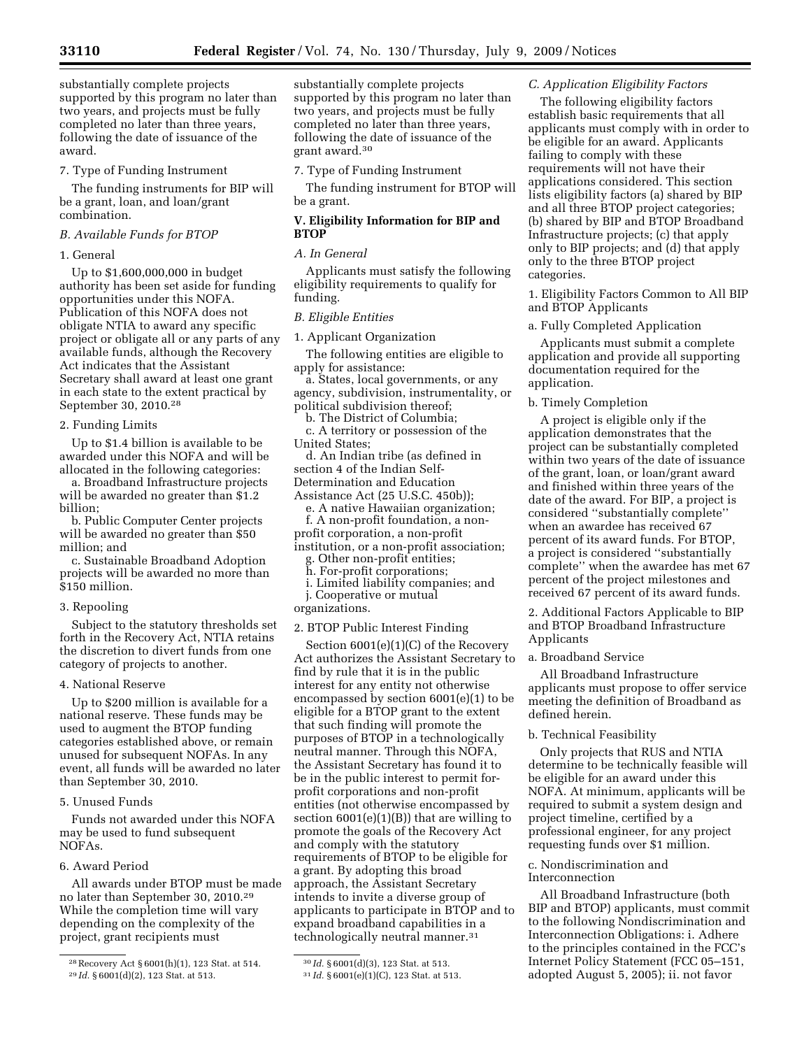substantially complete projects supported by this program no later than two years, and projects must be fully completed no later than three years, following the date of issuance of the award.

7. Type of Funding Instrument

The funding instruments for BIP will be a grant, loan, and loan/grant combination.

*B. Available Funds for BTOP*

1. General

Up to $1,600,000,000 in budget authority has been set aside for funding opportunities under this NOFA. Publication of this NOFA does not obligate NTIA to award any specific project or obligate all or any parts of any available funds, although the Recovery Act indicates that the Assistant Secretary shall award at least one grant in each state to the extent practical by September 30, 2010.[28]

2. Funding Limits

Up to $1.4 billion is available to be awarded under this NOFA and will be allocated in the following categories:

a. Broadband Infrastructure projects will be awarded no greater than $1.2 billion;

b. Public Computer Center projects will be awarded no greater than $50 million; and

c. Sustainable Broadband Adoption projects will be awarded no more than $150 million.

3. Repooling

Subject to the statutory thresholds set forth in the Recovery Act, NTIA retains the discretion to divert funds from one category of projects to another.

4. National Reserve

Up to $200 million is available for a national reserve. These funds may be used to augment the BTOP funding categories established above, or remain unused for subsequent NOFAs. In any event, all funds will be awarded no later than September 30, 2010.

5. Unused Funds

Funds not awarded under this NOFA may be used to fund subsequent NOFAs.

6. Award Period

All awards under BTOP must be made no later than September 30, 2010.[29] While the completion time will vary depending on the complexity of the project, grant recipients must substantially complete projects supported by this program no later than two years, and projects must be fully completed no later than three years, following the date of issuance of the grant award.[30]

7. Type of Funding Instrument

The funding instrument for BTOP will be a grant.

## V. Eligibility Information for BIP and BTOP

*A. In General*

Applicants must satisfy the following eligibility requirements to qualify for funding.

*B. Eligible Entities*

1. Applicant Organization

The following entities are eligible to apply for assistance:

a. States, local governments, or any agency, subdivision, instrumentality, or political subdivision thereof;

b. The District of Columbia;

c. A territory or possession of the United States;

d. An Indian tribe (as defined in section 4 of the Indian Self-Determination and Education Assistance Act (25 U.S.C. 450b));

e. A native Hawaiian organization;

f. A non-profit foundation, a non-profit corporation, a non-profit institution, or a non-profit association;

g. Other non-profit entities;

h. For-profit corporations;

i. Limited liability companies; and

j. Cooperative or mutual organizations.

2. BTOP Public Interest Finding

Section 6001(e)(1)(C) of the Recovery Act authorizes the Assistant Secretary to find by rule that it is in the public interest for any entity not otherwise encompassed by section 6001(e)(1) to be eligible for a BTOP grant to the extent that such finding will promote the purposes of BTOP in a technologically neutral manner. Through this NOFA, the Assistant Secretary has found it to be in the public interest to permit for-profit corporations and non-profit entities (not otherwise encompassed by section 6001(e)(1)(B)) that are willing to promote the goals of the Recovery Act and comply with the statutory requirements of BTOP to be eligible for a grant. By adopting this broad approach, the Assistant Secretary intends to invite a diverse group of applicants to participate in BTOP and to expand broadband capabilities in a technologically neutral manner.[31]

*C. Application Eligibility Factors*

The following eligibility factors establish basic requirements that all applicants must comply with in order to be eligible for an award. Applicants failing to comply with these requirements will not have their applications considered. This section lists eligibility factors (a) shared by BIP and all three BTOP project categories; (b) shared by BIP and BTOP Broadband Infrastructure projects; (c) that apply only to BIP projects; and (d) that apply only to the three BTOP project categories.

1. Eligibility Factors Common to All BIP and BTOP Applicants

a. Fully Completed Application

Applicants must submit a complete application and provide all supporting documentation required for the application.

b. Timely Completion

A project is eligible only if the application demonstrates that the project can be substantially completed within two years of the date of issuance of the grant, loan, or loan/grant award and finished within three years of the date of the award. For BIP, a project is considered ''substantially complete'' when an awardee has received 67 percent of its award funds. For BTOP, a project is considered ''substantially complete'' when the awardee has met 67 percent of the project milestones and received 67 percent of its award funds.

2. Additional Factors Applicable to BIP and BTOP Broadband Infrastructure Applicants

a. Broadband Service

All Broadband Infrastructure applicants must propose to offer service meeting the definition of Broadband as defined herein.

b. Technical Feasibility

Only projects that RUS and NTIA determine to be technically feasible will be eligible for an award under this NOFA. At minimum, applicants will be required to submit a system design and project timeline, certified by a professional engineer, for any project requesting funds over $1 million.

c. Nondiscrimination and Interconnection

All Broadband Infrastructure (both BIP and BTOP) applicants, must commit to the following Nondiscrimination and Interconnection Obligations: i. Adhere to the principles contained in the FCC's Internet Policy Statement (FCC 05–151, adopted August 5, 2005); ii. not favor

[28] Recovery Act § 6001(h)(1), 123 Stat. at 514.

[29] *Id.* § 6001(d)(2), 123 Stat. at 513.

[30] *Id.* § 6001(d)(3), 123 Stat. at 513.

[31] *Id.* § 6001(e)(1)(C), 123 Stat. at 513.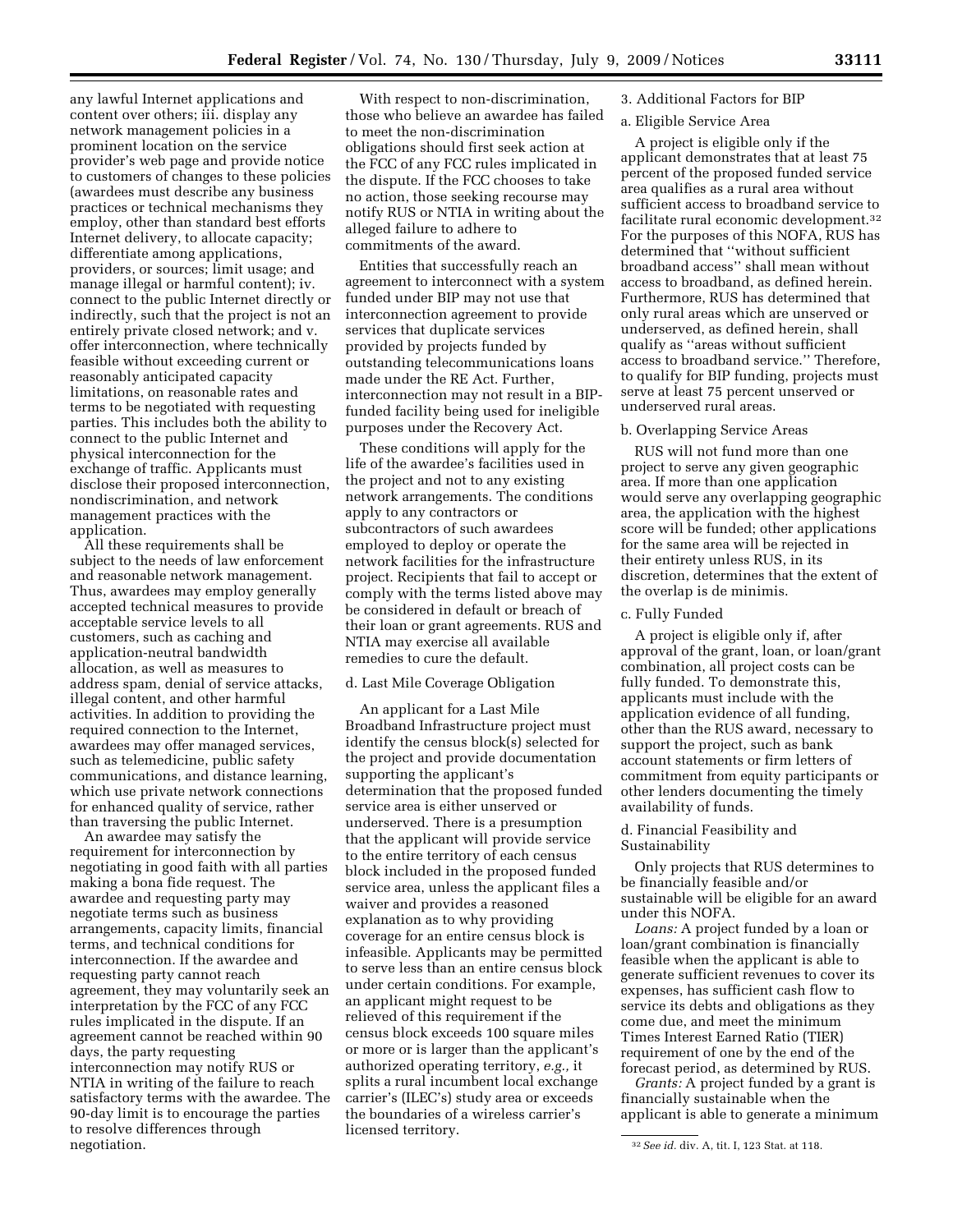any lawful Internet applications and content over others; iii. display any network management policies in a prominent location on the service provider's web page and provide notice to customers of changes to these policies (awardees must describe any business practices or technical mechanisms they employ, other than standard best efforts Internet delivery, to allocate capacity; differentiate among applications, providers, or sources; limit usage; and manage illegal or harmful content); iv. connect to the public Internet directly or indirectly, such that the project is not an entirely private closed network; and v. offer interconnection, where technically feasible without exceeding current or reasonably anticipated capacity limitations, on reasonable rates and terms to be negotiated with requesting parties. This includes both the ability to connect to the public Internet and physical interconnection for the exchange of traffic. Applicants must disclose their proposed interconnection, nondiscrimination, and network management practices with the application.

All these requirements shall be subject to the needs of law enforcement and reasonable network management. Thus, awardees may employ generally accepted technical measures to provide acceptable service levels to all customers, such as caching and application-neutral bandwidth allocation, as well as measures to address spam, denial of service attacks, illegal content, and other harmful activities. In addition to providing the required connection to the Internet, awardees may offer managed services, such as telemedicine, public safety communications, and distance learning, which use private network connections for enhanced quality of service, rather than traversing the public Internet.

An awardee may satisfy the requirement for interconnection by negotiating in good faith with all parties making a bona fide request. The awardee and requesting party may negotiate terms such as business arrangements, capacity limits, financial terms, and technical conditions for interconnection. If the awardee and requesting party cannot reach agreement, they may voluntarily seek an interpretation by the FCC of any FCC rules implicated in the dispute. If an agreement cannot be reached within 90 days, the party requesting interconnection may notify RUS or NTIA in writing of the failure to reach satisfactory terms with the awardee. The 90-day limit is to encourage the parties to resolve differences through negotiation.

With respect to non-discrimination, those who believe an awardee has failed to meet the non-discrimination obligations should first seek action at the FCC of any FCC rules implicated in the dispute. If the FCC chooses to take no action, those seeking recourse may notify RUS or NTIA in writing about the alleged failure to adhere to commitments of the award.

Entities that successfully reach an agreement to interconnect with a system funded under BIP may not use that interconnection agreement to provide services that duplicate services provided by projects funded by outstanding telecommunications loans made under the RE Act. Further, interconnection may not result in a BIP-funded facility being used for ineligible purposes under the Recovery Act.

These conditions will apply for the life of the awardee's facilities used in the project and not to any existing network arrangements. The conditions apply to any contractors or subcontractors of such awardees employed to deploy or operate the network facilities for the infrastructure project. Recipients that fail to accept or comply with the terms listed above may be considered in default or breach of their loan or grant agreements. RUS and NTIA may exercise all available remedies to cure the default.

d. Last Mile Coverage Obligation

An applicant for a Last Mile Broadband Infrastructure project must identify the census block(s) selected for the project and provide documentation supporting the applicant's determination that the proposed funded service area is either unserved or underserved. There is a presumption that the applicant will provide service to the entire territory of each census block included in the proposed funded service area, unless the applicant files a waiver and provides a reasoned explanation as to why providing coverage for an entire census block is infeasible. Applicants may be permitted to serve less than an entire census block under certain conditions. For example, an applicant might request to be relieved of this requirement if the census block exceeds 100 square miles or more or is larger than the applicant's authorized operating territory, *e.g.,* it splits a rural incumbent local exchange carrier's (ILEC's) study area or exceeds the boundaries of a wireless carrier's licensed territory.

3. Additional Factors for BIP

a. Eligible Service Area

A project is eligible only if the applicant demonstrates that at least 75 percent of the proposed funded service area qualifies as a rural area without sufficient access to broadband service to facilitate rural economic development.[32] For the purposes of this NOFA, RUS has determined that ''without sufficient broadband access'' shall mean without access to broadband, as defined herein. Furthermore, RUS has determined that only rural areas which are unserved or underserved, as defined herein, shall qualify as ''areas without sufficient access to broadband service.'' Therefore, to qualify for BIP funding, projects must serve at least 75 percent unserved or underserved rural areas.

b. Overlapping Service Areas

RUS will not fund more than one project to serve any given geographic area. If more than one application would serve any overlapping geographic area, the application with the highest score will be funded; other applications for the same area will be rejected in their entirety unless RUS, in its discretion, determines that the extent of the overlap is de minimis.

c. Fully Funded

A project is eligible only if, after approval of the grant, loan, or loan/grant combination, all project costs can be fully funded. To demonstrate this, applicants must include with the application evidence of all funding, other than the RUS award, necessary to support the project, such as bank account statements or firm letters of commitment from equity participants or other lenders documenting the timely availability of funds.

d. Financial Feasibility and Sustainability

Only projects that RUS determines to be financially feasible and/or sustainable will be eligible for an award under this NOFA.

*Loans:* A project funded by a loan or loan/grant combination is financially feasible when the applicant is able to generate sufficient revenues to cover its expenses, has sufficient cash flow to service its debts and obligations as they come due, and meet the minimum Times Interest Earned Ratio (TIER) requirement of one by the end of the forecast period, as determined by RUS.

*Grants:* A project funded by a grant is financially sustainable when the applicant is able to generate a minimum

[32] *See id.* div. A, tit. I, 123 Stat. at 118.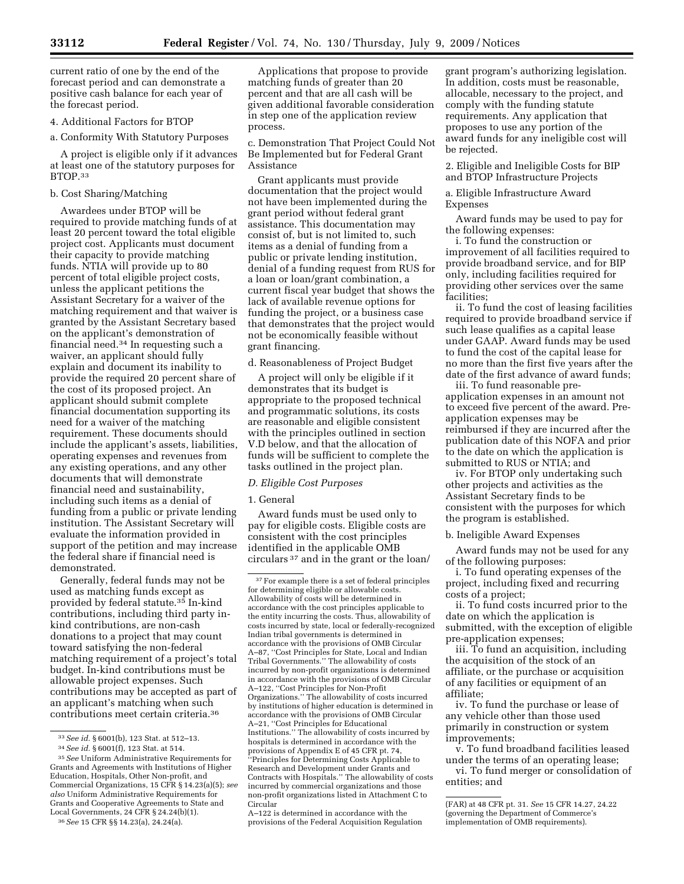current ratio of one by the end of the forecast period and can demonstrate a positive cash balance for each year of the forecast period.

4. Additional Factors for BTOP

a. Conformity With Statutory Purposes

A project is eligible only if it advances at least one of the statutory purposes for BTOP.[33]

b. Cost Sharing/Matching

Awardees under BTOP will be required to provide matching funds of at least 20 percent toward the total eligible project cost. Applicants must document their capacity to provide matching funds. NTIA will provide up to 80 percent of total eligible project costs, unless the applicant petitions the Assistant Secretary for a waiver of the matching requirement and that waiver is granted by the Assistant Secretary based on the applicant's demonstration of financial need.[34] In requesting such a waiver, an applicant should fully explain and document its inability to provide the required 20 percent share of the cost of its proposed project. An applicant should submit complete financial documentation supporting its need for a waiver of the matching requirement. These documents should include the applicant's assets, liabilities, operating expenses and revenues from any existing operations, and any other documents that will demonstrate financial need and sustainability, including such items as a denial of funding from a public or private lending institution. The Assistant Secretary will evaluate the information provided in support of the petition and may increase the federal share if financial need is demonstrated.

Generally, federal funds may not be used as matching funds except as provided by federal statute.[35] In-kind contributions, including third party in-kind contributions, are non-cash donations to a project that may count toward satisfying the non-federal matching requirement of a project's total budget. In-kind contributions must be allowable project expenses. Such contributions may be accepted as part of an applicant's matching when such contributions meet certain criteria.[36]

Applications that propose to provide matching funds of greater than 20 percent and that are all cash will be given additional favorable consideration in step one of the application review process.

c. Demonstration That Project Could Not Be Implemented but for Federal Grant Assistance

Grant applicants must provide documentation that the project would not have been implemented during the grant period without federal grant assistance. This documentation may consist of, but is not limited to, such items as a denial of funding from a public or private lending institution, denial of a funding request from RUS for a loan or loan/grant combination, a current fiscal year budget that shows the lack of available revenue options for funding the project, or a business case that demonstrates that the project would not be economically feasible without grant financing.

d. Reasonableness of Project Budget

A project will only be eligible if it demonstrates that its budget is appropriate to the proposed technical and programmatic solutions, its costs are reasonable and eligible consistent with the principles outlined in section V.D below, and that the allocation of funds will be sufficient to complete the tasks outlined in the project plan.

*D. Eligible Cost Purposes*

1. General

Award funds must be used only to pay for eligible costs. Eligible costs are consistent with the cost principles identified in the applicable OMB circulars[37] and in the grant or the loan/grant program's authorizing legislation. In addition, costs must be reasonable, allocable, necessary to the project, and comply with the funding statute requirements. Any application that proposes to use any portion of the award funds for any ineligible cost will be rejected.

2. Eligible and Ineligible Costs for BIP and BTOP Infrastructure Projects

a. Eligible Infrastructure Award Expenses

Award funds may be used to pay for the following expenses:

i. To fund the construction or improvement of all facilities required to provide broadband service, and for BIP only, including facilities required for providing other services over the same facilities;

ii. To fund the cost of leasing facilities required to provide broadband service if such lease qualifies as a capital lease under GAAP. Award funds may be used to fund the cost of the capital lease for no more than the first five years after the date of the first advance of award funds;

iii. To fund reasonable pre-application expenses in an amount not to exceed five percent of the award. Pre-application expenses may be reimbursed if they are incurred after the publication date of this NOFA and prior to the date on which the application is submitted to RUS or NTIA; and

iv. For BTOP only undertaking such other projects and activities as the Assistant Secretary finds to be consistent with the purposes for which the program is established.

b. Ineligible Award Expenses

Award funds may not be used for any of the following purposes:

i. To fund operating expenses of the project, including fixed and recurring costs of a project;

ii. To fund costs incurred prior to the date on which the application is submitted, with the exception of eligible pre-application expenses;

iii. To fund an acquisition, including the acquisition of the stock of an affiliate, or the purchase or acquisition of any facilities or equipment of an affiliate;

iv. To fund the purchase or lease of any vehicle other than those used primarily in construction or system improvements;

v. To fund broadband facilities leased under the terms of an operating lease;

vi. To fund merger or consolidation of entities; and

---

[33] *See id.* § 6001(b), 123 Stat. at 512–13.

[34] *See id.* § 6001(f), 123 Stat. at 514.

[35] *See* Uniform Administrative Requirements for Grants and Agreements with Institutions of Higher Education, Hospitals, Other Non-profit, and Commercial Organizations, 15 CFR § 14.23(a)(5); *see also* Uniform Administrative Requirements for Grants and Cooperative Agreements to State and Local Governments, 24 CFR § 24.24(b)(1).

[36] *See* 15 CFR §§ 14.23(a), 24.24(a).

[37] For example there is a set of federal principles for determining eligible or allowable costs. Allowability of costs will be determined in accordance with the cost principles applicable to the entity incurring the costs. Thus, allowability of costs incurred by state, local or federally-recognized Indian tribal governments is determined in accordance with the provisions of OMB Circular A–87, ''Cost Principles for State, Local and Indian Tribal Governments.'' The allowability of costs incurred by non-profit organizations is determined in accordance with the provisions of OMB Circular A–122, ''Cost Principles for Non-Profit Organizations.'' The allowability of costs incurred by institutions of higher education is determined in accordance with the provisions of OMB Circular A–21, ''Cost Principles for Educational Institutions.'' The allowability of costs incurred by hospitals is determined in accordance with the provisions of Appendix E of 45 CFR pt. 74, ''Principles for Determining Costs Applicable to Research and Development under Grants and Contracts with Hospitals.'' The allowability of costs incurred by commercial organizations and those non-profit organizations listed in Attachment C to Circular A–122 is determined in accordance with the provisions of the Federal Acquisition Regulation (FAR) at 48 CFR pt. 31. *See* 15 CFR 14.27, 24.22 (governing the Department of Commerce's implementation of OMB requirements).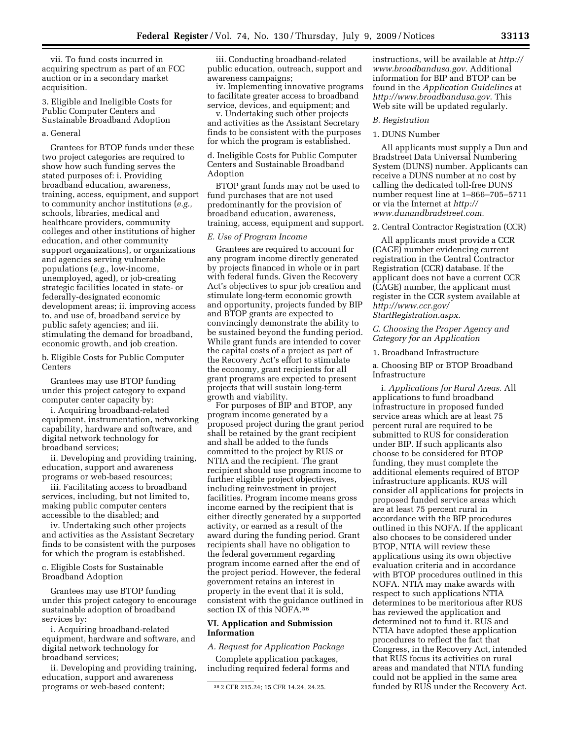vii. To fund costs incurred in acquiring spectrum as part of an FCC auction or in a secondary market acquisition.

3. Eligible and Ineligible Costs for Public Computer Centers and Sustainable Broadband Adoption

a. General

Grantees for BTOP funds under these two project categories are required to show how such funding serves the stated purposes of: i. Providing broadband education, awareness, training, access, equipment, and support to community anchor institutions (*e.g.,* schools, libraries, medical and healthcare providers, community colleges and other institutions of higher education, and other community support organizations), or organizations and agencies serving vulnerable populations (*e.g.,* low-income, unemployed, aged), or job-creating strategic facilities located in state- or federally-designated economic development areas; ii. improving access to, and use of, broadband service by public safety agencies; and iii. stimulating the demand for broadband, economic growth, and job creation.

b. Eligible Costs for Public Computer Centers

Grantees may use BTOP funding under this project category to expand computer center capacity by:

i. Acquiring broadband-related equipment, instrumentation, networking capability, hardware and software, and digital network technology for broadband services;

ii. Developing and providing training, education, support and awareness programs or web-based resources;

iii. Facilitating access to broadband services, including, but not limited to, making public computer centers accessible to the disabled; and

iv. Undertaking such other projects and activities as the Assistant Secretary finds to be consistent with the purposes for which the program is established.

c. Eligible Costs for Sustainable Broadband Adoption

Grantees may use BTOP funding under this project category to encourage sustainable adoption of broadband services by:

i. Acquiring broadband-related equipment, hardware and software, and digital network technology for broadband services;

ii. Developing and providing training, education, support and awareness programs or web-based content;

iii. Conducting broadband-related public education, outreach, support and awareness campaigns;

iv. Implementing innovative programs to facilitate greater access to broadband service, devices, and equipment; and

v. Undertaking such other projects and activities as the Assistant Secretary finds to be consistent with the purposes for which the program is established.

d. Ineligible Costs for Public Computer Centers and Sustainable Broadband Adoption

BTOP grant funds may not be used to fund purchases that are not used predominantly for the provision of broadband education, awareness, training, access, equipment and support.

*E. Use of Program Income*

Grantees are required to account for any program income directly generated by projects financed in whole or in part with federal funds. Given the Recovery Act's objectives to spur job creation and stimulate long-term economic growth and opportunity, projects funded by BIP and BTOP grants are expected to convincingly demonstrate the ability to be sustained beyond the funding period. While grant funds are intended to cover the capital costs of a project as part of the Recovery Act's effort to stimulate the economy, grant recipients for all grant programs are expected to present projects that will sustain long-term growth and viability.

For purposes of BIP and BTOP, any program income generated by a proposed project during the grant period shall be retained by the grant recipient and shall be added to the funds committed to the project by RUS or NTIA and the recipient. The grant recipient should use program income to further eligible project objectives, including reinvestment in project facilities. Program income means gross income earned by the recipient that is either directly generated by a supported activity, or earned as a result of the award during the funding period. Grant recipients shall have no obligation to the federal government regarding program income earned after the end of the project period. However, the federal government retains an interest in property in the event that it is sold, consistent with the guidance outlined in section IX of this NOFA.[38]

**VI. Application and Submission Information**

*A. Request for Application Package*

Complete application packages, including required federal forms and instructions, will be available at *http://www.broadbandusa.gov.* Additional information for BIP and BTOP can be found in the *Application Guidelines* at *http://www.broadbandusa.gov.* This Web site will be updated regularly.

*B. Registration*

1. DUNS Number

All applicants must supply a Dun and Bradstreet Data Universal Numbering System (DUNS) number. Applicants can receive a DUNS number at no cost by calling the dedicated toll-free DUNS number request line at 1–866–705–5711 or via the Internet at *http://www.dunandbradstreet.com.*

2. Central Contractor Registration (CCR)

All applicants must provide a CCR (CAGE) number evidencing current registration in the Central Contractor Registration (CCR) database. If the applicant does not have a current CCR (CAGE) number, the applicant must register in the CCR system available at *http://www.ccr.gov/StartRegistration.aspx.*

*C. Choosing the Proper Agency and Category for an Application*

1. Broadband Infrastructure

a. Choosing BIP or BTOP Broadband Infrastructure

i. *Applications for Rural Areas.* All applications to fund broadband infrastructure in proposed funded service areas which are at least 75 percent rural are required to be submitted to RUS for consideration under BIP. If such applicants also choose to be considered for BTOP funding, they must complete the additional elements required of BTOP infrastructure applicants. RUS will consider all applications for projects in proposed funded service areas which are at least 75 percent rural in accordance with the BIP procedures outlined in this NOFA. If the applicant also chooses to be considered under BTOP, NTIA will review these applications using its own objective evaluation criteria and in accordance with BTOP procedures outlined in this NOFA. NTIA may make awards with respect to such applications NTIA determines to be meritorious after RUS has reviewed the application and determined not to fund it. RUS and NTIA have adopted these application procedures to reflect the fact that Congress, in the Recovery Act, intended that RUS focus its activities on rural areas and mandated that NTIA funding could not be applied in the same area funded by RUS under the Recovery Act.

[38] 2 CFR 215.24; 15 CFR 14.24, 24.25.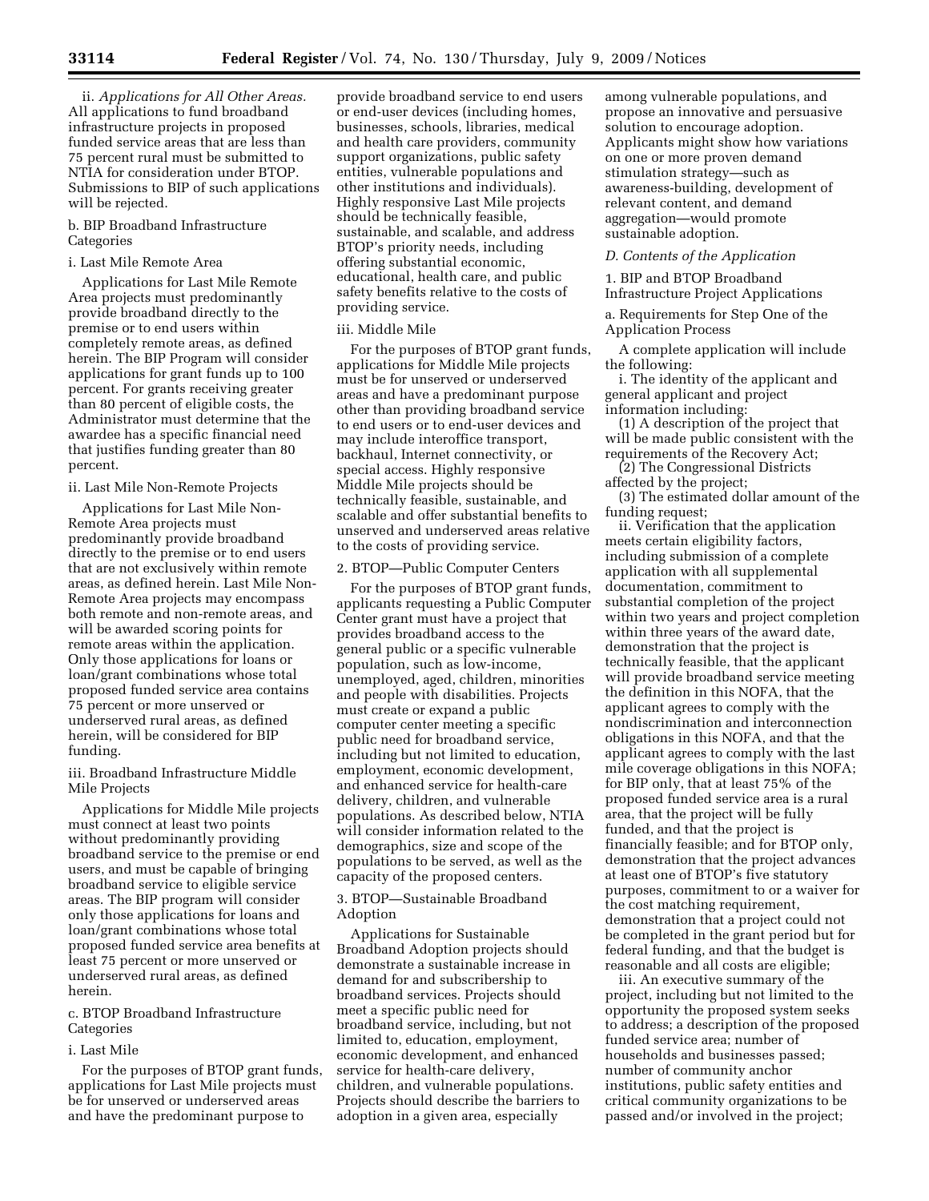ii. *Applications for All Other Areas.* All applications to fund broadband infrastructure projects in proposed funded service areas that are less than 75 percent rural must be submitted to NTIA for consideration under BTOP. Submissions to BIP of such applications will be rejected.

b. BIP Broadband Infrastructure Categories

i. Last Mile Remote Area

Applications for Last Mile Remote Area projects must predominantly provide broadband directly to the premise or to end users within completely remote areas, as defined herein. The BIP Program will consider applications for grant funds up to 100 percent. For grants receiving greater than 80 percent of eligible costs, the Administrator must determine that the awardee has a specific financial need that justifies funding greater than 80 percent.

ii. Last Mile Non-Remote Projects

Applications for Last Mile Non-Remote Area projects must predominantly provide broadband directly to the premise or to end users that are not exclusively within remote areas, as defined herein. Last Mile Non-Remote Area projects may encompass both remote and non-remote areas, and will be awarded scoring points for remote areas within the application. Only those applications for loans or loan/grant combinations whose total proposed funded service area contains 75 percent or more unserved or underserved rural areas, as defined herein, will be considered for BIP funding.

iii. Broadband Infrastructure Middle Mile Projects

Applications for Middle Mile projects must connect at least two points without predominantly providing broadband service to the premise or end users, and must be capable of bringing broadband service to eligible service areas. The BIP program will consider only those applications for loans and loan/grant combinations whose total proposed funded service area benefits at least 75 percent or more unserved or underserved rural areas, as defined herein.

c. BTOP Broadband Infrastructure Categories

i. Last Mile

For the purposes of BTOP grant funds, applications for Last Mile projects must be for unserved or underserved areas and have the predominant purpose to provide broadband service to end users or end-user devices (including homes, businesses, schools, libraries, medical and health care providers, community support organizations, public safety entities, vulnerable populations and other institutions and individuals). Highly responsive Last Mile projects should be technically feasible, sustainable, and scalable, and address BTOP's priority needs, including offering substantial economic, educational, health care, and public safety benefits relative to the costs of providing service.

iii. Middle Mile

For the purposes of BTOP grant funds, applications for Middle Mile projects must be for unserved or underserved areas and have a predominant purpose other than providing broadband service to end users or to end-user devices and may include interoffice transport, backhaul, Internet connectivity, or special access. Highly responsive Middle Mile projects should be technically feasible, sustainable, and scalable and offer substantial benefits to unserved and underserved areas relative to the costs of providing service.

2. BTOP—Public Computer Centers

For the purposes of BTOP grant funds, applicants requesting a Public Computer Center grant must have a project that provides broadband access to the general public or a specific vulnerable population, such as low-income, unemployed, aged, children, minorities and people with disabilities. Projects must create or expand a public computer center meeting a specific public need for broadband service, including but not limited to education, employment, economic development, and enhanced service for health-care delivery, children, and vulnerable populations. As described below, NTIA will consider information related to the demographics, size and scope of the populations to be served, as well as the capacity of the proposed centers.

3. BTOP—Sustainable Broadband Adoption

Applications for Sustainable Broadband Adoption projects should demonstrate a sustainable increase in demand for and subscribership to broadband services. Projects should meet a specific public need for broadband service, including, but not limited to, education, employment, economic development, and enhanced service for health-care delivery, children, and vulnerable populations. Projects should describe the barriers to adoption in a given area, especially among vulnerable populations, and propose an innovative and persuasive solution to encourage adoption. Applicants might show how variations on one or more proven demand stimulation strategy—such as awareness-building, development of relevant content, and demand aggregation—would promote sustainable adoption.

*D. Contents of the Application*

1. BIP and BTOP Broadband Infrastructure Project Applications

a. Requirements for Step One of the Application Process

A complete application will include the following:

i. The identity of the applicant and general applicant and project information including:

(1) A description of the project that will be made public consistent with the requirements of the Recovery Act;

(2) The Congressional Districts affected by the project;

(3) The estimated dollar amount of the funding request;

ii. Verification that the application meets certain eligibility factors, including submission of a complete application with all supplemental documentation, commitment to substantial completion of the project within two years and project completion within three years of the award date, demonstration that the project is technically feasible, that the applicant will provide broadband service meeting the definition in this NOFA, that the applicant agrees to comply with the nondiscrimination and interconnection obligations in this NOFA, and that the applicant agrees to comply with the last mile coverage obligations in this NOFA; for BIP only, that at least 75% of the proposed funded service area is a rural area, that the project will be fully funded, and that the project is financially feasible; and for BTOP only, demonstration that the project advances at least one of BTOP's five statutory purposes, commitment to or a waiver for the cost matching requirement, demonstration that a project could not be completed in the grant period but for federal funding, and that the budget is reasonable and all costs are eligible;

iii. An executive summary of the project, including but not limited to the opportunity the proposed system seeks to address; a description of the proposed funded service area; number of households and businesses passed; number of community anchor institutions, public safety entities and critical community organizations to be passed and/or involved in the project;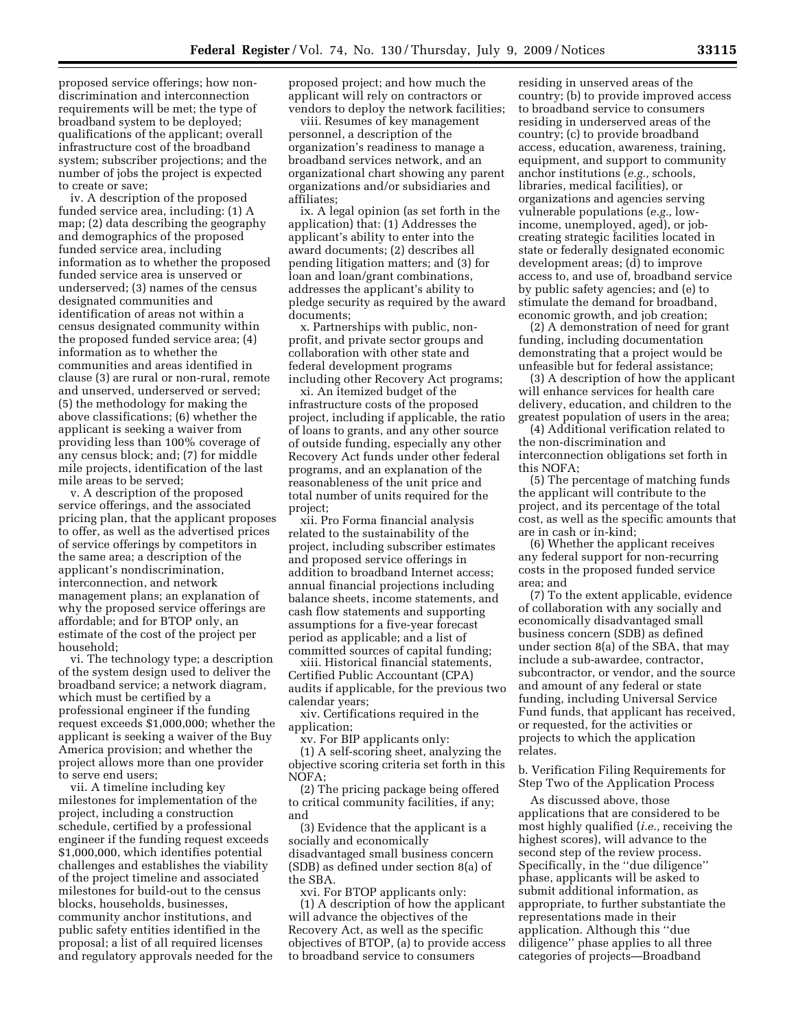proposed service offerings; how non-discrimination and interconnection requirements will be met; the type of broadband system to be deployed; qualifications of the applicant; overall infrastructure cost of the broadband system; subscriber projections; and the number of jobs the project is expected to create or save;

iv. A description of the proposed funded service area, including: (1) A map; (2) data describing the geography and demographics of the proposed funded service area, including information as to whether the proposed funded service area is unserved or underserved; (3) names of the census designated communities and identification of areas not within a census designated community within the proposed funded service area; (4) information as to whether the communities and areas identified in clause (3) are rural or non-rural, remote and unserved, underserved or served; (5) the methodology for making the above classifications; (6) whether the applicant is seeking a waiver from providing less than 100% coverage of any census block; and; (7) for middle mile projects, identification of the last mile areas to be served;

v. A description of the proposed service offerings, and the associated pricing plan, that the applicant proposes to offer, as well as the advertised prices of service offerings by competitors in the same area; a description of the applicant's nondiscrimination, interconnection, and network management plans; an explanation of why the proposed service offerings are affordable; and for BTOP only, an estimate of the cost of the project per household;

vi. The technology type; a description of the system design used to deliver the broadband service; a network diagram, which must be certified by a professional engineer if the funding request exceeds $1,000,000; whether the applicant is seeking a waiver of the Buy America provision; and whether the project allows more than one provider to serve end users;

vii. A timeline including key milestones for implementation of the project, including a construction schedule, certified by a professional engineer if the funding request exceeds $1,000,000, which identifies potential challenges and establishes the viability of the project timeline and associated milestones for build-out to the census blocks, households, businesses, community anchor institutions, and public safety entities identified in the proposal; a list of all required licenses and regulatory approvals needed for the proposed project; and how much the applicant will rely on contractors or vendors to deploy the network facilities;

viii. Resumes of key management personnel, a description of the organization's readiness to manage a broadband services network, and an organizational chart showing any parent organizations and/or subsidiaries and affiliates;

ix. A legal opinion (as set forth in the application) that: (1) Addresses the applicant's ability to enter into the award documents; (2) describes all pending litigation matters; and (3) for loan and loan/grant combinations, addresses the applicant's ability to pledge security as required by the award documents;

x. Partnerships with public, non-profit, and private sector groups and collaboration with other state and federal development programs including other Recovery Act programs;

xi. An itemized budget of the infrastructure costs of the proposed project, including if applicable, the ratio of loans to grants, and any other source of outside funding, especially any other Recovery Act funds under other federal programs, and an explanation of the reasonableness of the unit price and total number of units required for the project;

xii. Pro Forma financial analysis related to the sustainability of the project, including subscriber estimates and proposed service offerings in addition to broadband Internet access; annual financial projections including balance sheets, income statements, and cash flow statements and supporting assumptions for a five-year forecast period as applicable; and a list of committed sources of capital funding;

xiii. Historical financial statements, Certified Public Accountant (CPA) audits if applicable, for the previous two calendar years;

xiv. Certifications required in the application;

xv. For BIP applicants only:

(1) A self-scoring sheet, analyzing the objective scoring criteria set forth in this NOFA;

(2) The pricing package being offered to critical community facilities, if any; and

(3) Evidence that the applicant is a socially and economically disadvantaged small business concern (SDB) as defined under section 8(a) of the SBA.

xvi. For BTOP applicants only:

(1) A description of how the applicant will advance the objectives of the Recovery Act, as well as the specific objectives of BTOP, (a) to provide access to broadband service to consumers residing in unserved areas of the country; (b) to provide improved access to broadband service to consumers residing in underserved areas of the country; (c) to provide broadband access, education, awareness, training, equipment, and support to community anchor institutions (*e.g.,* schools, libraries, medical facilities), or organizations and agencies serving vulnerable populations (*e.g.,* low-income, unemployed, aged), or job-creating strategic facilities located in state or federally designated economic development areas; (d) to improve access to, and use of, broadband service by public safety agencies; and (e) to stimulate the demand for broadband, economic growth, and job creation;

(2) A demonstration of need for grant funding, including documentation demonstrating that a project would be unfeasible but for federal assistance;

(3) A description of how the applicant will enhance services for health care delivery, education, and children to the greatest population of users in the area;

(4) Additional verification related to the non-discrimination and interconnection obligations set forth in this NOFA;

(5) The percentage of matching funds the applicant will contribute to the project, and its percentage of the total cost, as well as the specific amounts that are in cash or in-kind;

(6) Whether the applicant receives any federal support for non-recurring costs in the proposed funded service area; and

(7) To the extent applicable, evidence of collaboration with any socially and economically disadvantaged small business concern (SDB) as defined under section 8(a) of the SBA, that may include a sub-awardee, contractor, subcontractor, or vendor, and the source and amount of any federal or state funding, including Universal Service Fund funds, that applicant has received, or requested, for the activities or projects to which the application relates.

b. Verification Filing Requirements for Step Two of the Application Process

As discussed above, those applications that are considered to be most highly qualified (*i.e.,* receiving the highest scores), will advance to the second step of the review process. Specifically, in the ''due diligence'' phase, applicants will be asked to submit additional information, as appropriate, to further substantiate the representations made in their application. Although this ''due diligence'' phase applies to all three categories of projects—Broadband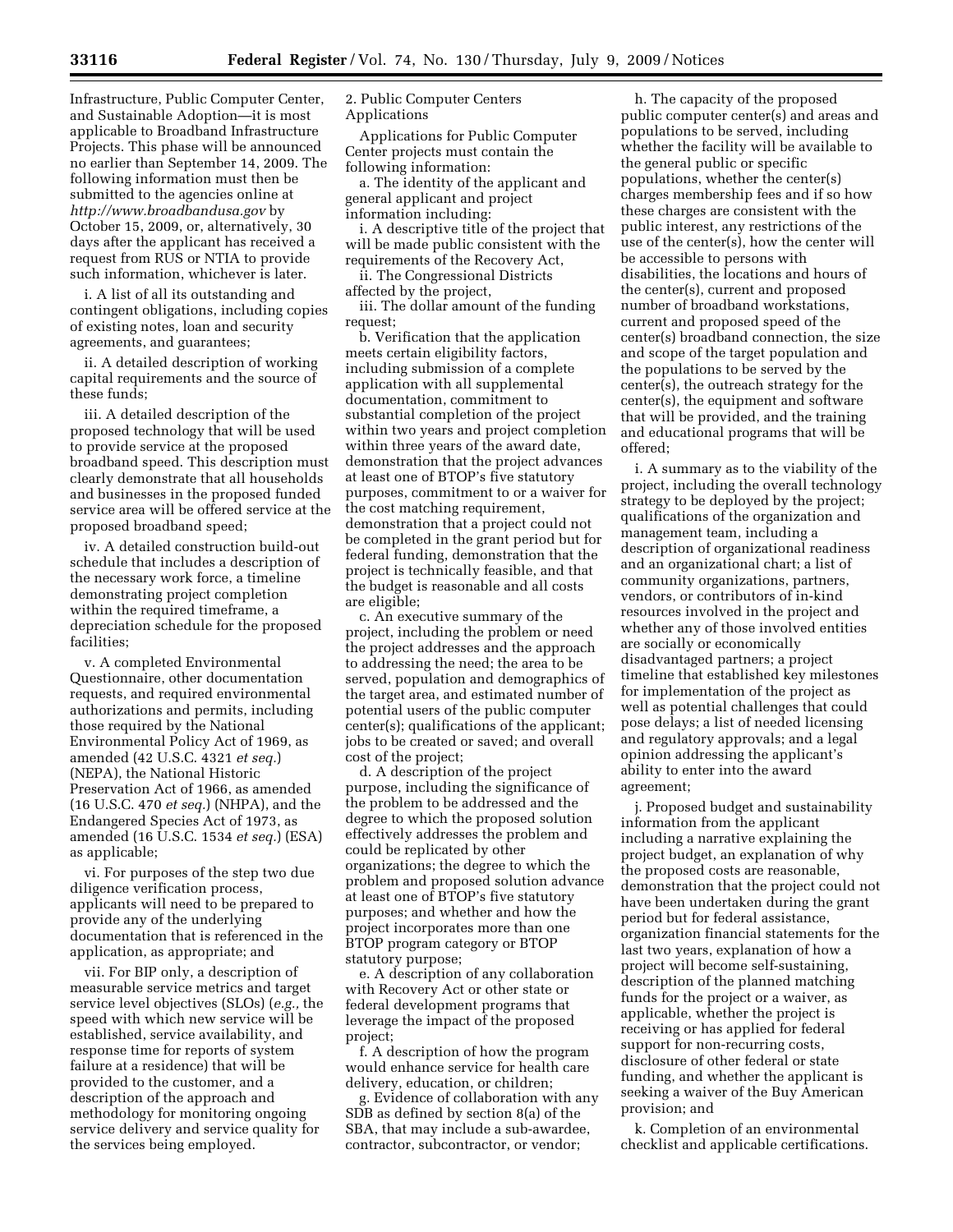Infrastructure, Public Computer Center, and Sustainable Adoption—it is most applicable to Broadband Infrastructure Projects. This phase will be announced no earlier than September 14, 2009. The following information must then be submitted to the agencies online at *http://www.broadbandusa.gov* by October 15, 2009, or, alternatively, 30 days after the applicant has received a request from RUS or NTIA to provide such information, whichever is later.

i. A list of all its outstanding and contingent obligations, including copies of existing notes, loan and security agreements, and guarantees;

ii. A detailed description of working capital requirements and the source of these funds;

iii. A detailed description of the proposed technology that will be used to provide service at the proposed broadband speed. This description must clearly demonstrate that all households and businesses in the proposed funded service area will be offered service at the proposed broadband speed;

iv. A detailed construction build-out schedule that includes a description of the necessary work force, a timeline demonstrating project completion within the required timeframe, a depreciation schedule for the proposed facilities;

v. A completed Environmental Questionnaire, other documentation requests, and required environmental authorizations and permits, including those required by the National Environmental Policy Act of 1969, as amended (42 U.S.C. 4321 *et seq.*) (NEPA), the National Historic Preservation Act of 1966, as amended (16 U.S.C. 470 *et seq.*) (NHPA), and the Endangered Species Act of 1973, as amended (16 U.S.C. 1534 *et seq.*) (ESA) as applicable;

vi. For purposes of the step two due diligence verification process, applicants will need to be prepared to provide any of the underlying documentation that is referenced in the application, as appropriate; and

vii. For BIP only, a description of measurable service metrics and target service level objectives (SLOs) (*e.g.,* the speed with which new service will be established, service availability, and response time for reports of system failure at a residence) that will be provided to the customer, and a description of the approach and methodology for monitoring ongoing service delivery and service quality for the services being employed.

2. Public Computer Centers Applications

Applications for Public Computer Center projects must contain the following information:

a. The identity of the applicant and general applicant and project information including:

i. A descriptive title of the project that will be made public consistent with the requirements of the Recovery Act,

ii. The Congressional Districts affected by the project,

iii. The dollar amount of the funding request;

b. Verification that the application meets certain eligibility factors, including submission of a complete application with all supplemental documentation, commitment to substantial completion of the project within two years and project completion within three years of the award date, demonstration that the project advances at least one of BTOP's five statutory purposes, commitment to or a waiver for the cost matching requirement, demonstration that a project could not be completed in the grant period but for federal funding, demonstration that the project is technically feasible, and that the budget is reasonable and all costs are eligible;

c. An executive summary of the project, including the problem or need the project addresses and the approach to addressing the need; the area to be served, population and demographics of the target area, and estimated number of potential users of the public computer center(s); qualifications of the applicant; jobs to be created or saved; and overall cost of the project;

d. A description of the project purpose, including the significance of the problem to be addressed and the degree to which the proposed solution effectively addresses the problem and could be replicated by other organizations; the degree to which the problem and proposed solution advance at least one of BTOP's five statutory purposes; and whether and how the project incorporates more than one BTOP program category or BTOP statutory purpose;

e. A description of any collaboration with Recovery Act or other state or federal development programs that leverage the impact of the proposed project;

f. A description of how the program would enhance service for health care delivery, education, or children;

g. Evidence of collaboration with any SDB as defined by section 8(a) of the SBA, that may include a sub-awardee, contractor, subcontractor, or vendor;

h. The capacity of the proposed public computer center(s) and areas and populations to be served, including whether the facility will be available to the general public or specific populations, whether the center(s) charges membership fees and if so how these charges are consistent with the public interest, any restrictions of the use of the center(s), how the center will be accessible to persons with disabilities, the locations and hours of the center(s), current and proposed number of broadband workstations, current and proposed speed of the center(s) broadband connection, the size and scope of the target population and the populations to be served by the center(s), the outreach strategy for the center(s), the equipment and software that will be provided, and the training and educational programs that will be offered;

i. A summary as to the viability of the project, including the overall technology strategy to be deployed by the project; qualifications of the organization and management team, including a description of organizational readiness and an organizational chart; a list of community organizations, partners, vendors, or contributors of in-kind resources involved in the project and whether any of those involved entities are socially or economically disadvantaged partners; a project timeline that established key milestones for implementation of the project as well as potential challenges that could pose delays; a list of needed licensing and regulatory approvals; and a legal opinion addressing the applicant's ability to enter into the award agreement;

j. Proposed budget and sustainability information from the applicant including a narrative explaining the project budget, an explanation of why the proposed costs are reasonable, demonstration that the project could not have been undertaken during the grant period but for federal assistance, organization financial statements for the last two years, explanation of how a project will become self-sustaining, description of the planned matching funds for the project or a waiver, as applicable, whether the project is receiving or has applied for federal support for non-recurring costs, disclosure of other federal or state funding, and whether the applicant is seeking a waiver of the Buy American provision; and

k. Completion of an environmental checklist and applicable certifications.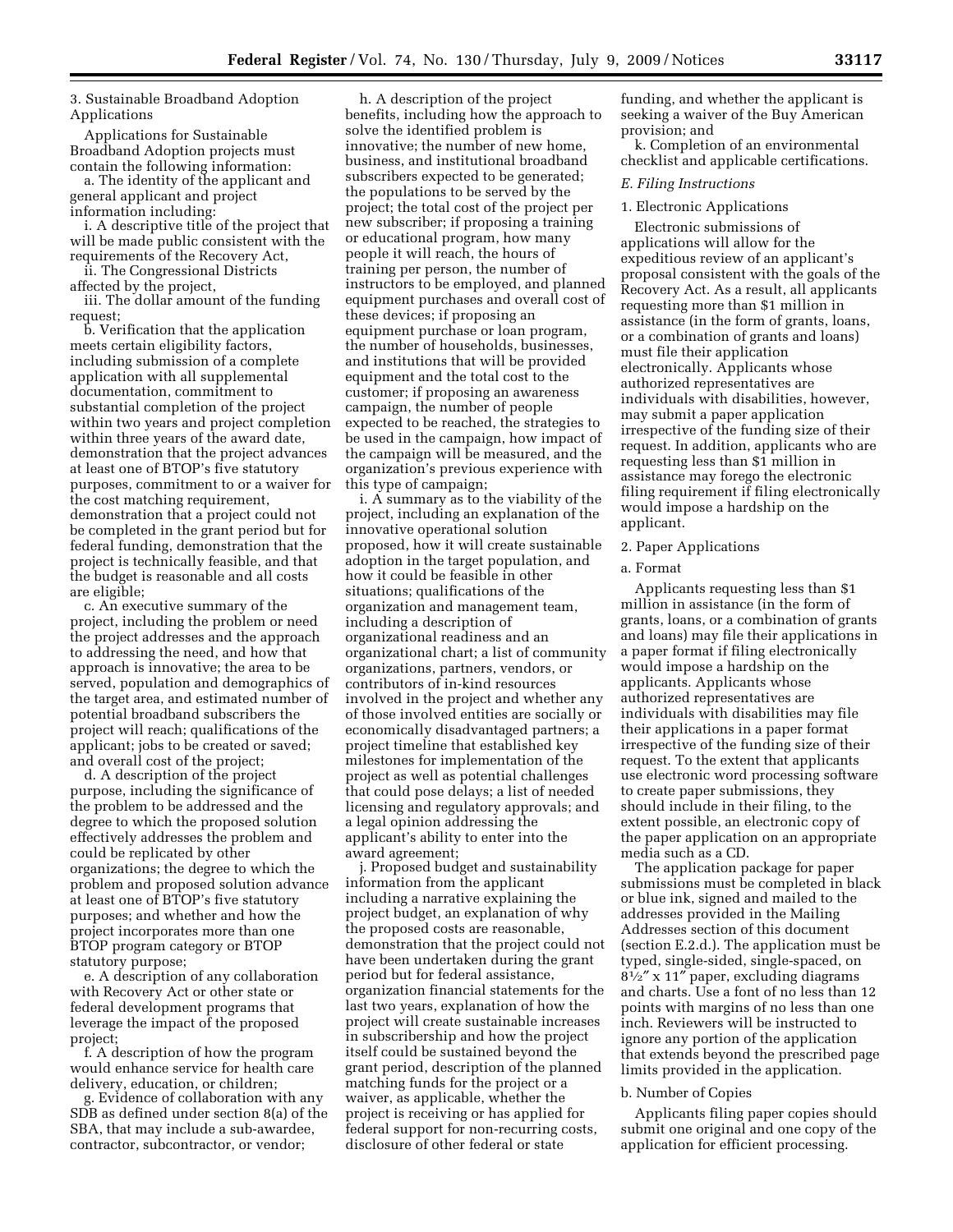3. Sustainable Broadband Adoption Applications

Applications for Sustainable Broadband Adoption projects must contain the following information:

a. The identity of the applicant and general applicant and project information including:

i. A descriptive title of the project that will be made public consistent with the requirements of the Recovery Act,

ii. The Congressional Districts affected by the project,

iii. The dollar amount of the funding request;

b. Verification that the application meets certain eligibility factors, including submission of a complete application with all supplemental documentation, commitment to substantial completion of the project within two years and project completion within three years of the award date, demonstration that the project advances at least one of BTOP's five statutory purposes, commitment to or a waiver for the cost matching requirement, demonstration that a project could not be completed in the grant period but for federal funding, demonstration that the project is technically feasible, and that the budget is reasonable and all costs are eligible;

c. An executive summary of the project, including the problem or need the project addresses and the approach to addressing the need, and how that approach is innovative; the area to be served, population and demographics of the target area, and estimated number of potential broadband subscribers the project will reach; qualifications of the applicant; jobs to be created or saved; and overall cost of the project;

d. A description of the project purpose, including the significance of the problem to be addressed and the degree to which the proposed solution effectively addresses the problem and could be replicated by other organizations; the degree to which the problem and proposed solution advance at least one of BTOP's five statutory purposes; and whether and how the project incorporates more than one BTOP program category or BTOP statutory purpose;

e. A description of any collaboration with Recovery Act or other state or federal development programs that leverage the impact of the proposed project;

f. A description of how the program would enhance service for health care delivery, education, or children;

g. Evidence of collaboration with any SDB as defined under section 8(a) of the SBA, that may include a sub-awardee, contractor, subcontractor, or vendor;

h. A description of the project benefits, including how the approach to solve the identified problem is innovative; the number of new home, business, and institutional broadband subscribers expected to be generated; the populations to be served by the project; the total cost of the project per new subscriber; if proposing a training or educational program, how many people it will reach, the hours of training per person, the number of instructors to be employed, and planned equipment purchases and overall cost of these devices; if proposing an equipment purchase or loan program, the number of households, businesses, and institutions that will be provided equipment and the total cost to the customer; if proposing an awareness campaign, the number of people expected to be reached, the strategies to be used in the campaign, how impact of the campaign will be measured, and the organization's previous experience with this type of campaign;

i. A summary as to the viability of the project, including an explanation of the innovative operational solution proposed, how it will create sustainable adoption in the target population, and how it could be feasible in other situations; qualifications of the organization and management team, including a description of organizational readiness and an organizational chart; a list of community organizations, partners, vendors, or contributors of in-kind resources involved in the project and whether any of those involved entities are socially or economically disadvantaged partners; a project timeline that established key milestones for implementation of the project as well as potential challenges that could pose delays; a list of needed licensing and regulatory approvals; and a legal opinion addressing the applicant's ability to enter into the award agreement;

j. Proposed budget and sustainability information from the applicant including a narrative explaining the project budget, an explanation of why the proposed costs are reasonable, demonstration that the project could not have been undertaken during the grant period but for federal assistance, organization financial statements for the last two years, explanation of how the project will create sustainable increases in subscribership and how the project itself could be sustained beyond the grant period, description of the planned matching funds for the project or a waiver, as applicable, whether the project is receiving or has applied for federal support for non-recurring costs, disclosure of other federal or state funding, and whether the applicant is seeking a waiver of the Buy American provision; and

k. Completion of an environmental checklist and applicable certifications.

*E. Filing Instructions*

1. Electronic Applications

Electronic submissions of applications will allow for the expeditious review of an applicant's proposal consistent with the goals of the Recovery Act. As a result, all applicants requesting more than $1 million in assistance (in the form of grants, loans, or a combination of grants and loans) must file their application electronically. Applicants whose authorized representatives are individuals with disabilities, however, may submit a paper application irrespective of the funding size of their request. In addition, applicants who are requesting less than $1 million in assistance may forego the electronic filing requirement if filing electronically would impose a hardship on the applicant.

2. Paper Applications

a. Format

Applicants requesting less than $1 million in assistance (in the form of grants, loans, or a combination of grants and loans) may file their applications in a paper format if filing electronically would impose a hardship on the applicants. Applicants whose authorized representatives are individuals with disabilities may file their applications in a paper format irrespective of the funding size of their request. To the extent that applicants use electronic word processing software to create paper submissions, they should include in their filing, to the extent possible, an electronic copy of the paper application on an appropriate media such as a CD.

The application package for paper submissions must be completed in black or blue ink, signed and mailed to the addresses provided in the Mailing Addresses section of this document (section E.2.d.). The application must be typed, single-sided, single-spaced, on 8½″ x 11″ paper, excluding diagrams and charts. Use a font of no less than 12 points with margins of no less than one inch. Reviewers will be instructed to ignore any portion of the application that extends beyond the prescribed page limits provided in the application.

b. Number of Copies

Applicants filing paper copies should submit one original and one copy of the application for efficient processing.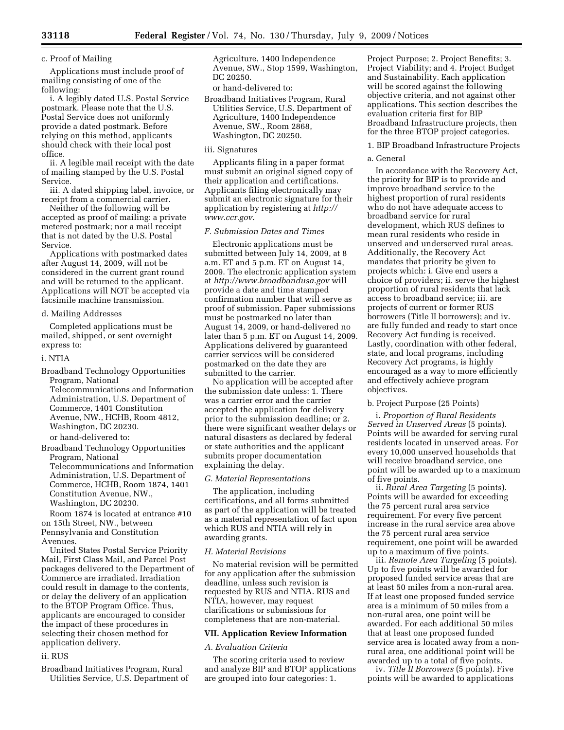c. Proof of Mailing

Applications must include proof of mailing consisting of one of the following:

i. A legibly dated U.S. Postal Service postmark. Please note that the U.S. Postal Service does not uniformly provide a dated postmark. Before relying on this method, applicants should check with their local post office.

ii. A legible mail receipt with the date of mailing stamped by the U.S. Postal Service.

iii. A dated shipping label, invoice, or receipt from a commercial carrier.

Neither of the following will be accepted as proof of mailing: a private metered postmark; nor a mail receipt that is not dated by the U.S. Postal Service.

Applications with postmarked dates after August 14, 2009, will not be considered in the current grant round and will be returned to the applicant. Applications will NOT be accepted via facsimile machine transmission.

d. Mailing Addresses

Completed applications must be mailed, shipped, or sent overnight express to:

i. NTIA

Broadband Technology Opportunities Program, National Telecommunications and Information Administration, U.S. Department of Commerce, 1401 Constitution Avenue, NW., HCHB, Room 4812, Washington, DC 20230.

or hand-delivered to:

Broadband Technology Opportunities Program, National Telecommunications and Information Administration, U.S. Department of Commerce, HCHB, Room 1874, 1401 Constitution Avenue, NW., Washington, DC 20230.

Room 1874 is located at entrance #10 on 15th Street, NW., between Pennsylvania and Constitution Avenues.

United States Postal Service Priority Mail, First Class Mail, and Parcel Post packages delivered to the Department of Commerce are irradiated. Irradiation could result in damage to the contents, or delay the delivery of an application to the BTOP Program Office. Thus, applicants are encouraged to consider the impact of these procedures in selecting their chosen method for application delivery.

ii. RUS

Broadband Initiatives Program, Rural Utilities Service, U.S. Department of Agriculture, 1400 Independence Avenue, SW., Stop 1599, Washington, DC 20250.

or hand-delivered to:

Broadband Initiatives Program, Rural Utilities Service, U.S. Department of Agriculture, 1400 Independence Avenue, SW., Room 2868, Washington, DC 20250.

iii. Signatures

Applicants filing in a paper format must submit an original signed copy of their application and certifications. Applicants filing electronically may submit an electronic signature for their application by registering at *http://www.ccr.gov*.

### *F. Submission Dates and Times*

Electronic applications must be submitted between July 14, 2009, at 8 a.m. ET and 5 p.m. ET on August 14, 2009. The electronic application system at *http://www.broadbandusa.gov* will provide a date and time stamped confirmation number that will serve as proof of submission. Paper submissions must be postmarked no later than August 14, 2009, or hand-delivered no later than 5 p.m. ET on August 14, 2009. Applications delivered by guaranteed carrier services will be considered postmarked on the date they are submitted to the carrier.

No application will be accepted after the submission date unless: 1. There was a carrier error and the carrier accepted the application for delivery prior to the submission deadline; or 2. there were significant weather delays or natural disasters as declared by federal or state authorities and the applicant submits proper documentation explaining the delay.

### *G. Material Representations*

The application, including certifications, and all forms submitted as part of the application will be treated as a material representation of fact upon which RUS and NTIA will rely in awarding grants.

### *H. Material Revisions*

No material revision will be permitted for any application after the submission deadline, unless such revision is requested by RUS and NTIA. RUS and NTIA, however, may request clarifications or submissions for completeness that are non-material.

## VII. Application Review Information

### *A. Evaluation Criteria*

The scoring criteria used to review and analyze BIP and BTOP applications are grouped into four categories: 1. Project Purpose; 2. Project Benefits; 3. Project Viability; and 4. Project Budget and Sustainability. Each application will be scored against the following objective criteria, and not against other applications. This section describes the evaluation criteria first for BIP Broadband Infrastructure projects, then for the three BTOP project categories.

1. BIP Broadband Infrastructure Projects

a. General

In accordance with the Recovery Act, the priority for BIP is to provide and improve broadband service to the highest proportion of rural residents who do not have adequate access to broadband service for rural development, which RUS defines to mean rural residents who reside in unserved and underserved rural areas. Additionally, the Recovery Act mandates that priority be given to projects which: i. Give end users a choice of providers; ii. serve the highest proportion of rural residents that lack access to broadband service; iii. are projects of current or former RUS borrowers (Title II borrowers); and iv. are fully funded and ready to start once Recovery Act funding is received. Lastly, coordination with other federal, state, and local programs, including Recovery Act programs, is highly encouraged as a way to more efficiently and effectively achieve program objectives.

b. Project Purpose (25 Points)

i. *Proportion of Rural Residents Served in Unserved Areas* (5 points). Points will be awarded for serving rural residents located in unserved areas. For every 10,000 unserved households that will receive broadband service, one point will be awarded up to a maximum of five points.

ii. *Rural Area Targeting* (5 points). Points will be awarded for exceeding the 75 percent rural area service requirement. For every five percent increase in the rural service area above the 75 percent rural area service requirement, one point will be awarded up to a maximum of five points.

iii. *Remote Area Targeting* (5 points). Up to five points will be awarded for proposed funded service areas that are at least 50 miles from a non-rural area. If at least one proposed funded service area is a minimum of 50 miles from a non-rural area, one point will be awarded. For each additional 50 miles that at least one proposed funded service area is located away from a non-rural area, one additional point will be awarded up to a total of five points.

iv. *Title II Borrowers* (5 points). Five points will be awarded to applications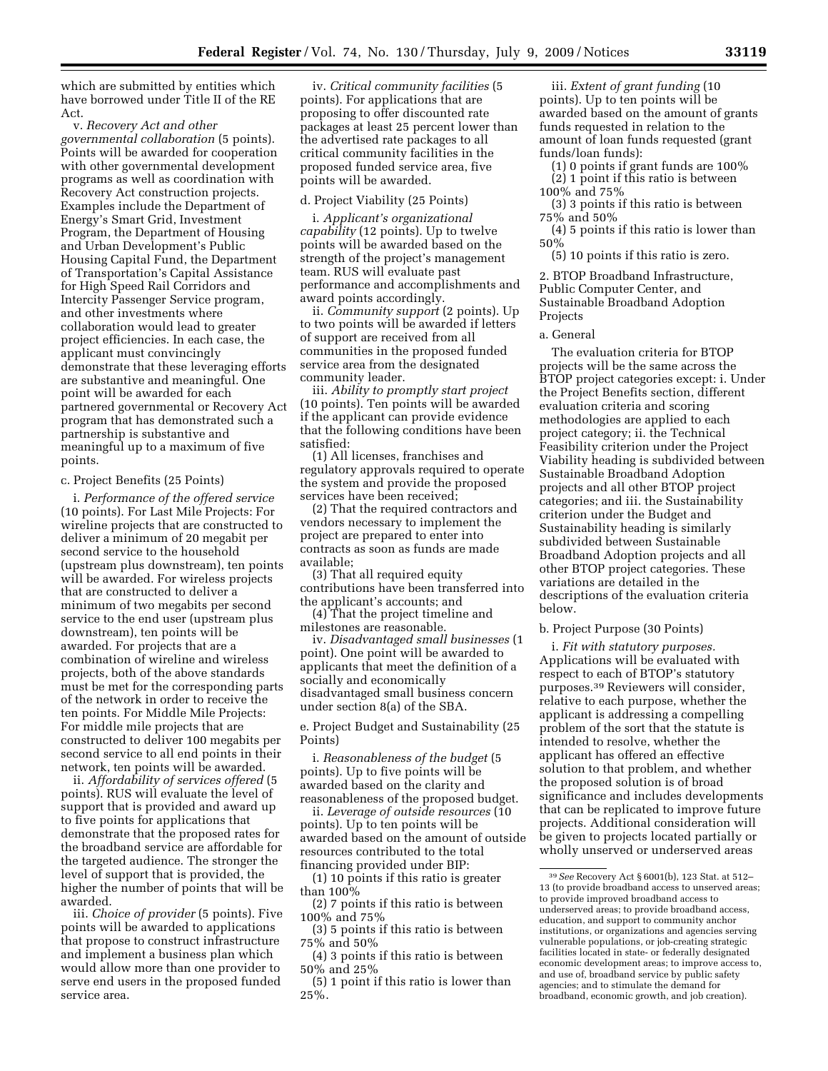which are submitted by entities which have borrowed under Title II of the RE Act.

v. *Recovery Act and other governmental collaboration* (5 points). Points will be awarded for cooperation with other governmental development programs as well as coordination with Recovery Act construction projects. Examples include the Department of Energy's Smart Grid, Investment Program, the Department of Housing and Urban Development's Public Housing Capital Fund, the Department of Transportation's Capital Assistance for High Speed Rail Corridors and Intercity Passenger Service program, and other investments where collaboration would lead to greater project efficiencies. In each case, the applicant must convincingly demonstrate that these leveraging efforts are substantive and meaningful. One point will be awarded for each partnered governmental or Recovery Act program that has demonstrated such a partnership is substantive and meaningful up to a maximum of five points.

c. Project Benefits (25 Points)

i. *Performance of the offered service* (10 points). For Last Mile Projects: For wireline projects that are constructed to deliver a minimum of 20 megabit per second service to the household (upstream plus downstream), ten points will be awarded. For wireless projects that are constructed to deliver a minimum of two megabits per second service to the end user (upstream plus downstream), ten points will be awarded. For projects that are a combination of wireline and wireless projects, both of the above standards must be met for the corresponding parts of the network in order to receive the ten points. For Middle Mile Projects: For middle mile projects that are constructed to deliver 100 megabits per second service to all end points in their network, ten points will be awarded.

ii. *Affordability of services offered* (5 points). RUS will evaluate the level of support that is provided and award up to five points for applications that demonstrate that the proposed rates for the broadband service are affordable for the targeted audience. The stronger the level of support that is provided, the higher the number of points that will be awarded.

iii. *Choice of provider* (5 points). Five points will be awarded to applications that propose to construct infrastructure and implement a business plan which would allow more than one provider to serve end users in the proposed funded service area.

iv. *Critical community facilities* (5 points). For applications that are proposing to offer discounted rate packages at least 25 percent lower than the advertised rate packages to all critical community facilities in the proposed funded service area, five points will be awarded.

d. Project Viability (25 Points)

i. *Applicant's organizational capability* (12 points). Up to twelve points will be awarded based on the strength of the project's management team. RUS will evaluate past performance and accomplishments and award points accordingly.

ii. *Community support* (2 points). Up to two points will be awarded if letters of support are received from all communities in the proposed funded service area from the designated community leader.

iii. *Ability to promptly start project* (10 points). Ten points will be awarded if the applicant can provide evidence that the following conditions have been satisfied:

(1) All licenses, franchises and regulatory approvals required to operate the system and provide the proposed services have been received;

(2) That the required contractors and vendors necessary to implement the project are prepared to enter into contracts as soon as funds are made available;

(3) That all required equity contributions have been transferred into the applicant's accounts; and

(4) That the project timeline and milestones are reasonable.

iv. *Disadvantaged small businesses* (1 point). One point will be awarded to applicants that meet the definition of a socially and economically disadvantaged small business concern under section 8(a) of the SBA.

e. Project Budget and Sustainability (25 Points)

i. *Reasonableness of the budget* (5 points). Up to five points will be awarded based on the clarity and reasonableness of the proposed budget.

ii. *Leverage of outside resources* (10 points). Up to ten points will be awarded based on the amount of outside resources contributed to the total financing provided under BIP:

(1) 10 points if this ratio is greater than 100%

(2) 7 points if this ratio is between 100% and 75%

(3) 5 points if this ratio is between 75% and 50%

(4) 3 points if this ratio is between 50% and 25%

(5) 1 point if this ratio is lower than 25%.

iii. *Extent of grant funding* (10 points). Up to ten points will be awarded based on the amount of grants funds requested in relation to the amount of loan funds requested (grant funds/loan funds):

(1) 0 points if grant funds are 100%

(2) 1 point if this ratio is between 100% and 75%

(3) 3 points if this ratio is between 75% and 50%

(4) 5 points if this ratio is lower than 50%

(5) 10 points if this ratio is zero.

2. BTOP Broadband Infrastructure, Public Computer Center, and Sustainable Broadband Adoption Projects

a. General

The evaluation criteria for BTOP projects will be the same across the BTOP project categories except: i. Under the Project Benefits section, different evaluation criteria and scoring methodologies are applied to each project category; ii. the Technical Feasibility criterion under the Project Viability heading is subdivided between Sustainable Broadband Adoption projects and all other BTOP project categories; and iii. the Sustainability criterion under the Budget and Sustainability heading is similarly subdivided between Sustainable Broadband Adoption projects and all other BTOP project categories. These variations are detailed in the descriptions of the evaluation criteria below.

b. Project Purpose (30 Points)

i. *Fit with statutory purposes.* Applications will be evaluated with respect to each of BTOP's statutory purposes.[39] Reviewers will consider, relative to each purpose, whether the applicant is addressing a compelling problem of the sort that the statute is intended to resolve, whether the applicant has offered an effective solution to that problem, and whether the proposed solution is of broad significance and includes developments that can be replicated to improve future projects. Additional consideration will be given to projects located partially or wholly unserved or underserved areas

[39] *See* Recovery Act § 6001(b), 123 Stat. at 512–13 (to provide broadband access to unserved areas; to provide improved broadband access to underserved areas; to provide broadband access, education, and support to community anchor institutions, or organizations and agencies serving vulnerable populations, or job-creating strategic facilities located in state- or federally designated economic development areas; to improve access to, and use of, broadband service by public safety agencies; and to stimulate the demand for broadband, economic growth, and job creation).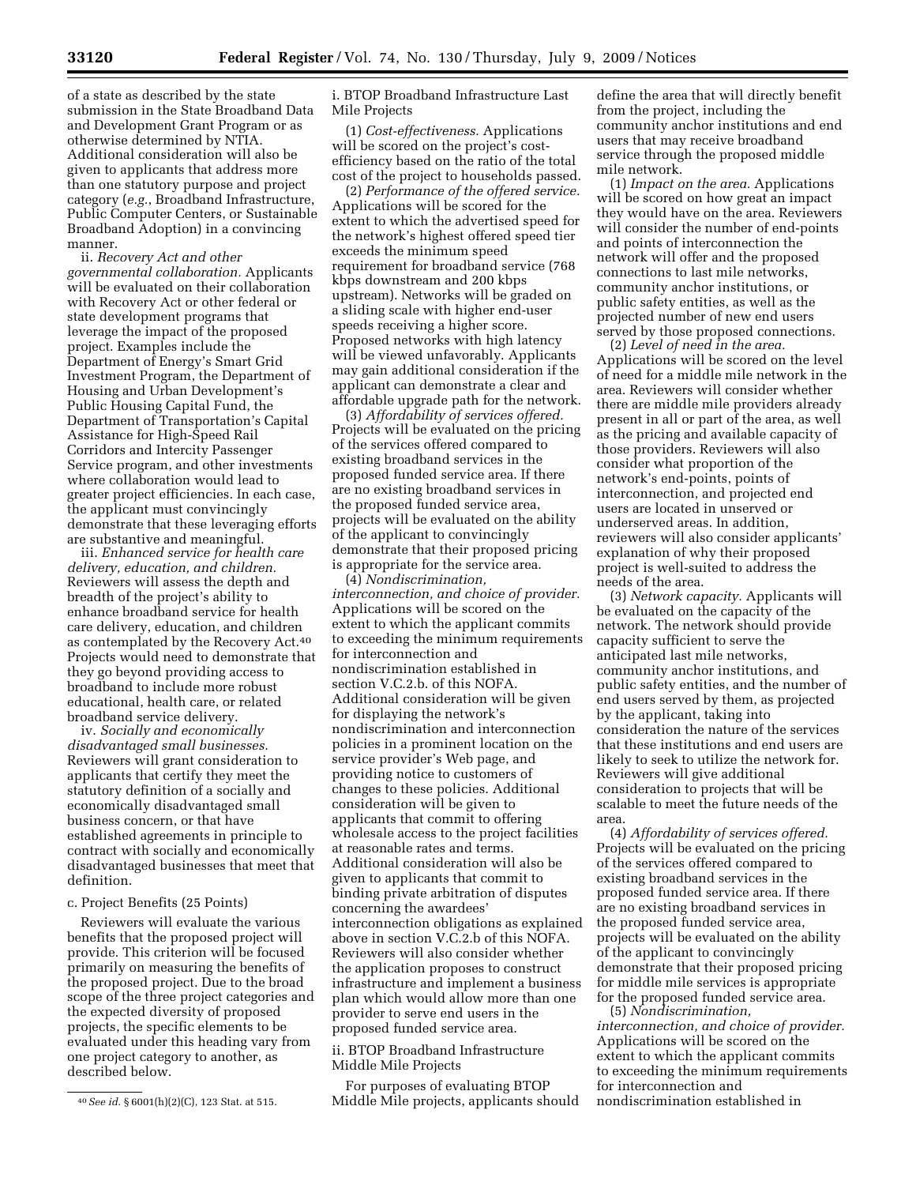of a state as described by the state submission in the State Broadband Data and Development Grant Program or as otherwise determined by NTIA. Additional consideration will also be given to applicants that address more than one statutory purpose and project category (*e.g.*, Broadband Infrastructure, Public Computer Centers, or Sustainable Broadband Adoption) in a convincing manner.

ii. *Recovery Act and other governmental collaboration.* Applicants will be evaluated on their collaboration with Recovery Act or other federal or state development programs that leverage the impact of the proposed project. Examples include the Department of Energy's Smart Grid Investment Program, the Department of Housing and Urban Development's Public Housing Capital Fund, the Department of Transportation's Capital Assistance for High-Speed Rail Corridors and Intercity Passenger Service program, and other investments where collaboration would lead to greater project efficiencies. In each case, the applicant must convincingly demonstrate that these leveraging efforts are substantive and meaningful.

iii. *Enhanced service for health care delivery, education, and children.* Reviewers will assess the depth and breadth of the project's ability to enhance broadband service for health care delivery, education, and children as contemplated by the Recovery Act.[40] Projects would need to demonstrate that they go beyond providing access to broadband to include more robust educational, health care, or related broadband service delivery.

iv. *Socially and economically disadvantaged small businesses.* Reviewers will grant consideration to applicants that certify they meet the statutory definition of a socially and economically disadvantaged small business concern, or that have established agreements in principle to contract with socially and economically disadvantaged businesses that meet that definition.

c. Project Benefits (25 Points)

Reviewers will evaluate the various benefits that the proposed project will provide. This criterion will be focused primarily on measuring the benefits of the proposed project. Due to the broad scope of the three project categories and the expected diversity of proposed projects, the specific elements to be evaluated under this heading vary from one project category to another, as described below.

i. BTOP Broadband Infrastructure Last Mile Projects

(1) *Cost-effectiveness.* Applications will be scored on the project's cost-efficiency based on the ratio of the total cost of the project to households passed.

(2) *Performance of the offered service.* Applications will be scored for the extent to which the advertised speed for the network's highest offered speed tier exceeds the minimum speed requirement for broadband service (768 kbps downstream and 200 kbps upstream). Networks will be graded on a sliding scale with higher end-user speeds receiving a higher score. Proposed networks with high latency will be viewed unfavorably. Applicants may gain additional consideration if the applicant can demonstrate a clear and affordable upgrade path for the network.

(3) *Affordability of services offered.* Projects will be evaluated on the pricing of the services offered compared to existing broadband services in the proposed funded service area. If there are no existing broadband services in the proposed funded service area, projects will be evaluated on the ability of the applicant to convincingly demonstrate that their proposed pricing is appropriate for the service area.

(4) *Nondiscrimination, interconnection, and choice of provider.* Applications will be scored on the extent to which the applicant commits to exceeding the minimum requirements for interconnection and nondiscrimination established in section V.C.2.b. of this NOFA. Additional consideration will be given for displaying the network's nondiscrimination and interconnection policies in a prominent location on the service provider's Web page, and providing notice to customers of changes to these policies. Additional consideration will be given to applicants that commit to offering wholesale access to the project facilities at reasonable rates and terms. Additional consideration will also be given to applicants that commit to binding private arbitration of disputes concerning the awardees' interconnection obligations as explained above in section V.C.2.b of this NOFA. Reviewers will also consider whether the application proposes to construct infrastructure and implement a business plan which would allow more than one provider to serve end users in the proposed funded service area.

ii. BTOP Broadband Infrastructure Middle Mile Projects

For purposes of evaluating BTOP Middle Mile projects, applicants should define the area that will directly benefit from the project, including the community anchor institutions and end users that may receive broadband service through the proposed middle mile network.

(1) *Impact on the area.* Applications will be scored on how great an impact they would have on the area. Reviewers will consider the number of end-points and points of interconnection the network will offer and the proposed connections to last mile networks, community anchor institutions, or public safety entities, as well as the projected number of new end users served by those proposed connections.

(2) *Level of need in the area.* Applications will be scored on the level of need for a middle mile network in the area. Reviewers will consider whether there are middle mile providers already present in all or part of the area, as well as the pricing and available capacity of those providers. Reviewers will also consider what proportion of the network's end-points, points of interconnection, and projected end users are located in unserved or underserved areas. In addition, reviewers will also consider applicants' explanation of why their proposed project is well-suited to address the needs of the area.

(3) *Network capacity.* Applicants will be evaluated on the capacity of the network. The network should provide capacity sufficient to serve the anticipated last mile networks, community anchor institutions, and public safety entities, and the number of end users served by them, as projected by the applicant, taking into consideration the nature of the services that these institutions and end users are likely to seek to utilize the network for. Reviewers will give additional consideration to projects that will be scalable to meet the future needs of the area.

(4) *Affordability of services offered.* Projects will be evaluated on the pricing of the services offered compared to existing broadband services in the proposed funded service area. If there are no existing broadband services in the proposed funded service area, projects will be evaluated on the ability of the applicant to convincingly demonstrate that their proposed pricing for middle mile services is appropriate for the proposed funded service area.

(5) *Nondiscrimination, interconnection, and choice of provider.* Applications will be scored on the extent to which the applicant commits to exceeding the minimum requirements for interconnection and nondiscrimination established in

[40] *See id.* § 6001(h)(2)(C), 123 Stat. at 515.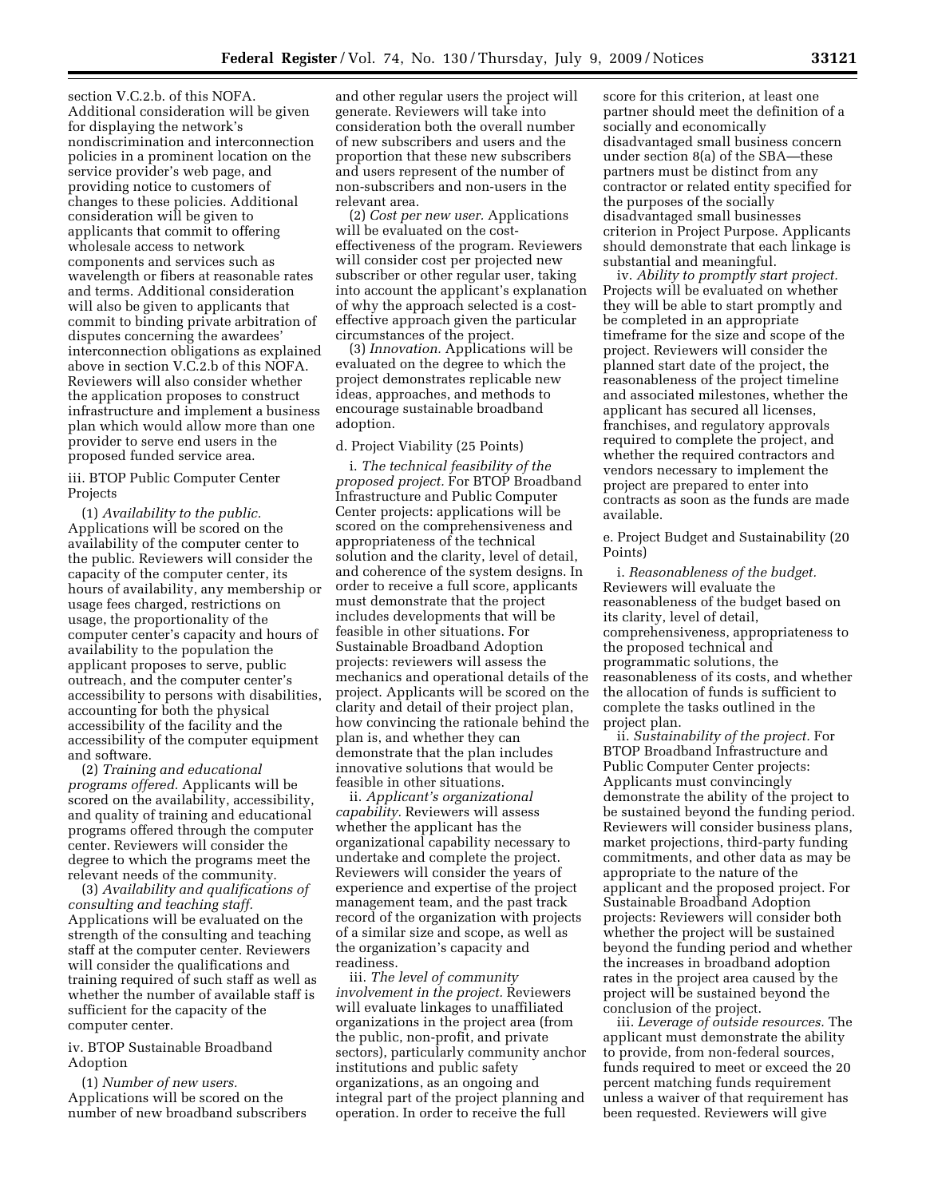section V.C.2.b. of this NOFA. Additional consideration will be given for displaying the network's nondiscrimination and interconnection policies in a prominent location on the service provider's web page, and providing notice to customers of changes to these policies. Additional consideration will be given to applicants that commit to offering wholesale access to network components and services such as wavelength or fibers at reasonable rates and terms. Additional consideration will also be given to applicants that commit to binding private arbitration of disputes concerning the awardees' interconnection obligations as explained above in section V.C.2.b of this NOFA. Reviewers will also consider whether the application proposes to construct infrastructure and implement a business plan which would allow more than one provider to serve end users in the proposed funded service area.

iii. BTOP Public Computer Center Projects

(1) *Availability to the public.* Applications will be scored on the availability of the computer center to the public. Reviewers will consider the capacity of the computer center, its hours of availability, any membership or usage fees charged, restrictions on usage, the proportionality of the computer center's capacity and hours of availability to the population the applicant proposes to serve, public outreach, and the computer center's accessibility to persons with disabilities, accounting for both the physical accessibility of the facility and the accessibility of the computer equipment and software.

(2) *Training and educational programs offered.* Applicants will be scored on the availability, accessibility, and quality of training and educational programs offered through the computer center. Reviewers will consider the degree to which the programs meet the relevant needs of the community.

(3) *Availability and qualifications of consulting and teaching staff.* Applications will be evaluated on the strength of the consulting and teaching staff at the computer center. Reviewers will consider the qualifications and training required of such staff as well as whether the number of available staff is sufficient for the capacity of the computer center.

iv. BTOP Sustainable Broadband Adoption

(1) *Number of new users.* Applications will be scored on the number of new broadband subscribers and other regular users the project will generate. Reviewers will take into consideration both the overall number of new subscribers and users and the proportion that these new subscribers and users represent of the number of non-subscribers and non-users in the relevant area.

(2) *Cost per new user.* Applications will be evaluated on the cost-effectiveness of the program. Reviewers will consider cost per projected new subscriber or other regular user, taking into account the applicant's explanation of why the approach selected is a cost-effective approach given the particular circumstances of the project.

(3) *Innovation.* Applications will be evaluated on the degree to which the project demonstrates replicable new ideas, approaches, and methods to encourage sustainable broadband adoption.

d. Project Viability (25 Points)

i. *The technical feasibility of the proposed project.* For BTOP Broadband Infrastructure and Public Computer Center projects: applications will be scored on the comprehensiveness and appropriateness of the technical solution and the clarity, level of detail, and coherence of the system designs. In order to receive a full score, applicants must demonstrate that the project includes developments that will be feasible in other situations. For Sustainable Broadband Adoption projects: reviewers will assess the mechanics and operational details of the project. Applicants will be scored on the clarity and detail of their project plan, how convincing the rationale behind the plan is, and whether they can demonstrate that the plan includes innovative solutions that would be feasible in other situations.

ii. *Applicant's organizational capability.* Reviewers will assess whether the applicant has the organizational capability necessary to undertake and complete the project. Reviewers will consider the years of experience and expertise of the project management team, and the past track record of the organization with projects of a similar size and scope, as well as the organization's capacity and readiness.

iii. *The level of community involvement in the project.* Reviewers will evaluate linkages to unaffiliated organizations in the project area (from the public, non-profit, and private sectors), particularly community anchor institutions and public safety organizations, as an ongoing and integral part of the project planning and operation. In order to receive the full score for this criterion, at least one partner should meet the definition of a socially and economically disadvantaged small business concern under section 8(a) of the SBA—these partners must be distinct from any contractor or related entity specified for the purposes of the socially disadvantaged small businesses criterion in Project Purpose. Applicants should demonstrate that each linkage is substantial and meaningful.

iv. *Ability to promptly start project.* Projects will be evaluated on whether they will be able to start promptly and be completed in an appropriate timeframe for the size and scope of the project. Reviewers will consider the planned start date of the project, the reasonableness of the project timeline and associated milestones, whether the applicant has secured all licenses, franchises, and regulatory approvals required to complete the project, and whether the required contractors and vendors necessary to implement the project are prepared to enter into contracts as soon as the funds are made available.

e. Project Budget and Sustainability (20 Points)

i. *Reasonableness of the budget.* Reviewers will evaluate the reasonableness of the budget based on its clarity, level of detail, comprehensiveness, appropriateness to the proposed technical and programmatic solutions, the reasonableness of its costs, and whether the allocation of funds is sufficient to complete the tasks outlined in the project plan.

ii. *Sustainability of the project.* For BTOP Broadband Infrastructure and Public Computer Center projects: Applicants must convincingly demonstrate the ability of the project to be sustained beyond the funding period. Reviewers will consider business plans, market projections, third-party funding commitments, and other data as may be appropriate to the nature of the applicant and the proposed project. For Sustainable Broadband Adoption projects: Reviewers will consider both whether the project will be sustained beyond the funding period and whether the increases in broadband adoption rates in the project area caused by the project will be sustained beyond the conclusion of the project.

iii. *Leverage of outside resources.* The applicant must demonstrate the ability to provide, from non-federal sources, funds required to meet or exceed the 20 percent matching funds requirement unless a waiver of that requirement has been requested. Reviewers will give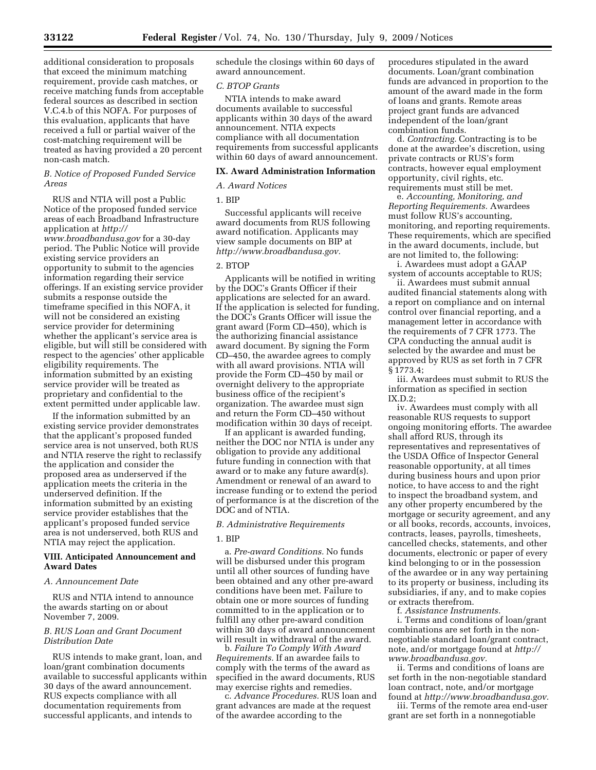additional consideration to proposals that exceed the minimum matching requirement, provide cash matches, or receive matching funds from acceptable federal sources as described in section V.C.4.b of this NOFA. For purposes of this evaluation, applicants that have received a full or partial waiver of the cost-matching requirement will be treated as having provided a 20 percent non-cash match.

### *B. Notice of Proposed Funded Service Areas*

RUS and NTIA will post a Public Notice of the proposed funded service areas of each Broadband Infrastructure application at *http://www.broadbandusa.gov* for a 30-day period. The Public Notice will provide existing service providers an opportunity to submit to the agencies information regarding their service offerings. If an existing service provider submits a response outside the timeframe specified in this NOFA, it will not be considered an existing service provider for determining whether the applicant's service area is eligible, but will still be considered with respect to the agencies' other applicable eligibility requirements. The information submitted by an existing service provider will be treated as proprietary and confidential to the extent permitted under applicable law.

If the information submitted by an existing service provider demonstrates that the applicant's proposed funded service area is not unserved, both RUS and NTIA reserve the right to reclassify the application and consider the proposed area as underserved if the application meets the criteria in the underserved definition. If the information submitted by an existing service provider establishes that the applicant's proposed funded service area is not underserved, both RUS and NTIA may reject the application.

## VIII. Anticipated Announcement and Award Dates

### *A. Announcement Date*

RUS and NTIA intend to announce the awards starting on or about November 7, 2009.

### *B. RUS Loan and Grant Document Distribution Date*

RUS intends to make grant, loan, and loan/grant combination documents available to successful applicants within 30 days of the award announcement. RUS expects compliance with all documentation requirements from successful applicants, and intends to schedule the closings within 60 days of award announcement.

### *C. BTOP Grants*

NTIA intends to make award documents available to successful applicants within 30 days of the award announcement. NTIA expects compliance with all documentation requirements from successful applicants within 60 days of award announcement.

## IX. Award Administration Information

### *A. Award Notices*

1. BIP

Successful applicants will receive award documents from RUS following award notification. Applicants may view sample documents on BIP at *http://www.broadbandusa.gov.*

2. BTOP

Applicants will be notified in writing by the DOC's Grants Officer if their applications are selected for an award. If the application is selected for funding, the DOC's Grants Officer will issue the grant award (Form CD–450), which is the authorizing financial assistance award document. By signing the Form CD–450, the awardee agrees to comply with all award provisions. NTIA will provide the Form CD–450 by mail or overnight delivery to the appropriate business office of the recipient's organization. The awardee must sign and return the Form CD–450 without modification within 30 days of receipt.

If an applicant is awarded funding, neither the DOC nor NTIA is under any obligation to provide any additional future funding in connection with that award or to make any future award(s). Amendment or renewal of an award to increase funding or to extend the period of performance is at the discretion of the DOC and of NTIA.

### *B. Administrative Requirements*

1. BIP

a. *Pre-award Conditions.* No funds will be disbursed under this program until all other sources of funding have been obtained and any other pre-award conditions have been met. Failure to obtain one or more sources of funding committed to in the application or to fulfill any other pre-award condition within 30 days of award announcement will result in withdrawal of the award.

b. *Failure To Comply With Award Requirements.* If an awardee fails to comply with the terms of the award as specified in the award documents, RUS may exercise rights and remedies.

c. *Advance Procedures.* RUS loan and grant advances are made at the request of the awardee according to the procedures stipulated in the award documents. Loan/grant combination funds are advanced in proportion to the amount of the award made in the form of loans and grants. Remote areas project grant funds are advanced independent of the loan/grant combination funds.

d. *Contracting.* Contracting is to be done at the awardee's discretion, using private contracts or RUS's form contracts, however equal employment opportunity, civil rights, etc. requirements must still be met.

e. *Accounting, Monitoring, and Reporting Requirements.* Awardees must follow RUS's accounting, monitoring, and reporting requirements. These requirements, which are specified in the award documents, include, but are not limited to, the following:

i. Awardees must adopt a GAAP system of accounts acceptable to RUS;

ii. Awardees must submit annual audited financial statements along with a report on compliance and on internal control over financial reporting, and a management letter in accordance with the requirements of 7 CFR 1773. The CPA conducting the annual audit is selected by the awardee and must be approved by RUS as set forth in 7 CFR § 1773.4;

iii. Awardees must submit to RUS the information as specified in section IX.D.2;

iv. Awardees must comply with all reasonable RUS requests to support ongoing monitoring efforts. The awardee shall afford RUS, through its representatives and representatives of the USDA Office of Inspector General reasonable opportunity, at all times during business hours and upon prior notice, to have access to and the right to inspect the broadband system, and any other property encumbered by the mortgage or security agreement, and any or all books, records, accounts, invoices, contracts, leases, payrolls, timesheets, cancelled checks, statements, and other documents, electronic or paper of every kind belonging to or in the possession of the awardee or in any way pertaining to its property or business, including its subsidiaries, if any, and to make copies or extracts therefrom.

f. *Assistance Instruments.*

i. Terms and conditions of loan/grant combinations are set forth in the non-negotiable standard loan/grant contract, note, and/or mortgage found at *http://www.broadbandusa.gov.*

ii. Terms and conditions of loans are set forth in the non-negotiable standard loan contract, note, and/or mortgage found at *http://www.broadbandusa.gov.*

iii. Terms of the remote area end-user grant are set forth in a nonnegotiable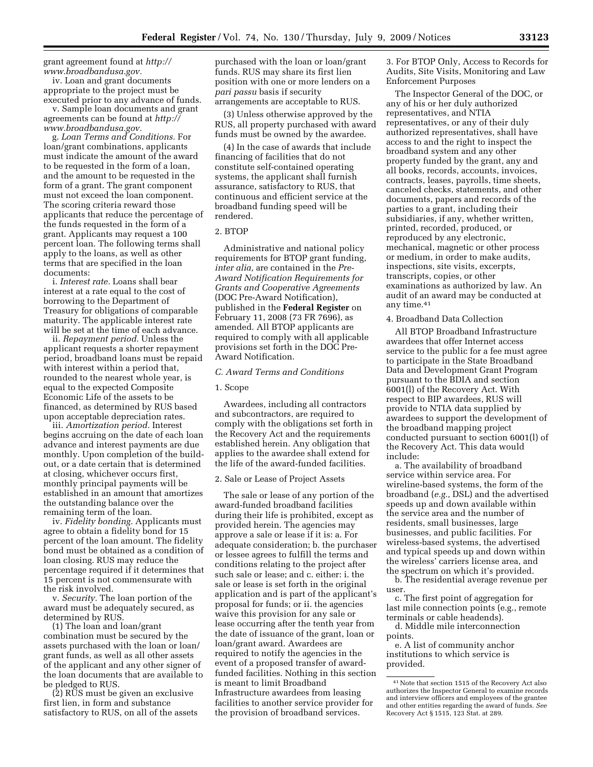grant agreement found at *http://www.broadbandusa.gov.*

iv. Loan and grant documents appropriate to the project must be executed prior to any advance of funds.

v. Sample loan documents and grant agreements can be found at *http://www.broadbandusa.gov.*

g. *Loan Terms and Conditions.* For loan/grant combinations, applicants must indicate the amount of the award to be requested in the form of a loan, and the amount to be requested in the form of a grant. The grant component must not exceed the loan component. The scoring criteria reward those applicants that reduce the percentage of the funds requested in the form of a grant. Applicants may request a 100 percent loan. The following terms shall apply to the loans, as well as other terms that are specified in the loan documents:

i. *Interest rate.* Loans shall bear interest at a rate equal to the cost of borrowing to the Department of Treasury for obligations of comparable maturity. The applicable interest rate will be set at the time of each advance.

ii. *Repayment period.* Unless the applicant requests a shorter repayment period, broadband loans must be repaid with interest within a period that, rounded to the nearest whole year, is equal to the expected Composite Economic Life of the assets to be financed, as determined by RUS based upon acceptable depreciation rates.

iii. *Amortization period.* Interest begins accruing on the date of each loan advance and interest payments are due monthly. Upon completion of the build-out, or a date certain that is determined at closing, whichever occurs first, monthly principal payments will be established in an amount that amortizes the outstanding balance over the remaining term of the loan.

iv. *Fidelity bonding.* Applicants must agree to obtain a fidelity bond for 15 percent of the loan amount. The fidelity bond must be obtained as a condition of loan closing. RUS may reduce the percentage required if it determines that 15 percent is not commensurate with the risk involved.

v. *Security.* The loan portion of the award must be adequately secured, as determined by RUS.

(1) The loan and loan/grant combination must be secured by the assets purchased with the loan or loan/grant funds, as well as all other assets of the applicant and any other signer of the loan documents that are available to be pledged to RUS.

(2) RUS must be given an exclusive first lien, in form and substance satisfactory to RUS, on all of the assets purchased with the loan or loan/grant funds. RUS may share its first lien position with one or more lenders on a *pari passu* basis if security arrangements are acceptable to RUS.

(3) Unless otherwise approved by the RUS, all property purchased with award funds must be owned by the awardee.

(4) In the case of awards that include financing of facilities that do not constitute self-contained operating systems, the applicant shall furnish assurance, satisfactory to RUS, that continuous and efficient service at the broadband funding speed will be rendered.

2. BTOP

Administrative and national policy requirements for BTOP grant funding, *inter alia,* are contained in the *Pre-Award Notification Requirements for Grants and Cooperative Agreements* (DOC Pre-Award Notification), published in the **Federal Register** on February 11, 2008 (73 FR 7696), as amended. All BTOP applicants are required to comply with all applicable provisions set forth in the DOC Pre-Award Notification.

### *C. Award Terms and Conditions*

1. Scope

Awardees, including all contractors and subcontractors, are required to comply with the obligations set forth in the Recovery Act and the requirements established herein. Any obligation that applies to the awardee shall extend for the life of the award-funded facilities.

2. Sale or Lease of Project Assets

The sale or lease of any portion of the award-funded broadband facilities during their life is prohibited, except as provided herein. The agencies may approve a sale or lease if it is: a. For adequate consideration; b. the purchaser or lessee agrees to fulfill the terms and conditions relating to the project after such sale or lease; and c. either: i. the sale or lease is set forth in the original application and is part of the applicant's proposal for funds; or ii. the agencies waive this provision for any sale or lease occurring after the tenth year from the date of issuance of the grant, loan or loan/grant award. Awardees are required to notify the agencies in the event of a proposed transfer of award-funded facilities. Nothing in this section is meant to limit Broadband Infrastructure awardees from leasing facilities to another service provider for the provision of broadband services.

3. For BTOP Only, Access to Records for Audits, Site Visits, Monitoring and Law Enforcement Purposes

The Inspector General of the DOC, or any of his or her duly authorized representatives, and NTIA representatives, or any of their duly authorized representatives, shall have access to and the right to inspect the broadband system and any other property funded by the grant, any and all books, records, accounts, invoices, contracts, leases, payrolls, time sheets, canceled checks, statements, and other documents, papers and records of the parties to a grant, including their subsidiaries, if any, whether written, printed, recorded, produced, or reproduced by any electronic, mechanical, magnetic or other process or medium, in order to make audits, inspections, site visits, excerpts, transcripts, copies, or other examinations as authorized by law. An audit of an award may be conducted at any time.[41]

4. Broadband Data Collection

All BTOP Broadband Infrastructure awardees that offer Internet access service to the public for a fee must agree to participate in the State Broadband Data and Development Grant Program pursuant to the BDIA and section 6001(l) of the Recovery Act. With respect to BIP awardees, RUS will provide to NTIA data supplied by awardees to support the development of the broadband mapping project conducted pursuant to section 6001(l) of the Recovery Act. This data would include:

a. The availability of broadband service within service area. For wireline-based systems, the form of the broadband (*e.g.,* DSL) and the advertised speeds up and down available within the service area and the number of residents, small businesses, large businesses, and public facilities. For wireless-based systems, the advertised and typical speeds up and down within the wireless' carriers license area, and the spectrum on which it's provided.

b. The residential average revenue per user.

c. The first point of aggregation for last mile connection points (e.g., remote terminals or cable headends).

d. Middle mile interconnection points.

e. A list of community anchor institutions to which service is provided.

---

[41] Note that section 1515 of the Recovery Act also authorizes the Inspector General to examine records and interview officers and employees of the grantee and other entities regarding the award of funds. *See* Recovery Act § 1515, 123 Stat. at 289.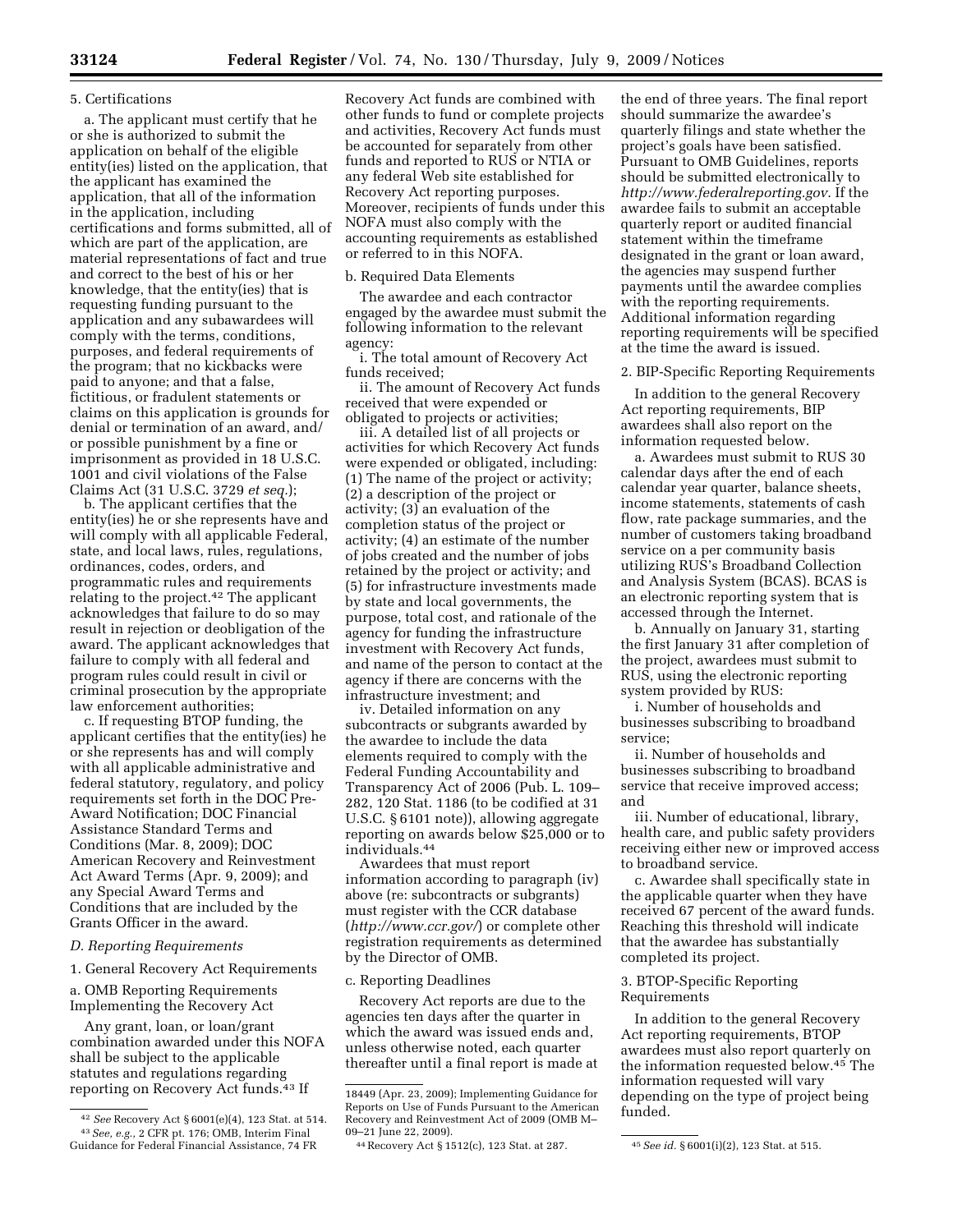5. Certifications

a. The applicant must certify that he or she is authorized to submit the application on behalf of the eligible entity(ies) listed on the application, that the applicant has examined the application, that all of the information in the application, including certifications and forms submitted, all of which are part of the application, are material representations of fact and true and correct to the best of his or her knowledge, that the entity(ies) that is requesting funding pursuant to the application and any subawardees will comply with the terms, conditions, purposes, and federal requirements of the program; that no kickbacks were paid to anyone; and that a false, fictitious, or fradulent statements or claims on this application is grounds for denial or termination of an award, and/or possible punishment by a fine or imprisonment as provided in 18 U.S.C. 1001 and civil violations of the False Claims Act (31 U.S.C. 3729 *et seq.*);

b. The applicant certifies that the entity(ies) he or she represents have and will comply with all applicable Federal, state, and local laws, rules, regulations, ordinances, codes, orders, and programmatic rules and requirements relating to the project.[42] The applicant acknowledges that failure to do so may result in rejection or deobligation of the award. The applicant acknowledges that failure to comply with all federal and program rules could result in civil or criminal prosecution by the appropriate law enforcement authorities;

c. If requesting BTOP funding, the applicant certifies that the entity(ies) he or she represents has and will comply with all applicable administrative and federal statutory, regulatory, and policy requirements set forth in the DOC Pre-Award Notification; DOC Financial Assistance Standard Terms and Conditions (Mar. 8, 2009); DOC American Recovery and Reinvestment Act Award Terms (Apr. 9, 2009); and any Special Award Terms and Conditions that are included by the Grants Officer in the award.

### *D. Reporting Requirements*

1. General Recovery Act Requirements

a. OMB Reporting Requirements Implementing the Recovery Act

Any grant, loan, or loan/grant combination awarded under this NOFA shall be subject to the applicable statutes and regulations regarding reporting on Recovery Act funds.[43] If Recovery Act funds are combined with other funds to fund or complete projects and activities, Recovery Act funds must be accounted for separately from other funds and reported to RUS or NTIA or any federal Web site established for Recovery Act reporting purposes. Moreover, recipients of funds under this NOFA must also comply with the accounting requirements as established or referred to in this NOFA.

b. Required Data Elements

The awardee and each contractor engaged by the awardee must submit the following information to the relevant agency:

i. The total amount of Recovery Act funds received;

ii. The amount of Recovery Act funds received that were expended or obligated to projects or activities;

iii. A detailed list of all projects or activities for which Recovery Act funds were expended or obligated, including: (1) The name of the project or activity; (2) a description of the project or activity; (3) an evaluation of the completion status of the project or activity; (4) an estimate of the number of jobs created and the number of jobs retained by the project or activity; and (5) for infrastructure investments made by state and local governments, the purpose, total cost, and rationale of the agency for funding the infrastructure investment with Recovery Act funds, and name of the person to contact at the agency if there are concerns with the infrastructure investment; and

iv. Detailed information on any subcontracts or subgrants awarded by the awardee to include the data elements required to comply with the Federal Funding Accountability and Transparency Act of 2006 (Pub. L. 109–282, 120 Stat. 1186 (to be codified at 31 U.S.C. § 6101 note)), allowing aggregate reporting on awards below $25,000 or to individuals.[44]

Awardees that must report information according to paragraph (iv) above (re: subcontracts or subgrants) must register with the CCR database (*http://www.ccr.gov/*) or complete other registration requirements as determined by the Director of OMB.

c. Reporting Deadlines

Recovery Act reports are due to the agencies ten days after the quarter in which the award was issued ends and, unless otherwise noted, each quarter thereafter until a final report is made at the end of three years. The final report should summarize the awardee's quarterly filings and state whether the project's goals have been satisfied. Pursuant to OMB Guidelines, reports should be submitted electronically to *http://www.federalreporting.gov*. If the awardee fails to submit an acceptable quarterly report or audited financial statement within the timeframe designated in the grant or loan award, the agencies may suspend further payments until the awardee complies with the reporting requirements. Additional information regarding reporting requirements will be specified at the time the award is issued.

2. BIP-Specific Reporting Requirements

In addition to the general Recovery Act reporting requirements, BIP awardees shall also report on the information requested below.

a. Awardees must submit to RUS 30 calendar days after the end of each calendar year quarter, balance sheets, income statements, statements of cash flow, rate package summaries, and the number of customers taking broadband service on a per community basis utilizing RUS's Broadband Collection and Analysis System (BCAS). BCAS is an electronic reporting system that is accessed through the Internet.

b. Annually on January 31, starting the first January 31 after completion of the project, awardees must submit to RUS, using the electronic reporting system provided by RUS:

i. Number of households and businesses subscribing to broadband service;

ii. Number of households and businesses subscribing to broadband service that receive improved access; and

iii. Number of educational, library, health care, and public safety providers receiving either new or improved access to broadband service.

c. Awardee shall specifically state in the applicable quarter when they have received 67 percent of the award funds. Reaching this threshold will indicate that the awardee has substantially completed its project.

3. BTOP-Specific Reporting Requirements

In addition to the general Recovery Act reporting requirements, BTOP awardees must also report quarterly on the information requested below.[45] The information requested will vary depending on the type of project being funded.

---

[42] *See* Recovery Act § 6001(e)(4), 123 Stat. at 514.

[43] *See, e.g.,* 2 CFR pt. 176; OMB, Interim Final Guidance for Federal Financial Assistance, 74 FR 18449 (Apr. 23, 2009); Implementing Guidance for Reports on Use of Funds Pursuant to the American Recovery and Reinvestment Act of 2009 (OMB M–09–21 June 22, 2009).

[44] Recovery Act § 1512(c), 123 Stat. at 287.

[45] *See id.* § 6001(i)(2), 123 Stat. at 515.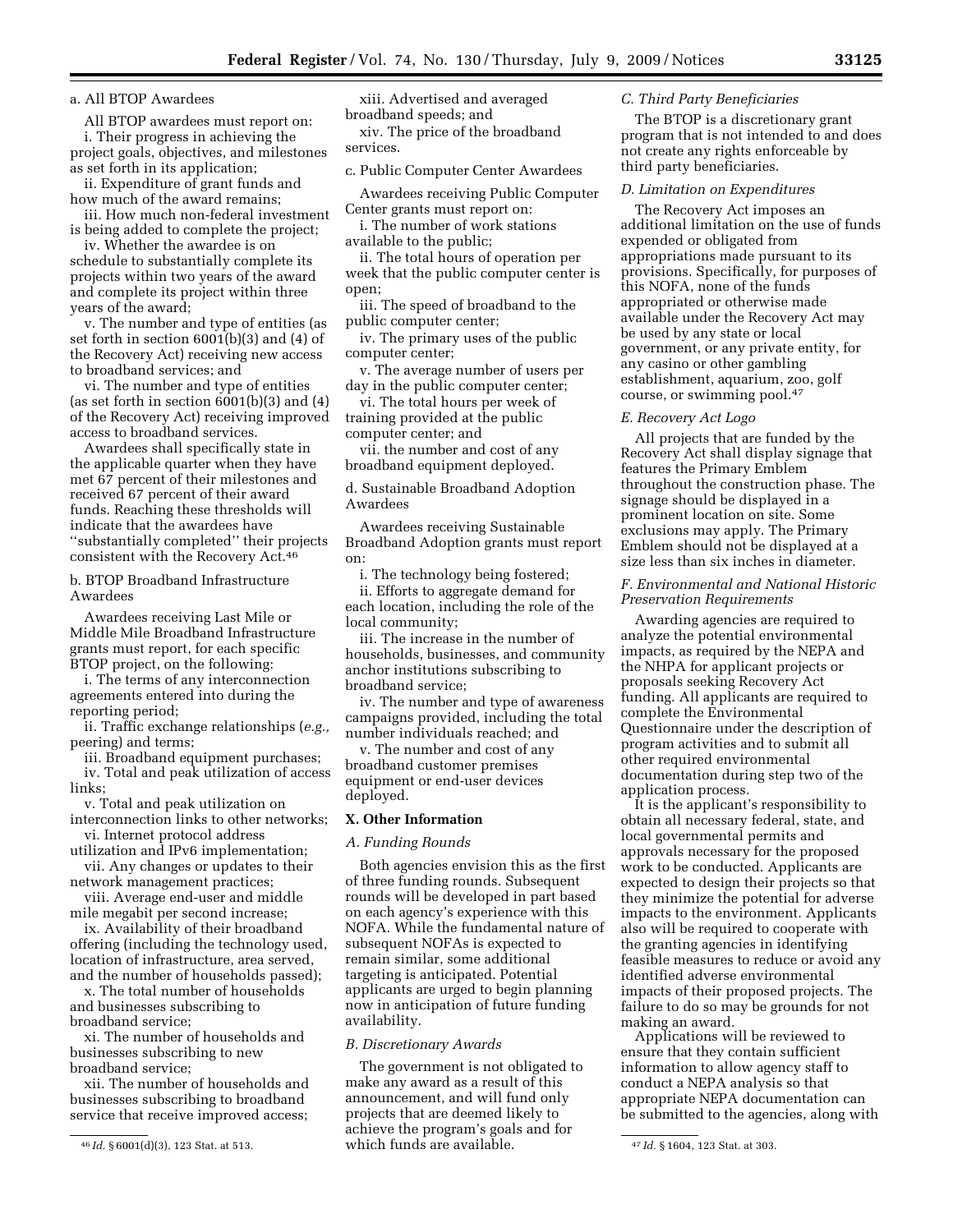a. All BTOP Awardees

All BTOP awardees must report on:

i. Their progress in achieving the project goals, objectives, and milestones as set forth in its application;

ii. Expenditure of grant funds and how much of the award remains;

iii. How much non-federal investment is being added to complete the project;

iv. Whether the awardee is on schedule to substantially complete its projects within two years of the award and complete its project within three years of the award;

v. The number and type of entities (as set forth in section 6001(b)(3) and (4) of the Recovery Act) receiving new access to broadband services; and

vi. The number and type of entities (as set forth in section 6001(b)(3) and (4) of the Recovery Act) receiving improved access to broadband services.

Awardees shall specifically state in the applicable quarter when they have met 67 percent of their milestones and received 67 percent of their award funds. Reaching these thresholds will indicate that the awardees have ''substantially completed'' their projects consistent with the Recovery Act.[46]

b. BTOP Broadband Infrastructure Awardees

Awardees receiving Last Mile or Middle Mile Broadband Infrastructure grants must report, for each specific BTOP project, on the following:

i. The terms of any interconnection agreements entered into during the reporting period;

ii. Traffic exchange relationships (*e.g.,* peering) and terms;

iii. Broadband equipment purchases;

iv. Total and peak utilization of access links;

v. Total and peak utilization on interconnection links to other networks;

vi. Internet protocol address utilization and IPv6 implementation;

vii. Any changes or updates to their network management practices;

viii. Average end-user and middle mile megabit per second increase;

ix. Availability of their broadband offering (including the technology used, location of infrastructure, area served, and the number of households passed);

x. The total number of households and businesses subscribing to broadband service;

xi. The number of households and businesses subscribing to new broadband service;

xii. The number of households and businesses subscribing to broadband service that receive improved access;

xiii. Advertised and averaged broadband speeds; and

xiv. The price of the broadband services.

c. Public Computer Center Awardees

Awardees receiving Public Computer Center grants must report on:

i. The number of work stations available to the public;

ii. The total hours of operation per week that the public computer center is open;

iii. The speed of broadband to the public computer center;

iv. The primary uses of the public computer center;

v. The average number of users per day in the public computer center;

vi. The total hours per week of training provided at the public computer center; and

vii. the number and cost of any broadband equipment deployed.

d. Sustainable Broadband Adoption Awardees

Awardees receiving Sustainable Broadband Adoption grants must report on:

i. The technology being fostered;

ii. Efforts to aggregate demand for each location, including the role of the local community;

iii. The increase in the number of households, businesses, and community anchor institutions subscribing to broadband service;

iv. The number and type of awareness campaigns provided, including the total number individuals reached; and

v. The number and cost of any broadband customer premises equipment or end-user devices deployed.

## X. Other Information

### *A. Funding Rounds*

Both agencies envision this as the first of three funding rounds. Subsequent rounds will be developed in part based on each agency's experience with this NOFA. While the fundamental nature of subsequent NOFAs is expected to remain similar, some additional targeting is anticipated. Potential applicants are urged to begin planning now in anticipation of future funding availability.

### *B. Discretionary Awards*

The government is not obligated to make any award as a result of this announcement, and will fund only projects that are deemed likely to achieve the program's goals and for which funds are available.

### *C. Third Party Beneficiaries*

The BTOP is a discretionary grant program that is not intended to and does not create any rights enforceable by third party beneficiaries.

### *D. Limitation on Expenditures*

The Recovery Act imposes an additional limitation on the use of funds expended or obligated from appropriations made pursuant to its provisions. Specifically, for purposes of this NOFA, none of the funds appropriated or otherwise made available under the Recovery Act may be used by any state or local government, or any private entity, for any casino or other gambling establishment, aquarium, zoo, golf course, or swimming pool.[47]

### *E. Recovery Act Logo*

All projects that are funded by the Recovery Act shall display signage that features the Primary Emblem throughout the construction phase. The signage should be displayed in a prominent location on site. Some exclusions may apply. The Primary Emblem should not be displayed at a size less than six inches in diameter.

### *F. Environmental and National Historic Preservation Requirements*

Awarding agencies are required to analyze the potential environmental impacts, as required by the NEPA and the NHPA for applicant projects or proposals seeking Recovery Act funding. All applicants are required to complete the Environmental Questionnaire under the description of program activities and to submit all other required environmental documentation during step two of the application process.

It is the applicant's responsibility to obtain all necessary federal, state, and local governmental permits and approvals necessary for the proposed work to be conducted. Applicants are expected to design their projects so that they minimize the potential for adverse impacts to the environment. Applicants also will be required to cooperate with the granting agencies in identifying feasible measures to reduce or avoid any identified adverse environmental impacts of their proposed projects. The failure to do so may be grounds for not making an award.

Applications will be reviewed to ensure that they contain sufficient information to allow agency staff to conduct a NEPA analysis so that appropriate NEPA documentation can be submitted to the agencies, along with

---

[46] *Id.* § 6001(d)(3), 123 Stat. at 513.

[47] *Id.* § 1604, 123 Stat. at 303.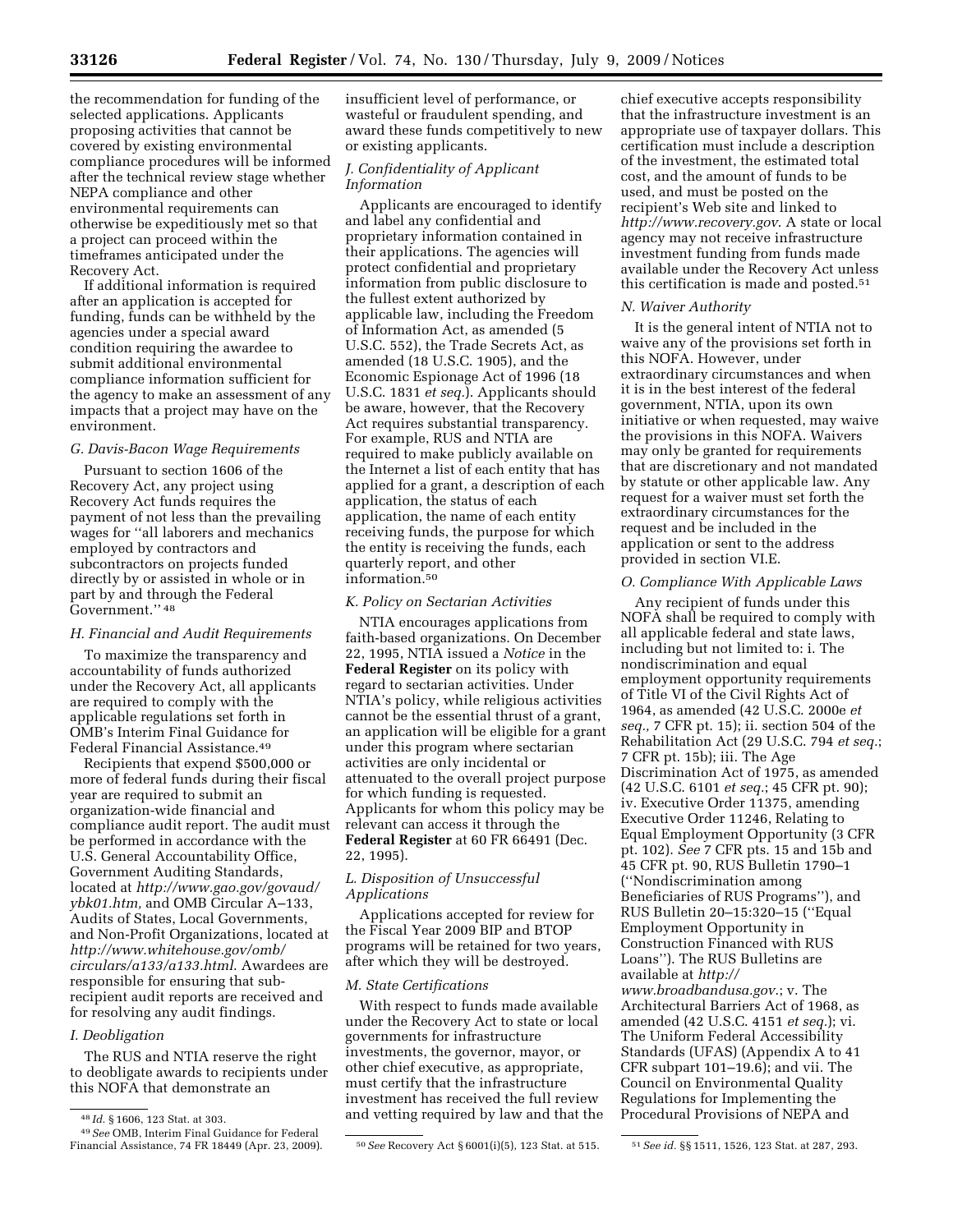the recommendation for funding of the selected applications. Applicants proposing activities that cannot be covered by existing environmental compliance procedures will be informed after the technical review stage whether NEPA compliance and other environmental requirements can otherwise be expeditiously met so that a project can proceed within the timeframes anticipated under the Recovery Act.

If additional information is required after an application is accepted for funding, funds can be withheld by the agencies under a special award condition requiring the awardee to submit additional environmental compliance information sufficient for the agency to make an assessment of any impacts that a project may have on the environment.

### *G. Davis-Bacon Wage Requirements*

Pursuant to section 1606 of the Recovery Act, any project using Recovery Act funds requires the payment of not less than the prevailing wages for ''all laborers and mechanics employed by contractors and subcontractors on projects funded directly by or assisted in whole or in part by and through the Federal Government.'' [48]

### *H. Financial and Audit Requirements*

To maximize the transparency and accountability of funds authorized under the Recovery Act, all applicants are required to comply with the applicable regulations set forth in OMB's Interim Final Guidance for Federal Financial Assistance.[49]

Recipients that expend $500,000 or more of federal funds during their fiscal year are required to submit an organization-wide financial and compliance audit report. The audit must be performed in accordance with the U.S. General Accountability Office, Government Auditing Standards, located at *http://www.gao.gov/govaud/ybk01.htm,* and OMB Circular A–133, Audits of States, Local Governments, and Non-Profit Organizations, located at *http://www.whitehouse.gov/omb/circulars/a133/a133.html*. Awardees are responsible for ensuring that sub-recipient audit reports are received and for resolving any audit findings.

### *I. Deobligation*

The RUS and NTIA reserve the right to deobligate awards to recipients under this NOFA that demonstrate an insufficient level of performance, or wasteful or fraudulent spending, and award these funds competitively to new or existing applicants.

### *J. Confidentiality of Applicant Information*

Applicants are encouraged to identify and label any confidential and proprietary information contained in their applications. The agencies will protect confidential and proprietary information from public disclosure to the fullest extent authorized by applicable law, including the Freedom of Information Act, as amended (5 U.S.C. 552), the Trade Secrets Act, as amended (18 U.S.C. 1905), and the Economic Espionage Act of 1996 (18 U.S.C. 1831 *et seq.*). Applicants should be aware, however, that the Recovery Act requires substantial transparency. For example, RUS and NTIA are required to make publicly available on the Internet a list of each entity that has applied for a grant, a description of each application, the status of each application, the name of each entity receiving funds, the purpose for which the entity is receiving the funds, each quarterly report, and other information.[50]

### *K. Policy on Sectarian Activities*

NTIA encourages applications from faith-based organizations. On December 22, 1995, NTIA issued a *Notice* in the **Federal Register** on its policy with regard to sectarian activities. Under NTIA's policy, while religious activities cannot be the essential thrust of a grant, an application will be eligible for a grant under this program where sectarian activities are only incidental or attenuated to the overall project purpose for which funding is requested. Applicants for whom this policy may be relevant can access it through the **Federal Register** at 60 FR 66491 (Dec. 22, 1995).

### *L. Disposition of Unsuccessful Applications*

Applications accepted for review for the Fiscal Year 2009 BIP and BTOP programs will be retained for two years, after which they will be destroyed.

### *M. State Certifications*

With respect to funds made available under the Recovery Act to state or local governments for infrastructure investments, the governor, mayor, or other chief executive, as appropriate, must certify that the infrastructure investment has received the full review and vetting required by law and that the chief executive accepts responsibility that the infrastructure investment is an appropriate use of taxpayer dollars. This certification must include a description of the investment, the estimated total cost, and the amount of funds to be used, and must be posted on the recipient's Web site and linked to *http://www.recovery.gov*. A state or local agency may not receive infrastructure investment funding from funds made available under the Recovery Act unless this certification is made and posted.[51]

### *N. Waiver Authority*

It is the general intent of NTIA not to waive any of the provisions set forth in this NOFA. However, under extraordinary circumstances and when it is in the best interest of the federal government, NTIA, upon its own initiative or when requested, may waive the provisions in this NOFA. Waivers may only be granted for requirements that are discretionary and not mandated by statute or other applicable law. Any request for a waiver must set forth the extraordinary circumstances for the request and be included in the application or sent to the address provided in section VI.E.

### *O. Compliance With Applicable Laws*

Any recipient of funds under this NOFA shall be required to comply with all applicable federal and state laws, including but not limited to: i. The nondiscrimination and equal employment opportunity requirements of Title VI of the Civil Rights Act of 1964, as amended (42 U.S.C. 2000e *et seq.,* 7 CFR pt. 15); ii. section 504 of the Rehabilitation Act (29 U.S.C. 794 *et seq.*; 7 CFR pt. 15b); iii. The Age Discrimination Act of 1975, as amended (42 U.S.C. 6101 *et seq.*; 45 CFR pt. 90); iv. Executive Order 11375, amending Executive Order 11246, Relating to Equal Employment Opportunity (3 CFR pt. 102). *See* 7 CFR pts. 15 and 15b and 45 CFR pt. 90, RUS Bulletin 1790–1 (''Nondiscrimination among Beneficiaries of RUS Programs''), and RUS Bulletin 20–15:320–15 (''Equal Employment Opportunity in Construction Financed with RUS Loans''). The RUS Bulletins are available at *http://www.broadbandusa.gov.*; v. The Architectural Barriers Act of 1968, as amended (42 U.S.C. 4151 *et seq.*); vi. The Uniform Federal Accessibility Standards (UFAS) (Appendix A to 41 CFR subpart 101–19.6); and vii. The Council on Environmental Quality Regulations for Implementing the Procedural Provisions of NEPA and

---

[48] *Id.* § 1606, 123 Stat. at 303.

[49] *See* OMB, Interim Final Guidance for Federal Financial Assistance, 74 FR 18449 (Apr. 23, 2009).

[50] *See* Recovery Act § 6001(i)(5), 123 Stat. at 515.

[51] *See id.* §§ 1511, 1526, 123 Stat. at 287, 293.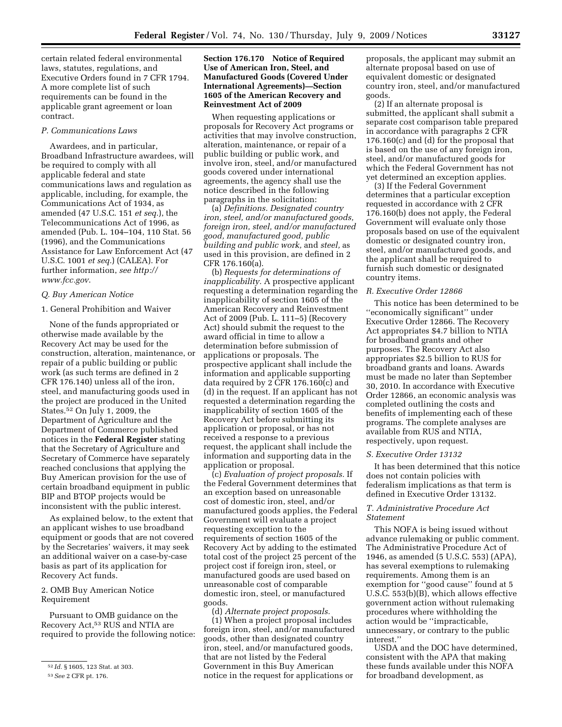certain related federal environmental laws, statutes, regulations, and Executive Orders found in 7 CFR 1794. A more complete list of such requirements can be found in the applicable grant agreement or loan contract.

### P. Communications Laws

Awardees, and in particular, Broadband Infrastructure awardees, will be required to comply with all applicable federal and state communications laws and regulation as applicable, including, for example, the Communications Act of 1934, as amended (47 U.S.C. 151 *et seq.*), the Telecommunications Act of 1996, as amended (Pub. L. 104–104, 110 Stat. 56 (1996), and the Communications Assistance for Law Enforcement Act (47 U.S.C. 1001 *et seq.*) (CALEA). For further information, *see http://www.fcc.gov*.

### Q. Buy American Notice

#### 1. General Prohibition and Waiver

None of the funds appropriated or otherwise made available by the Recovery Act may be used for the construction, alteration, maintenance, or repair of a public building or public work (as such terms are defined in 2 CFR 176.140) unless all of the iron, steel, and manufacturing goods used in the project are produced in the United States.[52] On July 1, 2009, the Department of Agriculture and the Department of Commerce published notices in the **Federal Register** stating that the Secretary of Agriculture and Secretary of Commerce have separately reached conclusions that applying the Buy American provision for the use of certain broadband equipment in public BIP and BTOP projects would be inconsistent with the public interest.

As explained below, to the extent that an applicant wishes to use broadband equipment or goods that are not covered by the Secretaries' waivers, it may seek an additional waiver on a case-by-case basis as part of its application for Recovery Act funds.

#### 2. OMB Buy American Notice Requirement

Pursuant to OMB guidance on the Recovery Act,[53] RUS and NTIA are required to provide the following notice:

**Section 176.170 Notice of Required Use of American Iron, Steel, and Manufactured Goods (Covered Under International Agreements)—Section 1605 of the American Recovery and Reinvestment Act of 2009**

When requesting applications or proposals for Recovery Act programs or activities that may involve construction, alteration, maintenance, or repair of a public building or public work, and involve iron, steel, and/or manufactured goods covered under international agreements, the agency shall use the notice described in the following paragraphs in the solicitation:

(a) *Definitions. Designated country iron, steel, and/or manufactured goods, foreign iron, steel, and/or manufactured good, manufactured good, public building and public work,* and *steel,* as used in this provision, are defined in 2 CFR 176.160(a).

(b) *Requests for determinations of inapplicability.* A prospective applicant requesting a determination regarding the inapplicability of section 1605 of the American Recovery and Reinvestment Act of 2009 (Pub. L. 111–5) (Recovery Act) should submit the request to the award official in time to allow a determination before submission of applications or proposals. The prospective applicant shall include the information and applicable supporting data required by 2 CFR 176.160(c) and (d) in the request. If an applicant has not requested a determination regarding the inapplicability of section 1605 of the Recovery Act before submitting its application or proposal, or has not received a response to a previous request, the applicant shall include the information and supporting data in the application or proposal.

(c) *Evaluation of project proposals.* If the Federal Government determines that an exception based on unreasonable cost of domestic iron, steel, and/or manufactured goods applies, the Federal Government will evaluate a project requesting exception to the requirements of section 1605 of the Recovery Act by adding to the estimated total cost of the project 25 percent of the project cost if foreign iron, steel, or manufactured goods are used based on unreasonable cost of comparable domestic iron, steel, or manufactured goods.

(d) *Alternate project proposals.*

(1) When a project proposal includes foreign iron, steel, and/or manufactured goods, other than designated country iron, steel, and/or manufactured goods, that are not listed by the Federal Government in this Buy American notice in the request for applications or proposals, the applicant may submit an alternate proposal based on use of equivalent domestic or designated country iron, steel, and/or manufactured goods.

(2) If an alternate proposal is submitted, the applicant shall submit a separate cost comparison table prepared in accordance with paragraphs 2 CFR 176.160(c) and (d) for the proposal that is based on the use of any foreign iron, steel, and/or manufactured goods for which the Federal Government has not yet determined an exception applies.

(3) If the Federal Government determines that a particular exception requested in accordance with 2 CFR 176.160(b) does not apply, the Federal Government will evaluate only those proposals based on use of the equivalent domestic or designated country iron, steel, and/or manufactured goods, and the applicant shall be required to furnish such domestic or designated country items.

### R. Executive Order 12866

This notice has been determined to be ''economically significant'' under Executive Order 12866. The Recovery Act appropriates $4.7 billion to NTIA for broadband grants and other purposes. The Recovery Act also appropriates $2.5 billion to RUS for broadband grants and loans. Awards must be made no later than September 30, 2010. In accordance with Executive Order 12866, an economic analysis was completed outlining the costs and benefits of implementing each of these programs. The complete analyses are available from RUS and NTIA, respectively, upon request.

### S. Executive Order 13132

It has been determined that this notice does not contain policies with federalism implications as that term is defined in Executive Order 13132.

### T. Administrative Procedure Act Statement

This NOFA is being issued without advance rulemaking or public comment. The Administrative Procedure Act of 1946, as amended (5 U.S.C. 553) (APA), has several exemptions to rulemaking requirements. Among them is an exemption for ''good cause'' found at 5 U.S.C. 553(b)(B), which allows effective government action without rulemaking procedures where withholding the action would be ''impracticable, unnecessary, or contrary to the public interest.''

USDA and the DOC have determined, consistent with the APA that making these funds available under this NOFA for broadband development, as

---

[52] *Id.* § 1605, 123 Stat. at 303.

[53] *See* 2 CFR pt. 176.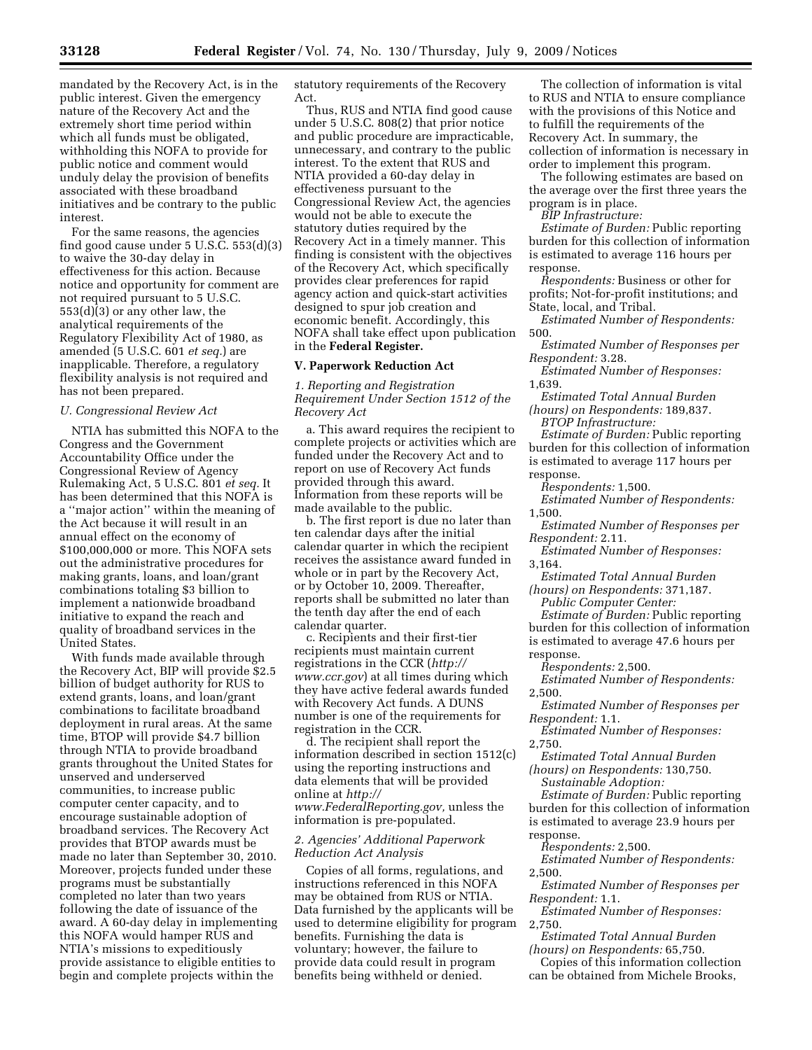mandated by the Recovery Act, is in the public interest. Given the emergency nature of the Recovery Act and the extremely short time period within which all funds must be obligated, withholding this NOFA to provide for public notice and comment would unduly delay the provision of benefits associated with these broadband initiatives and be contrary to the public interest.

For the same reasons, the agencies find good cause under 5 U.S.C. 553(d)(3) to waive the 30-day delay in effectiveness for this action. Because notice and opportunity for comment are not required pursuant to 5 U.S.C. 553(d)(3) or any other law, the analytical requirements of the Regulatory Flexibility Act of 1980, as amended (5 U.S.C. 601 *et seq.*) are inapplicable. Therefore, a regulatory flexibility analysis is not required and has not been prepared.

### *U. Congressional Review Act*

NTIA has submitted this NOFA to the Congress and the Government Accountability Office under the Congressional Review of Agency Rulemaking Act, 5 U.S.C. 801 *et seq.* It has been determined that this NOFA is a ''major action'' within the meaning of the Act because it will result in an annual effect on the economy of $100,000,000 or more. This NOFA sets out the administrative procedures for making grants, loans, and loan/grant combinations totaling $3 billion to implement a nationwide broadband initiative to expand the reach and quality of broadband services in the United States.

With funds made available through the Recovery Act, BIP will provide $2.5 billion of budget authority for RUS to extend grants, loans, and loan/grant combinations to facilitate broadband deployment in rural areas. At the same time, BTOP will provide $4.7 billion through NTIA to provide broadband grants throughout the United States for unserved and underserved communities, to increase public computer center capacity, and to encourage sustainable adoption of broadband services. The Recovery Act provides that BTOP awards must be made no later than September 30, 2010. Moreover, projects funded under these programs must be substantially completed no later than two years following the date of issuance of the award. A 60-day delay in implementing this NOFA would hamper RUS and NTIA's missions to expeditiously provide assistance to eligible entities to begin and complete projects within the statutory requirements of the Recovery Act.

Thus, RUS and NTIA find good cause under 5 U.S.C. 808(2) that prior notice and public procedure are impracticable, unnecessary, and contrary to the public interest. To the extent that RUS and NTIA provided a 60-day delay in effectiveness pursuant to the Congressional Review Act, the agencies would not be able to execute the statutory duties required by the Recovery Act in a timely manner. This finding is consistent with the objectives of the Recovery Act, which specifically provides clear preferences for rapid agency action and quick-start activities designed to spur job creation and economic benefit. Accordingly, this NOFA shall take effect upon publication in the **Federal Register.**

## V. Paperwork Reduction Act

### *1. Reporting and Registration Requirement Under Section 1512 of the Recovery Act*

a. This award requires the recipient to complete projects or activities which are funded under the Recovery Act and to report on use of Recovery Act funds provided through this award. Information from these reports will be made available to the public.

b. The first report is due no later than ten calendar days after the initial calendar quarter in which the recipient receives the assistance award funded in whole or in part by the Recovery Act, or by October 10, 2009. Thereafter, reports shall be submitted no later than the tenth day after the end of each calendar quarter.

c. Recipients and their first-tier recipients must maintain current registrations in the CCR (*http://www.ccr.gov*) at all times during which they have active federal awards funded with Recovery Act funds. A DUNS number is one of the requirements for registration in the CCR.

d. The recipient shall report the information described in section 1512(c) using the reporting instructions and data elements that will be provided online at *http://www.FederalReporting.gov,* unless the information is pre-populated.

### *2. Agencies' Additional Paperwork Reduction Act Analysis*

Copies of all forms, regulations, and instructions referenced in this NOFA may be obtained from RUS or NTIA. Data furnished by the applicants will be used to determine eligibility for program benefits. Furnishing the data is voluntary; however, the failure to provide data could result in program benefits being withheld or denied.

The collection of information is vital to RUS and NTIA to ensure compliance with the provisions of this Notice and to fulfill the requirements of the Recovery Act. In summary, the collection of information is necessary in order to implement this program.

The following estimates are based on the average over the first three years the program is in place.

*BIP Infrastructure:*

*Estimate of Burden:* Public reporting burden for this collection of information is estimated to average 116 hours per response.

*Respondents:* Business or other for profits; Not-for-profit institutions; and State, local, and Tribal.

*Estimated Number of Respondents:* 500.

*Estimated Number of Responses per Respondent:* 3.28.

*Estimated Number of Responses:* 1,639.

*Estimated Total Annual Burden (hours) on Respondents:* 189,837.

*BTOP Infrastructure:*

*Estimate of Burden:* Public reporting burden for this collection of information is estimated to average 117 hours per response.

*Respondents:* 1,500.

*Estimated Number of Respondents:* 1,500.

*Estimated Number of Responses per Respondent:* 2.11.

*Estimated Number of Responses:* 3,164.

*Estimated Total Annual Burden (hours) on Respondents:* 371,187.

*Public Computer Center:*

*Estimate of Burden:* Public reporting burden for this collection of information is estimated to average 47.6 hours per response.

*Respondents:* 2,500.

*Estimated Number of Respondents:* 2,500.

*Estimated Number of Responses per Respondent:* 1.1.

*Estimated Number of Responses:* 2,750.

*Estimated Total Annual Burden (hours) on Respondents:* 130,750.

*Sustainable Adoption:*

*Estimate of Burden:* Public reporting burden for this collection of information is estimated to average 23.9 hours per response.

*Respondents:* 2,500.

*Estimated Number of Respondents:* 2,500.

*Estimated Number of Responses per Respondent:* 1.1.

*Estimated Number of Responses:* 2,750.

*Estimated Total Annual Burden (hours) on Respondents:* 65,750.

Copies of this information collection can be obtained from Michele Brooks,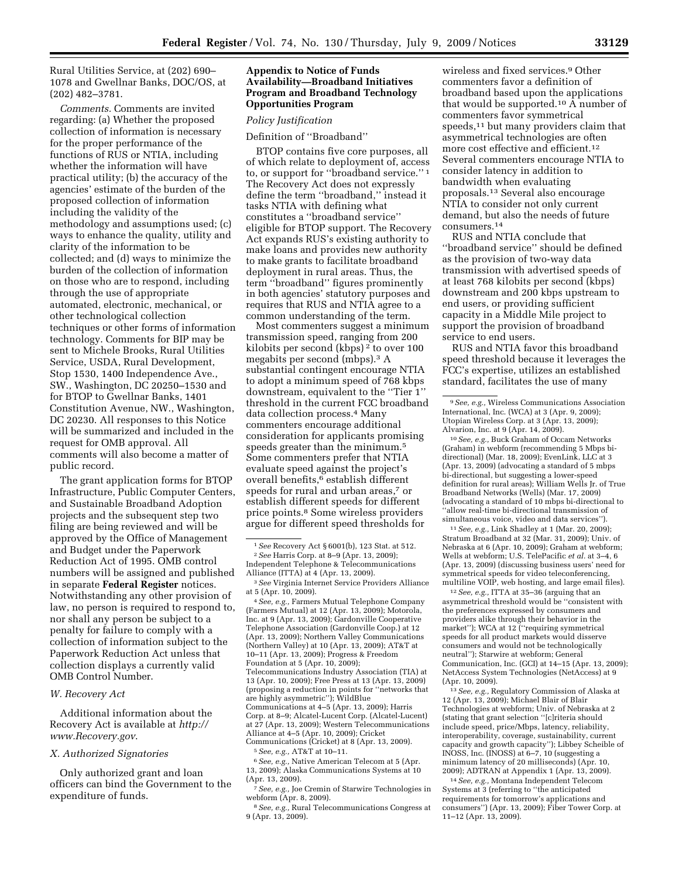Rural Utilities Service, at (202) 690–1078 and Gwellnar Banks, DOC/OS, at (202) 482–3781.

*Comments.* Comments are invited regarding: (a) Whether the proposed collection of information is necessary for the proper performance of the functions of RUS or NTIA, including whether the information will have practical utility; (b) the accuracy of the agencies' estimate of the burden of the proposed collection of information including the validity of the methodology and assumptions used; (c) ways to enhance the quality, utility and clarity of the information to be collected; and (d) ways to minimize the burden of the collection of information on those who are to respond, including through the use of appropriate automated, electronic, mechanical, or other technological collection techniques or other forms of information technology. Comments for BIP may be sent to Michele Brooks, Rural Utilities Service, USDA, Rural Development, Stop 1530, 1400 Independence Ave., SW., Washington, DC 20250–1530 and for BTOP to Gwellnar Banks, 1401 Constitution Avenue, NW., Washington, DC 20230. All responses to this Notice will be summarized and included in the request for OMB approval. All comments will also become a matter of public record.

The grant application forms for BTOP Infrastructure, Public Computer Centers, and Sustainable Broadband Adoption projects and the subsequent step two filing are being reviewed and will be approved by the Office of Management and Budget under the Paperwork Reduction Act of 1995. OMB control numbers will be assigned and published in separate **Federal Register** notices. Notwithstanding any other provision of law, no person is required to respond to, nor shall any person be subject to a penalty for failure to comply with a collection of information subject to the Paperwork Reduction Act unless that collection displays a currently valid OMB Control Number.

### *W. Recovery Act*

Additional information about the Recovery Act is available at *http://www.Recovery.gov*.

### *X. Authorized Signatories*

Only authorized grant and loan officers can bind the Government to the expenditure of funds.

## Appendix to Notice of Funds Availability—Broadband Initiatives Program and Broadband Technology Opportunities Program

### *Policy Justification*

#### Definition of ''Broadband''

BTOP contains five core purposes, all of which relate to deployment of, access to, or support for ''broadband service.''[1] The Recovery Act does not expressly define the term ''broadband,'' instead it tasks NTIA with defining what constitutes a ''broadband service'' eligible for BTOP support. The Recovery Act expands RUS's existing authority to make loans and provides new authority to make grants to facilitate broadband deployment in rural areas. Thus, the term ''broadband'' figures prominently in both agencies' statutory purposes and requires that RUS and NTIA agree to a common understanding of the term.

Most commenters suggest a minimum transmission speed, ranging from 200 kilobits per second (kbps)[2] to over 100 megabits per second (mbps).[3] A substantial contingent encourage NTIA to adopt a minimum speed of 768 kbps downstream, equivalent to the ''Tier 1'' threshold in the current FCC broadband data collection process.[4] Many commenters encourage additional consideration for applicants promising speeds greater than the minimum.[5] Some commenters prefer that NTIA evaluate speed against the project's overall benefits,[6] establish different speeds for rural and urban areas,[7] or establish different speeds for different price points.[8] Some wireless providers argue for different speed thresholds for wireless and fixed services.[9] Other commenters favor a definition of broadband based upon the applications that would be supported.[10] A number of commenters favor symmetrical speeds,[11] but many providers claim that asymmetrical technologies are often more cost effective and efficient.[12] Several commenters encourage NTIA to consider latency in addition to bandwidth when evaluating proposals.[13] Several also encourage NTIA to consider not only current demand, but also the needs of future consumers.[14]

RUS and NTIA conclude that ''broadband service'' should be defined as the provision of two-way data transmission with advertised speeds of at least 768 kilobits per second (kbps) downstream and 200 kbps upstream to end users, or providing sufficient capacity in a Middle Mile project to support the provision of broadband service to end users.

RUS and NTIA favor this broadband speed threshold because it leverages the FCC's expertise, utilizes an established standard, facilitates the use of many

---

[1] *See* Recovery Act § 6001(b), 123 Stat. at 512.

[2] *See* Harris Corp. at 8–9 (Apr. 13, 2009); Independent Telephone & Telecommunications Alliance (ITTA) at 4 (Apr. 13, 2009).

[3] *See* Virginia Internet Service Providers Alliance at 5 (Apr. 10, 2009).

[4] *See, e.g.,* Farmers Mutual Telephone Company (Farmers Mutual) at 12 (Apr. 13, 2009); Motorola, Inc. at 9 (Apr. 13, 2009); Gardonville Cooperative Telephone Association (Gardonville Coop.) at 12 (Apr. 13, 2009); Northern Valley Communications (Northern Valley) at 10 (Apr. 13, 2009); AT&T at 10–11 (Apr. 13, 2009); Progress & Freedom Foundation at 5 (Apr. 10, 2009); Telecommunications Industry Association (TIA) at 13 (Apr. 10, 2009); Free Press at 13 (Apr. 13, 2009) (proposing a reduction in points for ''networks that are highly asymmetric''); WildBlue Communications at 4–5 (Apr. 13, 2009); Harris Corp. at 8–9; Alcatel-Lucent Corp. (Alcatel-Lucent) at 27 (Apr. 13, 2009); Western Telecommunications Alliance at 4–5 (Apr. 10, 2009); Cricket Communications (Cricket) at 8 (Apr. 13, 2009).

[5] *See, e.g.,* AT&T at 10–11.

[6] *See, e.g.,* Native American Telecom at 5 (Apr. 13, 2009); Alaska Communications Systems at 10 (Apr. 13, 2009).

[7] *See, e.g.,* Joe Cremin of Starwire Technologies in webform (Apr. 8, 2009).

[8] *See, e.g.,* Rural Telecommunications Congress at 9 (Apr. 13, 2009).

[9] *See, e.g.,* Wireless Communications Association International, Inc. (WCA) at 3 (Apr. 9, 2009); Utopian Wireless Corp. at 3 (Apr. 13, 2009); Alvarion, Inc. at 9 (Apr. 14, 2009).

[10] *See, e.g.,* Buck Graham of Occam Networks (Graham) in webform (recommending 5 Mbps bi-directional) (Mar. 18, 2009); EvenLink, LLC at 3 (Apr. 13, 2009) (advocating a standard of 5 mbps bi-directional, but suggesting a lower-speed definition for rural areas); William Wells Jr. of True Broadband Networks (Wells) (Mar. 17, 2009) (advocating a standard of 10 mbps bi-directional to ''allow real-time bi-directional transmission of simultaneous voice, video and data services'').

[11] *See, e.g.,* Link Shadley at 1 (Mar. 20, 2009); Stratum Broadband at 32 (Mar. 31, 2009); Univ. of Nebraska at 6 (Apr. 10, 2009); Graham at webform; Wells at webform; U.S. TelePacific *et al.* at 3–4, 6 (Apr. 13, 2009) (discussing business users' need for symmetrical speeds for video teleconferencing, multiline VOIP, web hosting, and large email files).

[12] *See, e.g.,* ITTA at 35–36 (arguing that an asymmetrical threshold would be ''consistent with the preferences expressed by consumers and providers alike through their behavior in the market''); WCA at 12 (''requiring symmetrical speeds for all product markets would disserve consumers and would not be technologically neutral''); Starwire at webform; General Communication, Inc. (GCI) at 14–15 (Apr. 13, 2009); NetAccess System Technologies (NetAccess) at 9 (Apr. 10, 2009).

[13] *See, e.g.,* Regulatory Commission of Alaska at 12 (Apr. 13, 2009); Michael Blair of Blair Technologies at webform; Univ. of Nebraska at 2 (stating that grant selection ''[c]riteria should include speed, price/Mbps, latency, reliability, interoperability, coverage, sustainability, current capacity and growth capacity''); Libbey Scheible of INOSS, Inc. (INOSS) at 6–7, 10 (suggesting a minimum latency of 20 milliseconds) (Apr. 10, 2009); ADTRAN at Appendix 1 (Apr. 13, 2009).

[14] *See, e.g.,* Montana Independent Telecom Systems at 3 (referring to ''the anticipated requirements for tomorrow's applications and consumers'') (Apr. 13, 2009); Fiber Tower Corp. at 11–12 (Apr. 13, 2009).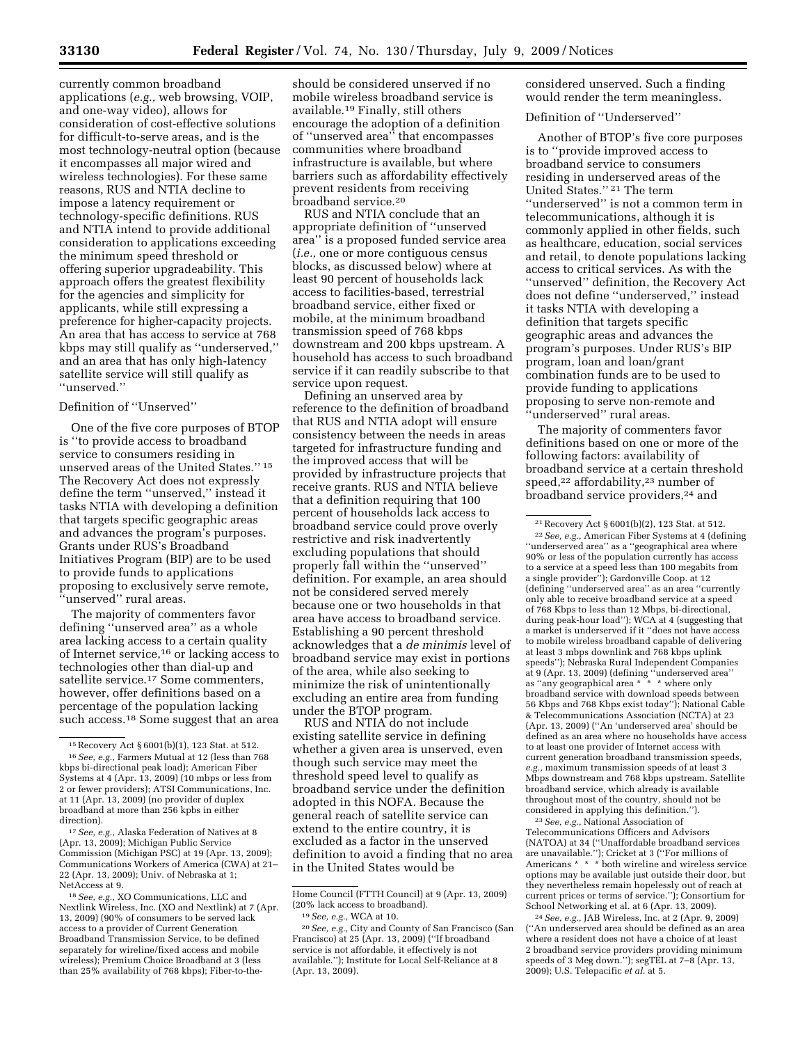currently common broadband applications (*e.g.,* web browsing, VOIP, and one-way video), allows for consideration of cost-effective solutions for difficult-to-serve areas, and is the most technology-neutral option (because it encompasses all major wired and wireless technologies). For these same reasons, RUS and NTIA decline to impose a latency requirement or technology-specific definitions. RUS and NTIA intend to provide additional consideration to applications exceeding the minimum speed threshold or offering superior upgradeability. This approach offers the greatest flexibility for the agencies and simplicity for applicants, while still expressing a preference for higher-capacity projects. An area that has access to service at 768 kbps may still qualify as ''underserved,'' and an area that has only high-latency satellite service will still qualify as ''unserved.''

Definition of ''Unserved''

One of the five core purposes of BTOP is ''to provide access to broadband service to consumers residing in unserved areas of the United States.'' [15] The Recovery Act does not expressly define the term ''unserved,'' instead it tasks NTIA with developing a definition that targets specific geographic areas and advances the program's purposes. Grants under RUS's Broadband Initiatives Program (BIP) are to be used to provide funds to applications proposing to exclusively serve remote, ''unserved'' rural areas.

The majority of commenters favor defining ''unserved area'' as a whole area lacking access to a certain quality of Internet service,[16] or lacking access to technologies other than dial-up and satellite service.[17] Some commenters, however, offer definitions based on a percentage of the population lacking such access.[18] Some suggest that an area should be considered unserved if no mobile wireless broadband service is available.[19] Finally, still others encourage the adoption of a definition of ''unserved area'' that encompasses communities where broadband infrastructure is available, but where barriers such as affordability effectively prevent residents from receiving broadband service.[20]

RUS and NTIA conclude that an appropriate definition of ''unserved area'' is a proposed funded service area (*i.e.,* one or more contiguous census blocks, as discussed below) where at least 90 percent of households lack access to facilities-based, terrestrial broadband service, either fixed or mobile, at the minimum broadband transmission speed of 768 kbps downstream and 200 kbps upstream. A household has access to such broadband service if it can readily subscribe to that service upon request.

Defining an unserved area by reference to the definition of broadband that RUS and NTIA adopt will ensure consistency between the needs in areas targeted for infrastructure funding and the improved access that will be provided by infrastructure projects that receive grants. RUS and NTIA believe that a definition requiring that 100 percent of households lack access to broadband service could prove overly restrictive and risk inadvertently excluding populations that should properly fall within the ''unserved'' definition. For example, an area should not be considered served merely because one or two households in that area have access to broadband service. Establishing a 90 percent threshold acknowledges that a *de minimis* level of broadband service may exist in portions of the area, while also seeking to minimize the risk of unintentionally excluding an entire area from funding under the BTOP program.

RUS and NTIA do not include existing satellite service in defining whether a given area is unserved, even though such service may meet the threshold speed level to qualify as broadband service under the definition adopted in this NOFA. Because the general reach of satellite service can extend to the entire country, it is excluded as a factor in the unserved definition to avoid a finding that no area in the United States would be considered unserved. Such a finding would render the term meaningless.

Definition of ''Underserved''

Another of BTOP's five core purposes is to ''provide improved access to broadband service to consumers residing in underserved areas of the United States.'' [21] The term ''underserved'' is not a common term in telecommunications, although it is commonly applied in other fields, such as healthcare, education, social services and retail, to denote populations lacking access to critical services. As with the ''unserved'' definition, the Recovery Act does not define ''underserved,'' instead it tasks NTIA with developing a definition that targets specific geographic areas and advances the program's purposes. Under RUS's BIP program, loan and loan/grant combination funds are to be used to provide funding to applications proposing to serve non-remote and ''underserved'' rural areas.

The majority of commenters favor definitions based on one or more of the following factors: availability of broadband service at a certain threshold speed,[22] affordability,[23] number of broadband service providers,[24] and

---

[15] Recovery Act § 6001(b)(1), 123 Stat. at 512.

[16] *See, e.g.,* Farmers Mutual at 12 (less than 768 kbps bi-directional peak load); American Fiber Systems at 4 (Apr. 13, 2009) (10 mbps or less from 2 or fewer providers); ATSI Communications, Inc. at 11 (Apr. 13, 2009) (no provider of duplex broadband at more than 256 kpbs in either direction).

[17] *See, e.g.,* Alaska Federation of Natives at 8 (Apr. 13, 2009); Michigan Public Service Commission (Michigan PSC) at 19 (Apr. 13, 2009); Communications Workers of America (CWA) at 21–22 (Apr. 13, 2009); Univ. of Nebraska at 1; NetAccess at 9.

[18] *See, e.g.,* XO Communications, LLC and Nextlink Wireless, Inc. (XO and Nextlink) at 7 (Apr. 13, 2009) (90% of consumers to be served lack access to a provider of Current Generation Broadband Transmission Service, to be defined separately for wireline/fixed access and mobile wireless); Premium Choice Broadband at 3 (less than 25% availability of 768 kbps); Fiber-to-the-Home Council (FTTH Council) at 9 (Apr. 13, 2009) (20% lack access to broadband).

[19] *See, e.g.,* WCA at 10.

[20] *See, e.g.,* City and County of San Francisco (San Francisco) at 25 (Apr. 13, 2009) (''If broadband service is not affordable, it effectively is not available.''); Institute for Local Self-Reliance at 8 (Apr. 13, 2009).

[21] Recovery Act § 6001(b)(2), 123 Stat. at 512.

[22] *See, e.g.,* American Fiber Systems at 4 (defining ''underserved area'' as a ''geographical area where 90% or less of the population currently has access to a service at a speed less than 100 megabits from a single provider''); Gardonville Coop. at 12 (defining ''underserved area'' as an area ''currently only able to receive broadband service at a speed of 768 Kbps to less than 12 Mbps, bi-directional, during peak-hour load''); WCA at 4 (suggesting that a market is underserved if it ''does not have access to mobile wireless broadband capable of delivering at least 3 mbps downlink and 768 kbps uplink speeds''); Nebraska Rural Independent Companies at 9 (Apr. 13, 2009) (defining ''underserved area'' as ''any geographical area * * * where only broadband service with download speeds between 56 Kbps and 768 Kbps exist today''); National Cable & Telecommunications Association (NCTA) at 23 (Apr. 13, 2009) (''An 'underserved area' should be defined as an area where no households have access to at least one provider of Internet access with current generation broadband transmission speeds, *e.g.,* maximum transmission speeds of at least 3 Mbps downstream and 768 kbps upstream. Satellite broadband service, which already is available throughout most of the country, should not be considered in applying this definition.'').

[23] *See, e.g.,* National Association of Telecommunications Officers and Advisors (NATOA) at 34 (''Unaffordable broadband services are unavailable.''); Cricket at 3 (''For millions of Americans * * * both wireline and wireless service options may be available just outside their door, but they nevertheless remain hopelessly out of reach at current prices or terms of service.''); Consortium for School Networking et al. at 6 (Apr. 13, 2009).

[24] *See, e.g.,* JAB Wireless, Inc. at 2 (Apr. 9, 2009) (''An underserved area should be defined as an area where a resident does not have a choice of at least 2 broadband service providers providing minimum speeds of 3 Meg down.''); segTEL at 7–8 (Apr. 13, 2009); U.S. Telepacific *et al.* at 5.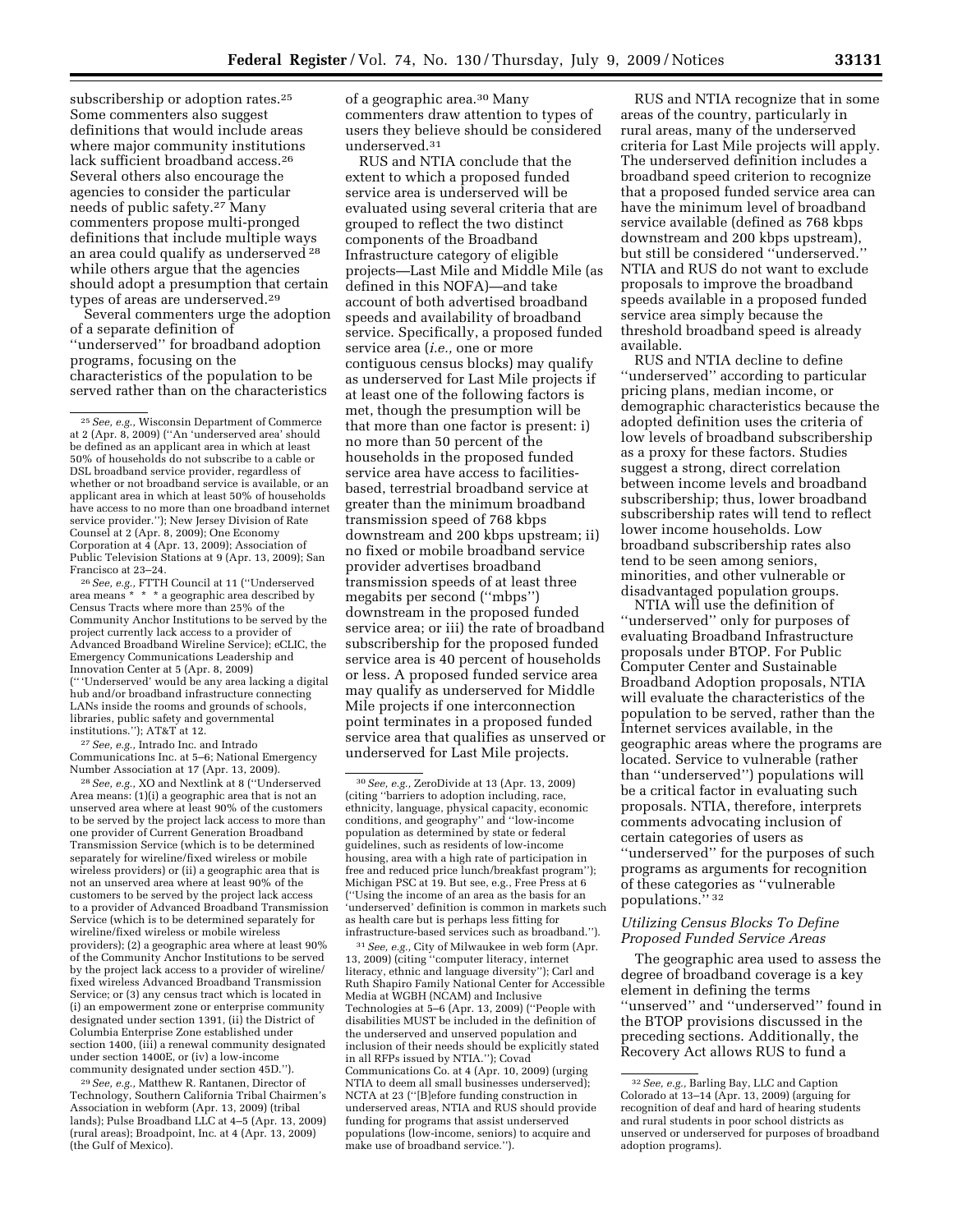subscribership or adoption rates.[25] Some commenters also suggest definitions that would include areas where major community institutions lack sufficient broadband access.[26] Several others also encourage the agencies to consider the particular needs of public safety.[27] Many commenters propose multi-pronged definitions that include multiple ways an area could qualify as underserved [28] while others argue that the agencies should adopt a presumption that certain types of areas are underserved.[29]

Several commenters urge the adoption of a separate definition of ''underserved'' for broadband adoption programs, focusing on the characteristics of the population to be served rather than on the characteristics of a geographic area.[30] Many commenters draw attention to types of users they believe should be considered underserved.[31]

RUS and NTIA conclude that the extent to which a proposed funded service area is underserved will be evaluated using several criteria that are grouped to reflect the two distinct components of the Broadband Infrastructure category of eligible projects—Last Mile and Middle Mile (as defined in this NOFA)—and take account of both advertised broadband speeds and availability of broadband service. Specifically, a proposed funded service area (*i.e.,* one or more contiguous census blocks) may qualify as underserved for Last Mile projects if at least one of the following factors is met, though the presumption will be that more than one factor is present: i) no more than 50 percent of the households in the proposed funded service area have access to facilities-based, terrestrial broadband service at greater than the minimum broadband transmission speed of 768 kbps downstream and 200 kbps upstream; ii) no fixed or mobile broadband service provider advertises broadband transmission speeds of at least three megabits per second (''mbps'') downstream in the proposed funded service area; or iii) the rate of broadband subscribership for the proposed funded service area is 40 percent of households or less. A proposed funded service area may qualify as underserved for Middle Mile projects if one interconnection point terminates in a proposed funded service area that qualifies as unserved or underserved for Last Mile projects.

RUS and NTIA recognize that in some areas of the country, particularly in rural areas, many of the underserved criteria for Last Mile projects will apply. The underserved definition includes a broadband speed criterion to recognize that a proposed funded service area can have the minimum level of broadband service available (defined as 768 kbps downstream and 200 kbps upstream), but still be considered ''underserved.'' NTIA and RUS do not want to exclude proposals to improve the broadband speeds available in a proposed funded service area simply because the threshold broadband speed is already available.

RUS and NTIA decline to define ''underserved'' according to particular pricing plans, median income, or demographic characteristics because the adopted definition uses the criteria of low levels of broadband subscribership as a proxy for these factors. Studies suggest a strong, direct correlation between income levels and broadband subscribership; thus, lower broadband subscribership rates will tend to reflect lower income households. Low broadband subscribership rates also tend to be seen among seniors, minorities, and other vulnerable or disadvantaged population groups.

NTIA will use the definition of ''underserved'' only for purposes of evaluating Broadband Infrastructure proposals under BTOP. For Public Computer Center and Sustainable Broadband Adoption proposals, NTIA will evaluate the characteristics of the population to be served, rather than the Internet services available, in the geographic areas where the programs are located. Service to vulnerable (rather than ''underserved'') populations will be a critical factor in evaluating such proposals. NTIA, therefore, interprets comments advocating inclusion of certain categories of users as ''underserved'' for the purposes of such programs as arguments for recognition of these categories as ''vulnerable populations.'' [32]

### *Utilizing Census Blocks To Define Proposed Funded Service Areas*

The geographic area used to assess the degree of broadband coverage is a key element in defining the terms ''unserved'' and ''underserved'' found in the BTOP provisions discussed in the preceding sections. Additionally, the Recovery Act allows RUS to fund a

---

[25] *See, e.g.,* Wisconsin Department of Commerce at 2 (Apr. 8, 2009) (''An 'underserved area' should be defined as an applicant area in which at least 50% of households do not subscribe to a cable or DSL broadband service provider, regardless of whether or not broadband service is available, or an applicant area in which at least 50% of households have access to no more than one broadband internet service provider.''); New Jersey Division of Rate Counsel at 2 (Apr. 8, 2009); One Economy Corporation at 4 (Apr. 13, 2009); Association of Public Television Stations at 9 (Apr. 13, 2009); San Francisco at 23–24.

[26] *See, e.g.,* FTTH Council at 11 (''Underserved area means * * * a geographic area described by Census Tracts where more than 25% of the Community Anchor Institutions to be served by the project currently lack access to a provider of Advanced Broadband Wireline Service); eCLIC, the Emergency Communications Leadership and Innovation Center at 5 (Apr. 8, 2009) (''Underserved' would be any area lacking a digital hub and/or broadband infrastructure connecting LANs inside the rooms and grounds of schools, libraries, public safety and governmental institutions.''); AT&T at 12.

[27] *See, e.g.,* Intrado Inc. and Intrado Communications Inc. at 5–6; National Emergency Number Association at 17 (Apr. 13, 2009).

[28] *See, e.g.,* XO and Nextlink at 8 (''Underserved Area means: (1)(i) a geographic area that is not an unserved area where at least 90% of the customers to be served by the project lack access to more than one provider of Current Generation Broadband Transmission Service (which is to be determined separately for wireline/fixed wireless or mobile wireless providers) or (ii) a geographic area that is not an unserved area where at least 90% of the customers to be served by the project lack access to a provider of Advanced Broadband Transmission Service (which is to be determined separately for wireline/fixed wireless or mobile wireless providers); (2) a geographic area where at least 90% of the Community Anchor Institutions to be served by the project lack access to a provider of wireline/fixed wireless Advanced Broadband Transmission Service; or (3) any census tract which is located in (i) an empowerment zone or enterprise community designated under section 1391, (ii) the District of Columbia Enterprise Zone established under section 1400, (iii) a renewal community designated under section 1400E, or (iv) a low-income community designated under section 45D.'').

[29] *See, e.g.,* Matthew R. Rantanen, Director of Technology, Southern California Tribal Chairmen's Association in webform (Apr. 13, 2009) (tribal lands); Pulse Broadband LLC at 4–5 (Apr. 13, 2009) (rural areas); Broadpoint, Inc. at 4 (Apr. 13, 2009) (the Gulf of Mexico).

[30] *See, e.g.,* ZeroDivide at 13 (Apr. 13, 2009) (citing ''barriers to adoption including, race, ethnicity, language, physical capacity, economic conditions, and geography'' and ''low-income population as determined by state or federal guidelines, such as residents of low-income housing, area with a high rate of participation in free and reduced price lunch/breakfast program''); Michigan PSC at 19. But see, e.g., Free Press at 6 (''Using the income of an area as the basis for an 'underserved' definition is common in markets such as health care but is perhaps less fitting for infrastructure-based services such as broadband.'').

[31] *See, e.g.,* City of Milwaukee in web form (Apr. 13, 2009) (citing ''computer literacy, internet literacy, ethnic and language diversity''); Carl and Ruth Shapiro Family National Center for Accessible Media at WGBH (NCAM) and Inclusive Technologies at 5–6 (Apr. 13, 2009) (''People with disabilities MUST be included in the definition of the underserved and unserved population and inclusion of their needs should be explicitly stated in all RFPs issued by NTIA.''); Covad Communications Co. at 4 (Apr. 10, 2009) (urging NTIA to deem all small businesses underserved); NCTA at 23 (''[B]efore funding construction in underserved areas, NTIA and RUS should provide funding for programs that assist underserved populations (low-income, seniors) to acquire and make use of broadband service.'').

[32] *See, e.g.,* Barling Bay, LLC and Caption Colorado at 13–14 (Apr. 13, 2009) (arguing for recognition of deaf and hard of hearing students and rural students in poor school districts as unserved or underserved for purposes of broadband adoption programs).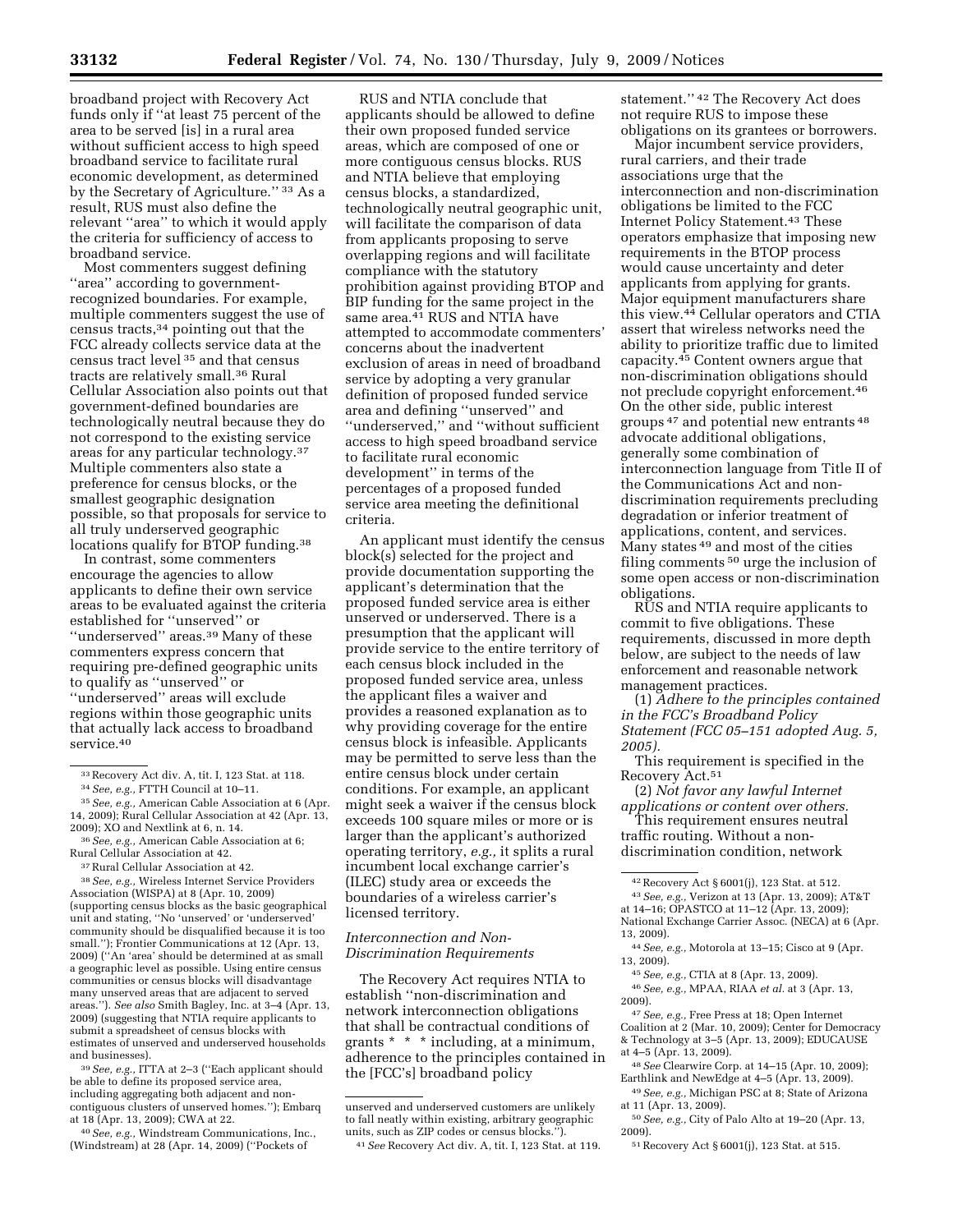broadband project with Recovery Act funds only if ''at least 75 percent of the area to be served [is] in a rural area without sufficient access to high speed broadband service to facilitate rural economic development, as determined by the Secretary of Agriculture.'' [33] As a result, RUS must also define the relevant ''area'' to which it would apply the criteria for sufficiency of access to broadband service.

Most commenters suggest defining ''area'' according to government-recognized boundaries. For example, multiple commenters suggest the use of census tracts,[34] pointing out that the FCC already collects service data at the census tract level [35] and that census tracts are relatively small.[36] Rural Cellular Association also points out that government-defined boundaries are technologically neutral because they do not correspond to the existing service areas for any particular technology.[37] Multiple commenters also state a preference for census blocks, or the smallest geographic designation possible, so that proposals for service to all truly underserved geographic locations qualify for BTOP funding.[38]

In contrast, some commenters encourage the agencies to allow applicants to define their own service areas to be evaluated against the criteria established for ''unserved'' or ''underserved'' areas.[39] Many of these commenters express concern that requiring pre-defined geographic units to qualify as ''unserved'' or ''underserved'' areas will exclude regions within those geographic units that actually lack access to broadband service.[40]

RUS and NTIA conclude that applicants should be allowed to define their own proposed funded service areas, which are composed of one or more contiguous census blocks. RUS and NTIA believe that employing census blocks, a standardized, technologically neutral geographic unit, will facilitate the comparison of data from applicants proposing to serve overlapping regions and will facilitate compliance with the statutory prohibition against providing BTOP and BIP funding for the same project in the same area.[41] RUS and NTIA have attempted to accommodate commenters' concerns about the inadvertent exclusion of areas in need of broadband service by adopting a very granular definition of proposed funded service area and defining ''unserved'' and ''underserved,'' and ''without sufficient access to high speed broadband service to facilitate rural economic development'' in terms of the percentages of a proposed funded service area meeting the definitional criteria.

An applicant must identify the census block(s) selected for the project and provide documentation supporting the applicant's determination that the proposed funded service area is either unserved or underserved. There is a presumption that the applicant will provide service to the entire territory of each census block included in the proposed funded service area, unless the applicant files a waiver and provides a reasoned explanation as to why providing coverage for the entire census block is infeasible. Applicants may be permitted to serve less than the entire census block under certain conditions. For example, an applicant might seek a waiver if the census block exceeds 100 square miles or more or is larger than the applicant's authorized operating territory, *e.g.,* it splits a rural incumbent local exchange carrier's (ILEC) study area or exceeds the boundaries of a wireless carrier's licensed territory.

*Interconnection and Non-Discrimination Requirements*

The Recovery Act requires NTIA to establish ''non-discrimination and network interconnection obligations that shall be contractual conditions of grants * * * including, at a minimum, adherence to the principles contained in the [FCC's] broadband policy statement.'' [42] The Recovery Act does not require RUS to impose these obligations on its grantees or borrowers.

Major incumbent service providers, rural carriers, and their trade associations urge that the interconnection and non-discrimination obligations be limited to the FCC Internet Policy Statement.[43] These operators emphasize that imposing new requirements in the BTOP process would cause uncertainty and deter applicants from applying for grants. Major equipment manufacturers share this view.[44] Cellular operators and CTIA assert that wireless networks need the ability to prioritize traffic due to limited capacity.[45] Content owners argue that non-discrimination obligations should not preclude copyright enforcement.[46] On the other side, public interest groups [47] and potential new entrants [48] advocate additional obligations, generally some combination of interconnection language from Title II of the Communications Act and non-discrimination requirements precluding degradation or inferior treatment of applications, content, and services. Many states [49] and most of the cities filing comments [50] urge the inclusion of some open access or non-discrimination obligations.

RUS and NTIA require applicants to commit to five obligations. These requirements, discussed in more depth below, are subject to the needs of law enforcement and reasonable network management practices.

(1) *Adhere to the principles contained in the FCC's Broadband Policy Statement (FCC 05–151 adopted Aug. 5, 2005).*

This requirement is specified in the Recovery Act.[51]

(2) *Not favor any lawful Internet applications or content over others.*

This requirement ensures neutral traffic routing. Without a non-discrimination condition, network

---

[33] Recovery Act div. A, tit. I, 123 Stat. at 118.

[34] *See, e.g.,* FTTH Council at 10–11.

[35] *See, e.g.,* American Cable Association at 6 (Apr. 14, 2009); Rural Cellular Association at 42 (Apr. 13, 2009); XO and Nextlink at 6, n. 14.

[36] *See, e.g.,* American Cable Association at 6; Rural Cellular Association at 42.

[37] Rural Cellular Association at 42.

[38] *See, e.g.,* Wireless Internet Service Providers Association (WISPA) at 8 (Apr. 10, 2009) (supporting census blocks as the basic geographical unit and stating, ''No 'unserved' or 'underserved' community should be disqualified because it is too small.''); Frontier Communications at 12 (Apr. 13, 2009) (''An 'area' should be determined at as small a geographic level as possible. Using entire census communities or census blocks will disadvantage many unserved areas that are adjacent to served areas.''). *See also* Smith Bagley, Inc. at 3–4 (Apr. 13, 2009) (suggesting that NTIA require applicants to submit a spreadsheet of census blocks with estimates of unserved and underserved households and businesses).

[39] *See, e.g.,* ITTA at 2–3 (''Each applicant should be able to define its proposed service area, including aggregating both adjacent and non-contiguous clusters of unserved homes.''); Embarq at 18 (Apr. 13, 2009); CWA at 22.

[40] *See, e.g.,* Windstream Communications, Inc., (Windstream) at 28 (Apr. 14, 2009) (''Pockets of unserved and underserved customers are unlikely to fall neatly within existing, arbitrary geographic units, such as ZIP codes or census blocks.'').

[41] *See* Recovery Act div. A, tit. I, 123 Stat. at 119.

[42] Recovery Act § 6001(j), 123 Stat. at 512.

[43] *See, e.g.,* Verizon at 13 (Apr. 13, 2009); AT&T at 14–16; OPASTCO at 11–12 (Apr. 13, 2009); National Exchange Carrier Assoc. (NECA) at 6 (Apr. 13, 2009).

[44] *See, e.g.,* Motorola at 13–15; Cisco at 9 (Apr. 13, 2009).

[45] *See, e.g.,* CTIA at 8 (Apr. 13, 2009).

[46] *See, e.g.,* MPAA, RIAA *et al.* at 3 (Apr. 13, 2009).

[47] *See, e.g.,* Free Press at 18; Open Internet Coalition at 2 (Mar. 10, 2009); Center for Democracy & Technology at 3–5 (Apr. 13, 2009); EDUCAUSE at 4–5 (Apr. 13, 2009).

[48] *See* Clearwire Corp. at 14–15 (Apr. 10, 2009); Earthlink and NewEdge at 4–5 (Apr. 13, 2009).

[49] *See, e.g.,* Michigan PSC at 8; State of Arizona at 11 (Apr. 13, 2009).

[50] *See, e.g.,* City of Palo Alto at 19–20 (Apr. 13, 2009).

[51] Recovery Act § 6001(j), 123 Stat. at 515.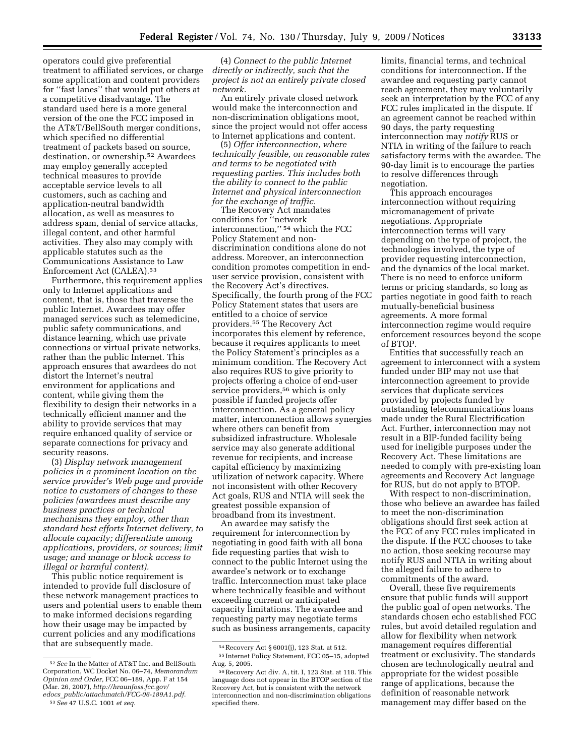operators could give preferential treatment to affiliated services, or charge some application and content providers for ''fast lanes'' that would put others at a competitive disadvantage. The standard used here is a more general version of the one the FCC imposed in the AT&T/BellSouth merger conditions, which specified no differential treatment of packets based on source, destination, or ownership.[52] Awardees may employ generally accepted technical measures to provide acceptable service levels to all customers, such as caching and application-neutral bandwidth allocation, as well as measures to address spam, denial of service attacks, illegal content, and other harmful activities. They also may comply with applicable statutes such as the Communications Assistance to Law Enforcement Act (CALEA).[53]

Furthermore, this requirement applies only to Internet applications and content, that is, those that traverse the public Internet. Awardees may offer managed services such as telemedicine, public safety communications, and distance learning, which use private connections or virtual private networks, rather than the public Internet. This approach ensures that awardees do not distort the Internet's neutral environment for applications and content, while giving them the flexibility to design their networks in a technically efficient manner and the ability to provide services that may require enhanced quality of service or separate connections for privacy and security reasons.

(3) *Display network management policies in a prominent location on the service provider's Web page and provide notice to customers of changes to these policies (awardees must describe any business practices or technical mechanisms they employ, other than standard best efforts Internet delivery, to allocate capacity; differentiate among applications, providers, or sources; limit usage; and manage or block access to illegal or harmful content).*

This public notice requirement is intended to provide full disclosure of these network management practices to users and potential users to enable them to make informed decisions regarding how their usage may be impacted by current policies and any modifications that are subsequently made.

(4) *Connect to the public Internet directly or indirectly, such that the project is not an entirely private closed network.*

An entirely private closed network would make the interconnection and non-discrimination obligations moot, since the project would not offer access to Internet applications and content.

(5) *Offer interconnection, where technically feasible, on reasonable rates and terms to be negotiated with requesting parties. This includes both the ability to connect to the public Internet and physical interconnection for the exchange of traffic.*

The Recovery Act mandates conditions for ''network interconnection,'' [54] which the FCC Policy Statement and non-discrimination conditions alone do not address. Moreover, an interconnection condition promotes competition in end-user service provision, consistent with the Recovery Act's directives. Specifically, the fourth prong of the FCC Policy Statement states that users are entitled to a choice of service providers.[55] The Recovery Act incorporates this element by reference, because it requires applicants to meet the Policy Statement's principles as a minimum condition. The Recovery Act also requires RUS to give priority to projects offering a choice of end-user service providers,[56] which is only possible if funded projects offer interconnection. As a general policy matter, interconnection allows synergies where others can benefit from subsidized infrastructure. Wholesale service may also generate additional revenue for recipients, and increase capital efficiency by maximizing utilization of network capacity. Where not inconsistent with other Recovery Act goals, RUS and NTIA will seek the greatest possible expansion of broadband from its investment.

An awardee may satisfy the requirement for interconnection by negotiating in good faith with all bona fide requesting parties that wish to connect to the public Internet using the awardee's network or to exchange traffic. Interconnection must take place where technically feasible and without exceeding current or anticipated capacity limitations. The awardee and requesting party may negotiate terms such as business arrangements, capacity limits, financial terms, and technical conditions for interconnection. If the awardee and requesting party cannot reach agreement, they may voluntarily seek an interpretation by the FCC of any FCC rules implicated in the dispute. If an agreement cannot be reached within 90 days, the party requesting interconnection may *notify* RUS or NTIA in writing of the failure to reach satisfactory terms with the awardee. The 90-day limit is to encourage the parties to resolve differences through negotiation.

This approach encourages interconnection without requiring micromanagement of private negotiations. Appropriate interconnection terms will vary depending on the type of project, the technologies involved, the type of provider requesting interconnection, and the dynamics of the local market. There is no need to enforce uniform terms or pricing standards, so long as parties negotiate in good faith to reach mutually-beneficial business agreements. A more formal interconnection regime would require enforcement resources beyond the scope of BTOP.

Entities that successfully reach an agreement to interconnect with a system funded under BIP may not use that interconnection agreement to provide services that duplicate services provided by projects funded by outstanding telecommunications loans made under the Rural Electrification Act. Further, interconnection may not result in a BIP-funded facility being used for ineligible purposes under the Recovery Act. These limitations are needed to comply with pre-existing loan agreements and Recovery Act language for RUS, but do not apply to BTOP.

With respect to non-discrimination, those who believe an awardee has failed to meet the non-discrimination obligations should first seek action at the FCC of any FCC rules implicated in the dispute. If the FCC chooses to take no action, those seeking recourse may notify RUS and NTIA in writing about the alleged failure to adhere to commitments of the award.

Overall, these five requirements ensure that public funds will support the public goal of open networks. The standards chosen echo established FCC rules, but avoid detailed regulation and allow for flexibility when network management requires differential treatment or exclusivity. The standards chosen are technologically neutral and appropriate for the widest possible range of applications, because the definition of reasonable network management may differ based on the

---

[52] *See* In the Matter of AT&T Inc. and BellSouth Corporation, WC Docket No. 06–74, *Memorandum Opinion and Order,* FCC 06–189, App. F at 154 (Mar. 26, 2007), *http://hraunfoss.fcc.gov/edocs_public/attachmatch/FCC-06-189A1.pdf.*

[53] *See* 47 U.S.C. 1001 *et seq.*

[54] Recovery Act § 6001(j), 123 Stat. at 512.

[55] Internet Policy Statement, FCC 05–15, adopted Aug. 5, 2005.

[56] Recovery Act div. A, tit. I, 123 Stat. at 118. This language does not appear in the BTOP section of the Recovery Act, but is consistent with the network interconnection and non-discrimination obligations specified there.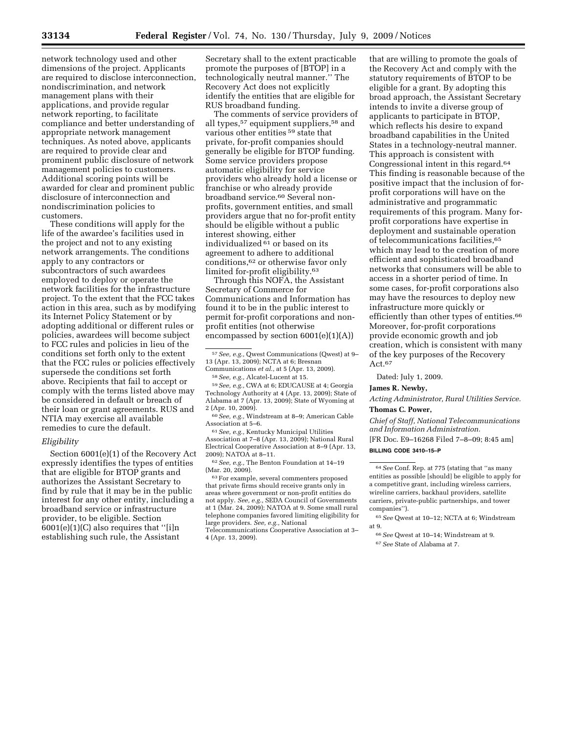network technology used and other dimensions of the project. Applicants are required to disclose interconnection, nondiscrimination, and network management plans with their applications, and provide regular network reporting, to facilitate compliance and better understanding of appropriate network management techniques. As noted above, applicants are required to provide clear and prominent public disclosure of network management policies to customers. Additional scoring points will be awarded for clear and prominent public disclosure of interconnection and nondiscrimination policies to customers.

These conditions will apply for the life of the awardee's facilities used in the project and not to any existing network arrangements. The conditions apply to any contractors or subcontractors of such awardees employed to deploy or operate the network facilities for the infrastructure project. To the extent that the FCC takes action in this area, such as by modifying its Internet Policy Statement or by adopting additional or different rules or policies, awardees will become subject to FCC rules and policies in lieu of the conditions set forth only to the extent that the FCC rules or policies effectively supersede the conditions set forth above. Recipients that fail to accept or comply with the terms listed above may be considered in default or breach of their loan or grant agreements. RUS and NTIA may exercise all available remedies to cure the default.

*Eligibility*

Section 6001(e)(1) of the Recovery Act expressly identifies the types of entities that are eligible for BTOP grants and authorizes the Assistant Secretary to find by rule that it may be in the public interest for any other entity, including a broadband service or infrastructure provider, to be eligible. Section 6001(e)(1)(C) also requires that ''[i]n establishing such rule, the Assistant Secretary shall to the extent practicable promote the purposes of [BTOP] in a technologically neutral manner.'' The Recovery Act does not explicitly identify the entities that are eligible for RUS broadband funding.

The comments of service providers of all types,[57] equipment suppliers,[58] and various other entities [59] state that private, for-profit companies should generally be eligible for BTOP funding. Some service providers propose automatic eligibility for service providers who already hold a license or franchise or who already provide broadband service.[60] Several non-profits, government entities, and small providers argue that no for-profit entity should be eligible without a public interest showing, either individualized [61] or based on its agreement to adhere to additional conditions,[62] or otherwise favor only limited for-profit eligibility.[63]

Through this NOFA, the Assistant Secretary of Commerce for Communications and Information has found it to be in the public interest to permit for-profit corporations and non-profit entities (not otherwise encompassed by section 6001(e)(1)(A)) that are willing to promote the goals of the Recovery Act and comply with the statutory requirements of BTOP to be eligible for a grant. By adopting this broad approach, the Assistant Secretary intends to invite a diverse group of applicants to participate in BTOP, which reflects his desire to expand broadband capabilities in the United States in a technology-neutral manner. This approach is consistent with Congressional intent in this regard.[64] This finding is reasonable because of the positive impact that the inclusion of for-profit corporations will have on the administrative and programmatic requirements of this program. Many for-profit corporations have expertise in deployment and sustainable operation of telecommunications facilities,[65] which may lead to the creation of more efficient and sophisticated broadband networks that consumers will be able to access in a shorter period of time. In some cases, for-profit corporations also may have the resources to deploy new infrastructure more quickly or efficiently than other types of entities.[66] Moreover, for-profit corporations provide economic growth and job creation, which is consistent with many of the key purposes of the Recovery Act.[67]

Dated: July 1, 2009.

**James R. Newby,**

*Acting Administrator, Rural Utilities Service.*

**Thomas C. Power,**

*Chief of Staff, National Telecommunications and Information Administration.*

[FR Doc. E9–16268 Filed 7–8–09; 8:45 am]

**BILLING CODE 3410–15–P**

---

[57] *See, e.g.,* Qwest Communications (Qwest) at 9–13 (Apr. 13, 2009); NCTA at 6; Bresnan Communications *et al.*, at 5 (Apr. 13, 2009).

[58] *See, e.g.,* Alcatel-Lucent at 15.

[59] *See, e.g.,* CWA at 6; EDUCAUSE at 4; Georgia Technology Authority at 4 (Apr. 13, 2009); State of Alabama at 7 (Apr. 13, 2009); State of Wyoming at 2 (Apr. 10, 2009).

[60] *See, e.g.,* Windstream at 8–9; American Cable Association at 5–6.

[61] *See, e.g.,* Kentucky Municipal Utilities Association at 7–8 (Apr. 13, 2009); National Rural Electrical Cooperative Association at 8–9 (Apr. 13, 2009); NATOA at 8–11.

[62] *See, e.g.,* The Benton Foundation at 14–19 (Mar. 20, 2009).

[63] For example, several commenters proposed that private firms should receive grants only in areas where government or non-profit entities do not apply. *See, e.g.,* SEDA Council of Governments at 1 (Mar. 24, 2009); NATOA at 9. Some small rural telephone companies favored limiting eligibility for large providers. *See, e.g.,* National Telecommunications Cooperative Association at 3–4 (Apr. 13, 2009).

[64] *See* Conf. Rep. at 775 (stating that ''as many entities as possible [should] be eligible to apply for a competitive grant, including wireless carriers, wireline carriers, backhaul providers, satellite carriers, private-public partnerships, and tower companies'').

[65] *See* Qwest at 10–12; NCTA at 6; Windstream at 9.

[66] *See* Qwest at 10–14; Windstream at 9.

[67] *See* State of Alabama at 7.